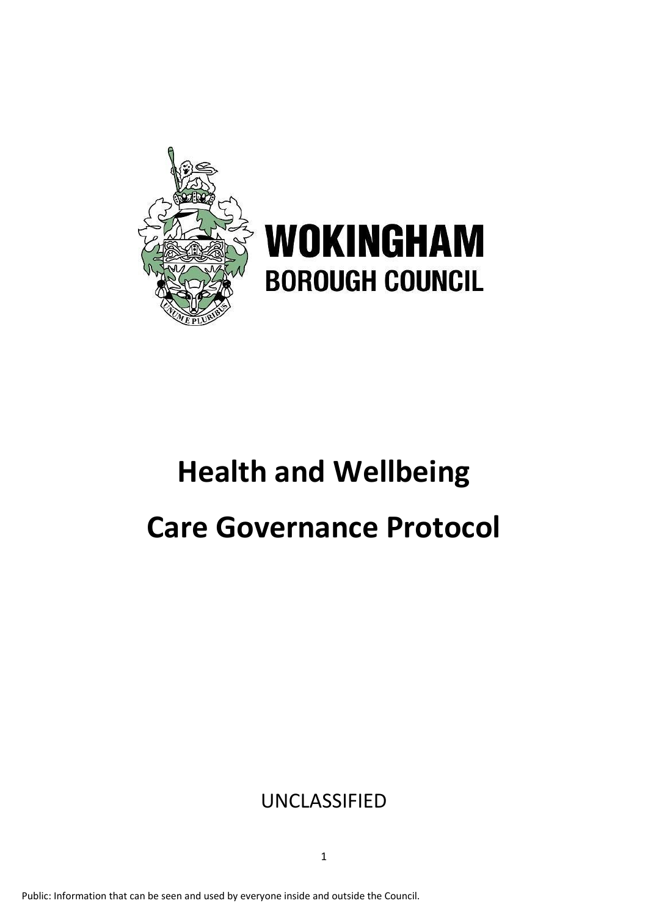WOKINGHAM
BOROUGH COUNCIL

# Health and Wellbeing
# Care Governance Protocol

UNCLASSIFIED

Public: Information that can be seen and used by everyone inside and outside the Council.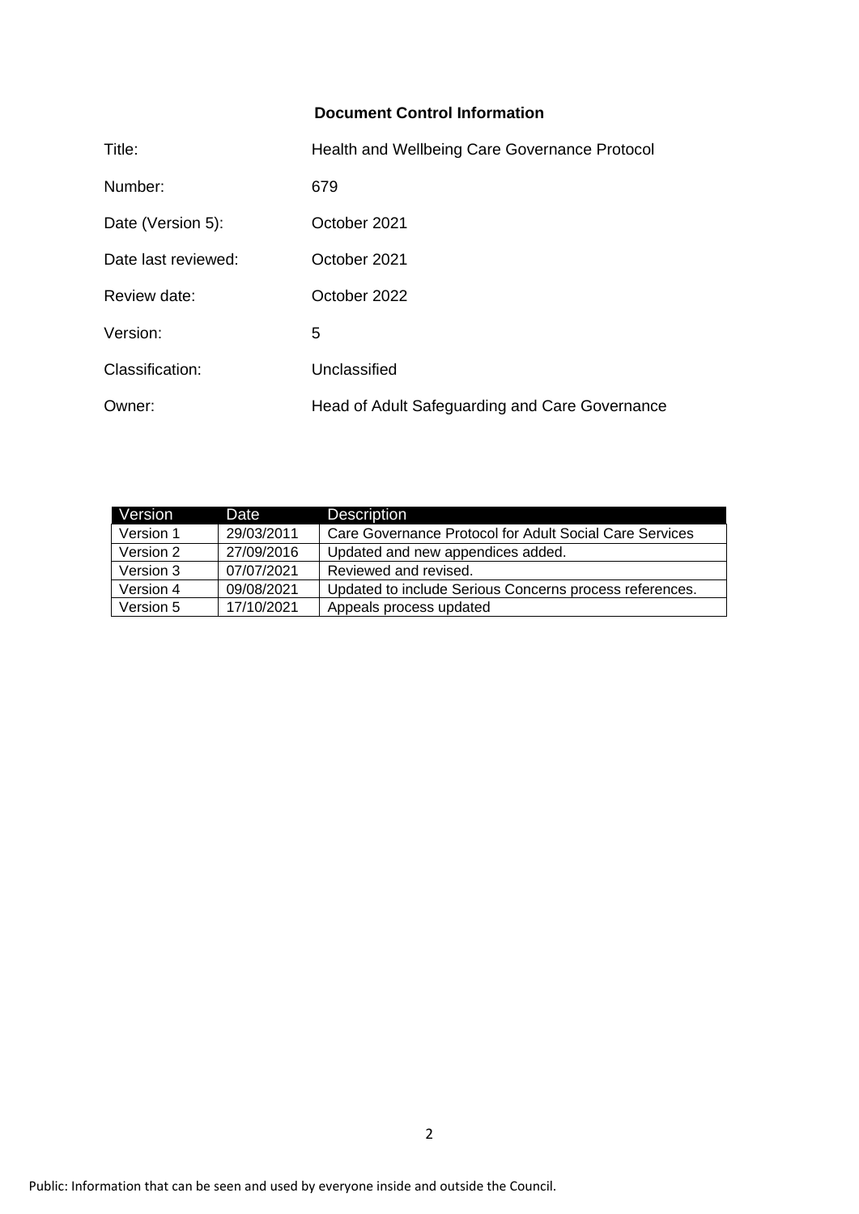## Document Control Information

| | |
|---|---|
| Title: | Health and Wellbeing Care Governance Protocol |
| Number: | 679 |
| Date (Version 5): | October 2021 |
| Date last reviewed: | October 2021 |
| Review date: | October 2022 |
| Version: | 5 |
| Classification: | Unclassified |
| Owner: | Head of Adult Safeguarding and Care Governance |

| Version | Date | Description |
|---|---|---|
| Version 1 | 29/03/2011 | Care Governance Protocol for Adult Social Care Services |
| Version 2 | 27/09/2016 | Updated and new appendices added. |
| Version 3 | 07/07/2021 | Reviewed and revised. |
| Version 4 | 09/08/2021 | Updated to include Serious Concerns process references. |
| Version 5 | 17/10/2021 | Appeals process updated |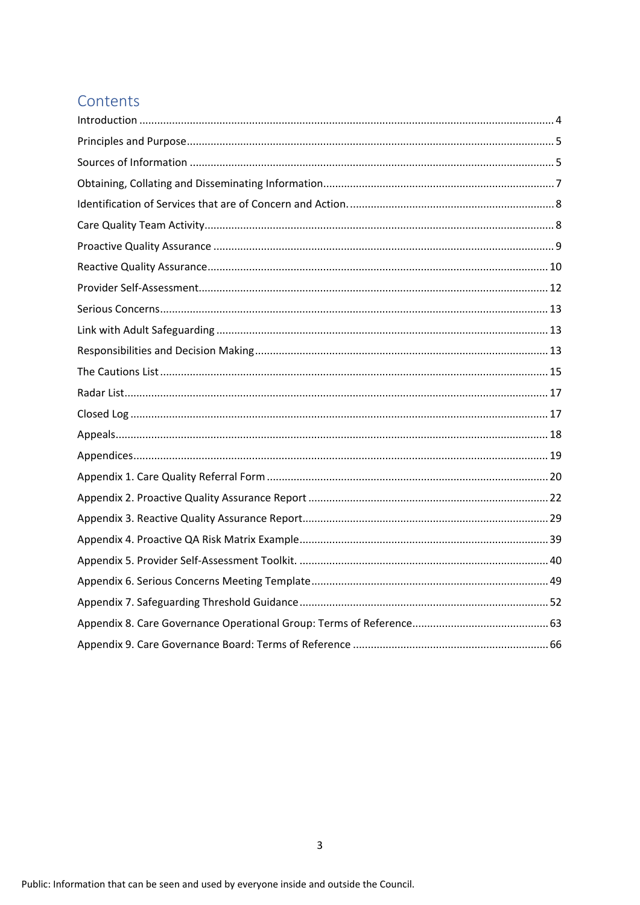# Contents

Introduction ........................................................................................................................................ 4
Principles and Purpose.......................................................................................................................... 5
Sources of Information .......................................................................................................................... 5
Obtaining, Collating and Disseminating Information............................................................................. 7
Identification of Services that are of Concern and Action. ..................................................................... 8
Care Quality Team Activity..................................................................................................................... 8
Proactive Quality Assurance ................................................................................................................. 9
Reactive Quality Assurance................................................................................................................. 10
Provider Self-Assessment.................................................................................................................... 12
Serious Concerns................................................................................................................................. 13
Link with Adult Safeguarding .............................................................................................................. 13
Responsibilities and Decision Making.................................................................................................. 13
The Cautions List ................................................................................................................................. 15
Radar List............................................................................................................................................. 17
Closed Log ........................................................................................................................................... 17
Appeals................................................................................................................................................ 18
Appendices.......................................................................................................................................... 19
Appendix 1. Care Quality Referral Form .............................................................................................. 20
Appendix 2. Proactive Quality Assurance Report ................................................................................ 22
Appendix 3. Reactive Quality Assurance Report.................................................................................. 29
Appendix 4. Proactive QA Risk Matrix Example................................................................................... 39
Appendix 5. Provider Self-Assessment Toolkit. ................................................................................... 40
Appendix 6. Serious Concerns Meeting Template ............................................................................... 49
Appendix 7. Safeguarding Threshold Guidance ................................................................................... 52
Appendix 8. Care Governance Operational Group: Terms of Reference.............................................. 63
Appendix 9. Care Governance Board: Terms of Reference ................................................................. 66

Public: Information that can be seen and used by everyone inside and outside the Council.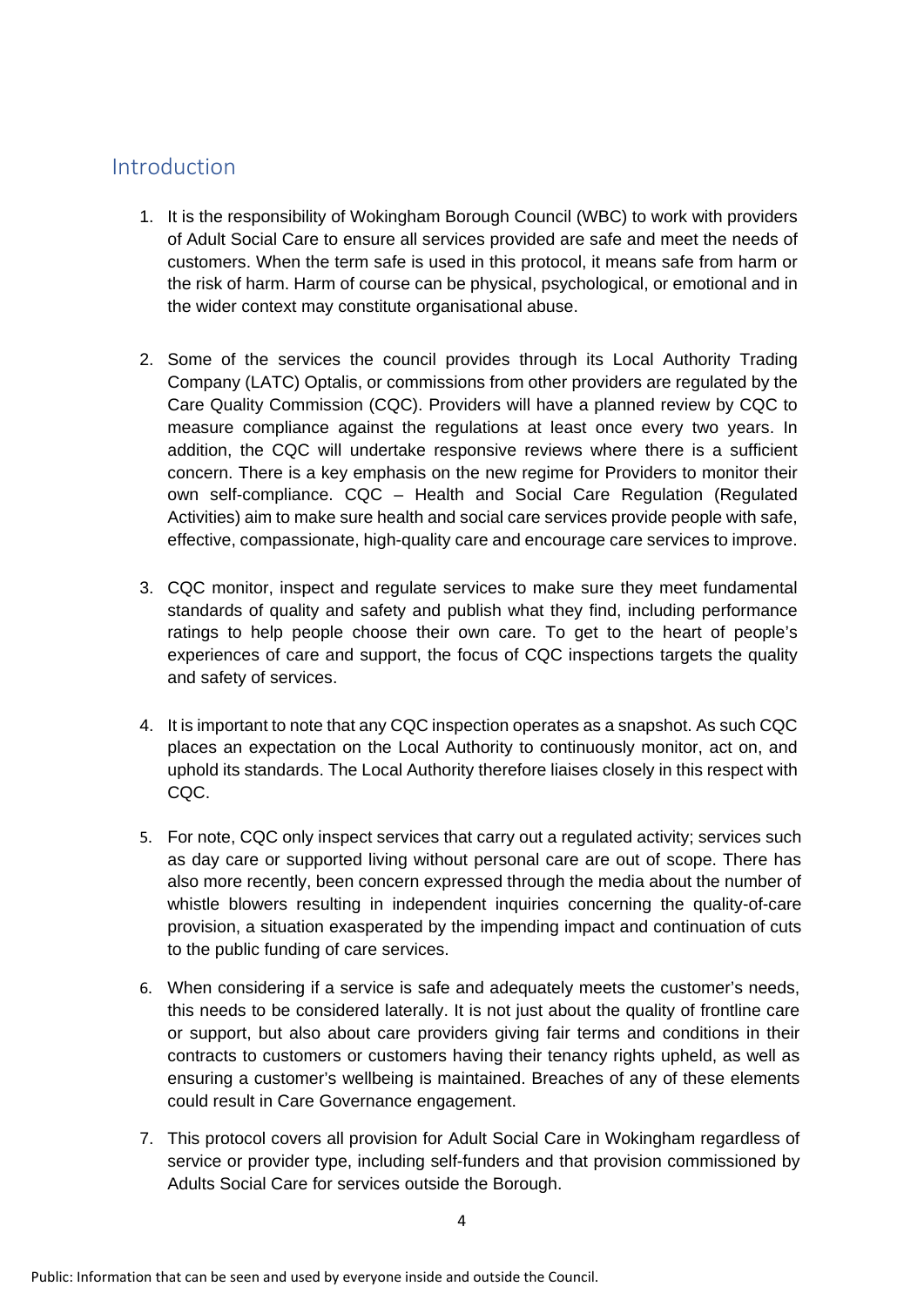## Introduction

1. It is the responsibility of Wokingham Borough Council (WBC) to work with providers of Adult Social Care to ensure all services provided are safe and meet the needs of customers. When the term safe is used in this protocol, it means safe from harm or the risk of harm. Harm of course can be physical, psychological, or emotional and in the wider context may constitute organisational abuse.

2. Some of the services the council provides through its Local Authority Trading Company (LATC) Optalis, or commissions from other providers are regulated by the Care Quality Commission (CQC). Providers will have a planned review by CQC to measure compliance against the regulations at least once every two years. In addition, the CQC will undertake responsive reviews where there is a sufficient concern. There is a key emphasis on the new regime for Providers to monitor their own self-compliance. CQC – Health and Social Care Regulation (Regulated Activities) aim to make sure health and social care services provide people with safe, effective, compassionate, high-quality care and encourage care services to improve.

3. CQC monitor, inspect and regulate services to make sure they meet fundamental standards of quality and safety and publish what they find, including performance ratings to help people choose their own care. To get to the heart of people's experiences of care and support, the focus of CQC inspections targets the quality and safety of services.

4. It is important to note that any CQC inspection operates as a snapshot. As such CQC places an expectation on the Local Authority to continuously monitor, act on, and uphold its standards. The Local Authority therefore liaises closely in this respect with CQC.

5. For note, CQC only inspect services that carry out a regulated activity; services such as day care or supported living without personal care are out of scope. There has also more recently, been concern expressed through the media about the number of whistle blowers resulting in independent inquiries concerning the quality-of-care provision, a situation exasperated by the impending impact and continuation of cuts to the public funding of care services.

6. When considering if a service is safe and adequately meets the customer's needs, this needs to be considered laterally. It is not just about the quality of frontline care or support, but also about care providers giving fair terms and conditions in their contracts to customers or customers having their tenancy rights upheld, as well as ensuring a customer's wellbeing is maintained. Breaches of any of these elements could result in Care Governance engagement.

7. This protocol covers all provision for Adult Social Care in Wokingham regardless of service or provider type, including self-funders and that provision commissioned by Adults Social Care for services outside the Borough.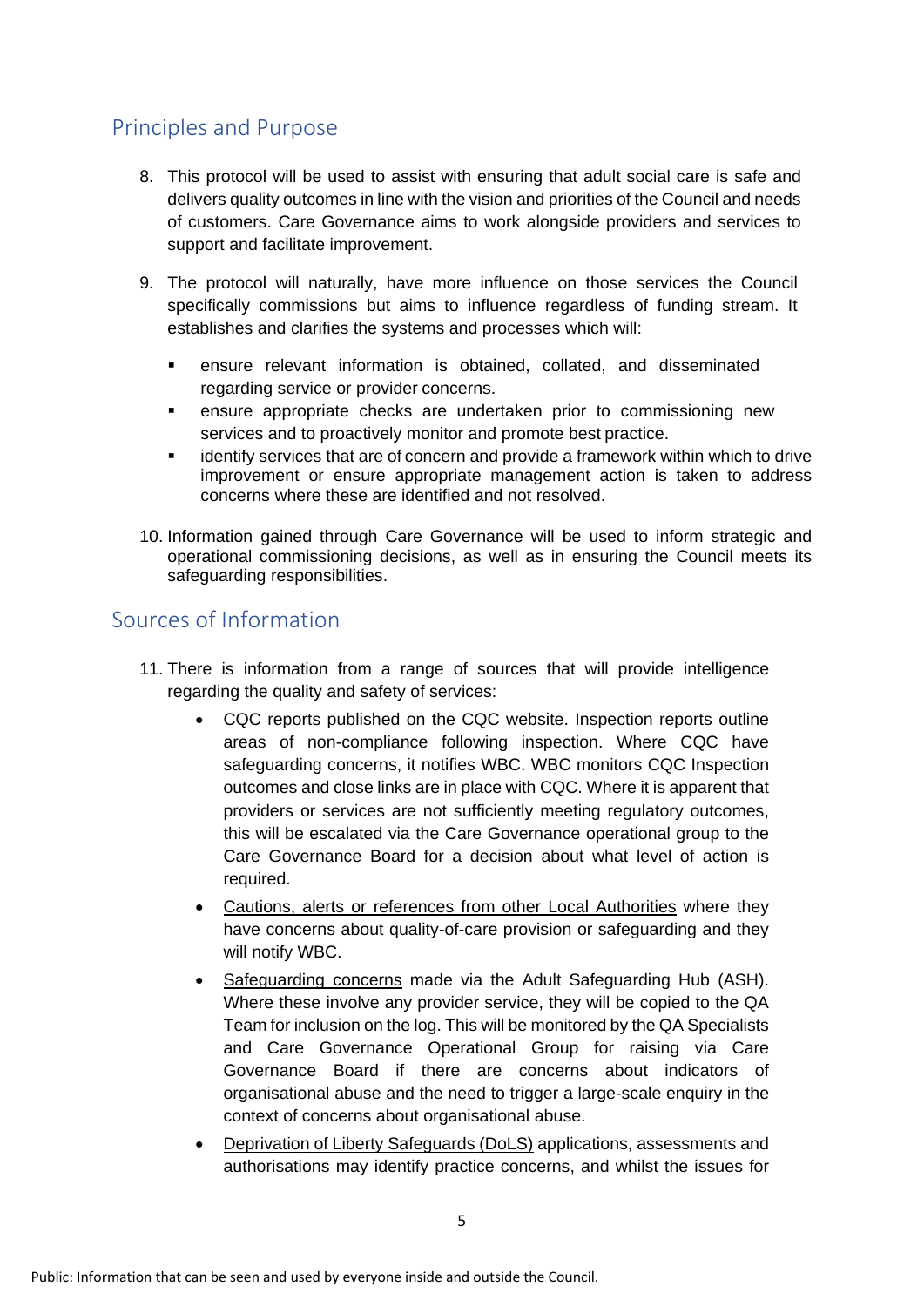## Principles and Purpose

8. This protocol will be used to assist with ensuring that adult social care is safe and delivers quality outcomes in line with the vision and priorities of the Council and needs of customers. Care Governance aims to work alongside providers and services to support and facilitate improvement.

9. The protocol will naturally, have more influence on those services the Council specifically commissions but aims to influence regardless of funding stream. It establishes and clarifies the systems and processes which will:

   - ensure relevant information is obtained, collated, and disseminated regarding service or provider concerns.
   - ensure appropriate checks are undertaken prior to commissioning new services and to proactively monitor and promote best practice.
   - identify services that are of concern and provide a framework within which to drive improvement or ensure appropriate management action is taken to address concerns where these are identified and not resolved.

10. Information gained through Care Governance will be used to inform strategic and operational commissioning decisions, as well as in ensuring the Council meets its safeguarding responsibilities.

## Sources of Information

11. There is information from a range of sources that will provide intelligence regarding the quality and safety of services:

    - CQC reports published on the CQC website. Inspection reports outline areas of non-compliance following inspection. Where CQC have safeguarding concerns, it notifies WBC. WBC monitors CQC Inspection outcomes and close links are in place with CQC. Where it is apparent that providers or services are not sufficiently meeting regulatory outcomes, this will be escalated via the Care Governance operational group to the Care Governance Board for a decision about what level of action is required.
    - Cautions, alerts or references from other Local Authorities where they have concerns about quality-of-care provision or safeguarding and they will notify WBC.
    - Safeguarding concerns made via the Adult Safeguarding Hub (ASH). Where these involve any provider service, they will be copied to the QA Team for inclusion on the log. This will be monitored by the QA Specialists and Care Governance Operational Group for raising via Care Governance Board if there are concerns about indicators of organisational abuse and the need to trigger a large-scale enquiry in the context of concerns about organisational abuse.
    - Deprivation of Liberty Safeguards (DoLS) applications, assessments and authorisations may identify practice concerns, and whilst the issues for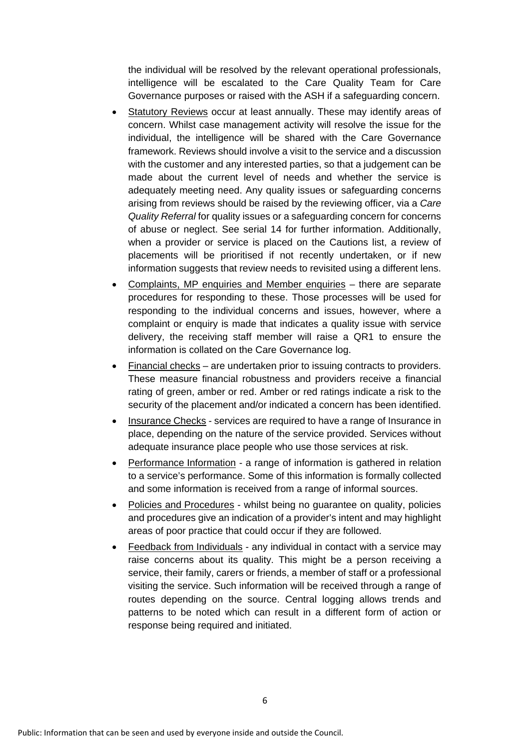the individual will be resolved by the relevant operational professionals, intelligence will be escalated to the Care Quality Team for Care Governance purposes or raised with the ASH if a safeguarding concern.

- Statutory Reviews occur at least annually. These may identify areas of concern. Whilst case management activity will resolve the issue for the individual, the intelligence will be shared with the Care Governance framework. Reviews should involve a visit to the service and a discussion with the customer and any interested parties, so that a judgement can be made about the current level of needs and whether the service is adequately meeting need. Any quality issues or safeguarding concerns arising from reviews should be raised by the reviewing officer, via a *Care Quality Referral* for quality issues or a safeguarding concern for concerns of abuse or neglect. See serial 14 for further information. Additionally, when a provider or service is placed on the Cautions list, a review of placements will be prioritised if not recently undertaken, or if new information suggests that review needs to revisited using a different lens.
- Complaints, MP enquiries and Member enquiries – there are separate procedures for responding to these. Those processes will be used for responding to the individual concerns and issues, however, where a complaint or enquiry is made that indicates a quality issue with service delivery, the receiving staff member will raise a QR1 to ensure the information is collated on the Care Governance log.
- Financial checks – are undertaken prior to issuing contracts to providers. These measure financial robustness and providers receive a financial rating of green, amber or red. Amber or red ratings indicate a risk to the security of the placement and/or indicated a concern has been identified.
- Insurance Checks - services are required to have a range of Insurance in place, depending on the nature of the service provided. Services without adequate insurance place people who use those services at risk.
- Performance Information - a range of information is gathered in relation to a service's performance. Some of this information is formally collected and some information is received from a range of informal sources.
- Policies and Procedures - whilst being no guarantee on quality, policies and procedures give an indication of a provider's intent and may highlight areas of poor practice that could occur if they are followed.
- Feedback from Individuals - any individual in contact with a service may raise concerns about its quality. This might be a person receiving a service, their family, carers or friends, a member of staff or a professional visiting the service. Such information will be received through a range of routes depending on the source. Central logging allows trends and patterns to be noted which can result in a different form of action or response being required and initiated.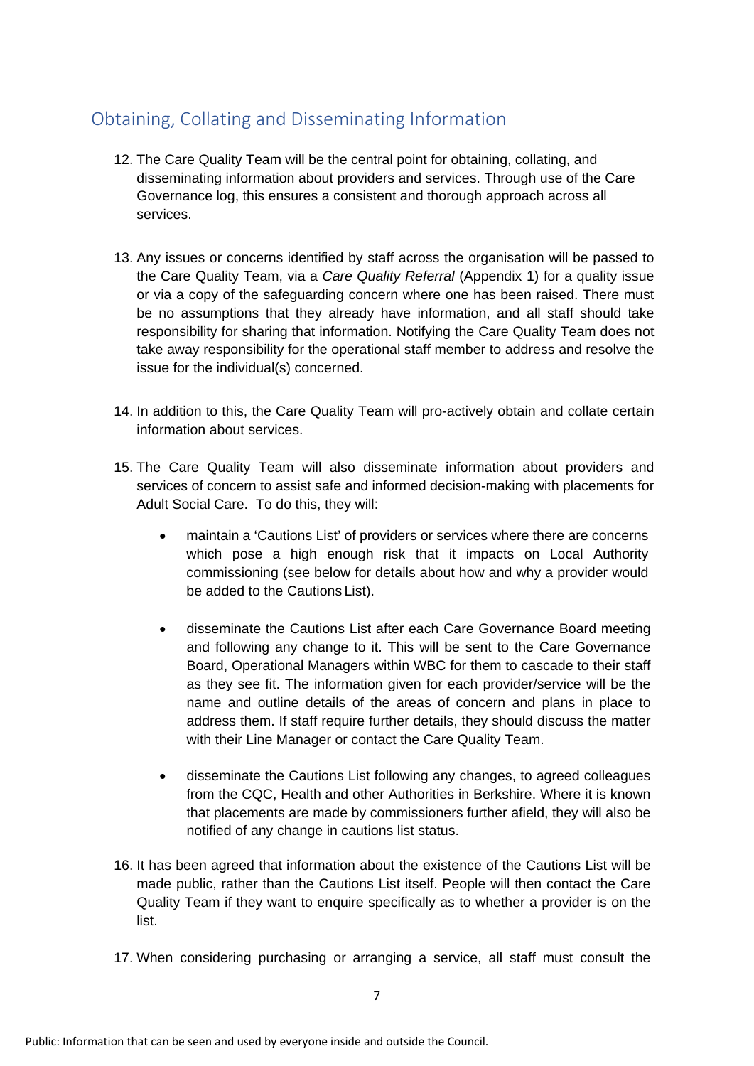## Obtaining, Collating and Disseminating Information

12. The Care Quality Team will be the central point for obtaining, collating, and disseminating information about providers and services. Through use of the Care Governance log, this ensures a consistent and thorough approach across all services.

13. Any issues or concerns identified by staff across the organisation will be passed to the Care Quality Team, via a *Care Quality Referral* (Appendix 1) for a quality issue or via a copy of the safeguarding concern where one has been raised. There must be no assumptions that they already have information, and all staff should take responsibility for sharing that information. Notifying the Care Quality Team does not take away responsibility for the operational staff member to address and resolve the issue for the individual(s) concerned.

14. In addition to this, the Care Quality Team will pro-actively obtain and collate certain information about services.

15. The Care Quality Team will also disseminate information about providers and services of concern to assist safe and informed decision-making with placements for Adult Social Care. To do this, they will:

    - maintain a 'Cautions List' of providers or services where there are concerns which pose a high enough risk that it impacts on Local Authority commissioning (see below for details about how and why a provider would be added to the Cautions List).

    - disseminate the Cautions List after each Care Governance Board meeting and following any change to it. This will be sent to the Care Governance Board, Operational Managers within WBC for them to cascade to their staff as they see fit. The information given for each provider/service will be the name and outline details of the areas of concern and plans in place to address them. If staff require further details, they should discuss the matter with their Line Manager or contact the Care Quality Team.

    - disseminate the Cautions List following any changes, to agreed colleagues from the CQC, Health and other Authorities in Berkshire. Where it is known that placements are made by commissioners further afield, they will also be notified of any change in cautions list status.

16. It has been agreed that information about the existence of the Cautions List will be made public, rather than the Cautions List itself. People will then contact the Care Quality Team if they want to enquire specifically as to whether a provider is on the list.

17. When considering purchasing or arranging a service, all staff must consult the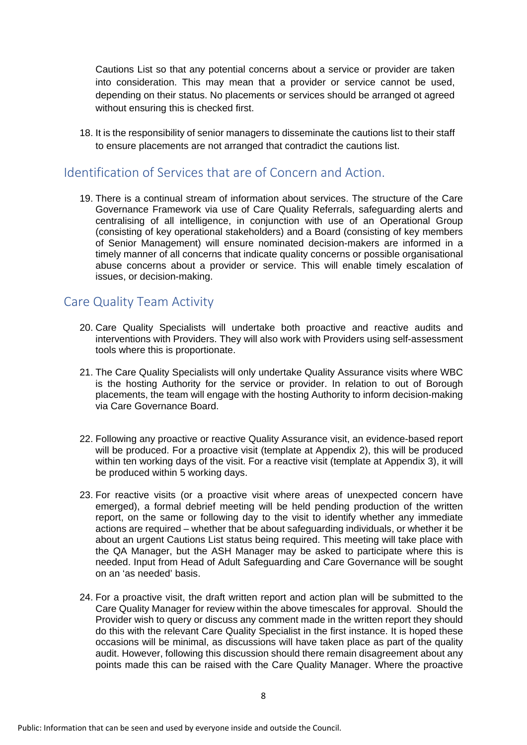Cautions List so that any potential concerns about a service or provider are taken into consideration. This may mean that a provider or service cannot be used, depending on their status. No placements or services should be arranged ot agreed without ensuring this is checked first.

18. It is the responsibility of senior managers to disseminate the cautions list to their staff to ensure placements are not arranged that contradict the cautions list.

## Identification of Services that are of Concern and Action.

19. There is a continual stream of information about services. The structure of the Care Governance Framework via use of Care Quality Referrals, safeguarding alerts and centralising of all intelligence, in conjunction with use of an Operational Group (consisting of key operational stakeholders) and a Board (consisting of key members of Senior Management) will ensure nominated decision-makers are informed in a timely manner of all concerns that indicate quality concerns or possible organisational abuse concerns about a provider or service. This will enable timely escalation of issues, or decision-making.

## Care Quality Team Activity

20. Care Quality Specialists will undertake both proactive and reactive audits and interventions with Providers. They will also work with Providers using self-assessment tools where this is proportionate.

21. The Care Quality Specialists will only undertake Quality Assurance visits where WBC is the hosting Authority for the service or provider. In relation to out of Borough placements, the team will engage with the hosting Authority to inform decision-making via Care Governance Board.

22. Following any proactive or reactive Quality Assurance visit, an evidence-based report will be produced. For a proactive visit (template at Appendix 2), this will be produced within ten working days of the visit. For a reactive visit (template at Appendix 3), it will be produced within 5 working days.

23. For reactive visits (or a proactive visit where areas of unexpected concern have emerged), a formal debrief meeting will be held pending production of the written report, on the same or following day to the visit to identify whether any immediate actions are required – whether that be about safeguarding individuals, or whether it be about an urgent Cautions List status being required. This meeting will take place with the QA Manager, but the ASH Manager may be asked to participate where this is needed. Input from Head of Adult Safeguarding and Care Governance will be sought on an 'as needed' basis.

24. For a proactive visit, the draft written report and action plan will be submitted to the Care Quality Manager for review within the above timescales for approval. Should the Provider wish to query or discuss any comment made in the written report they should do this with the relevant Care Quality Specialist in the first instance. It is hoped these occasions will be minimal, as discussions will have taken place as part of the quality audit. However, following this discussion should there remain disagreement about any points made this can be raised with the Care Quality Manager. Where the proactive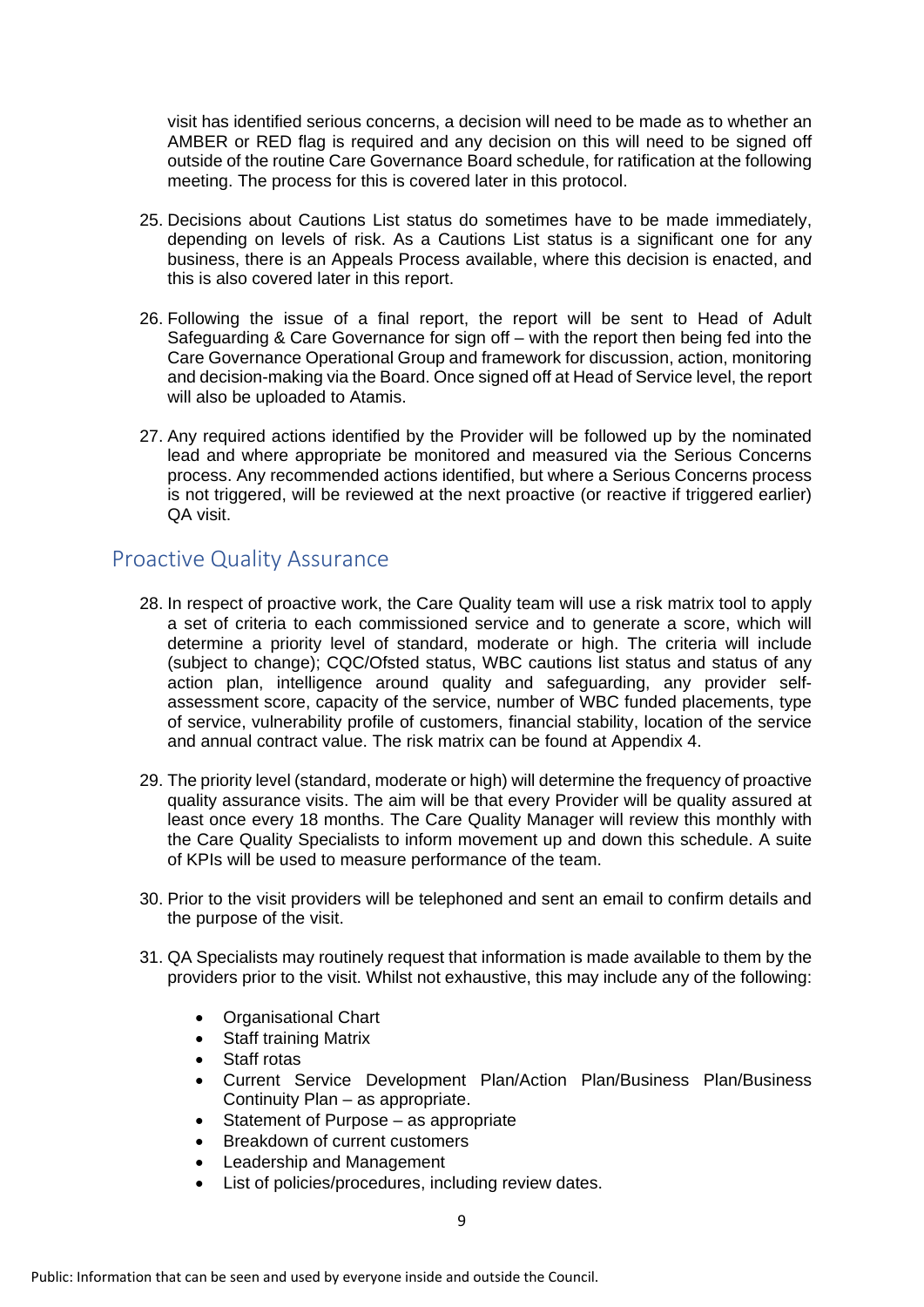visit has identified serious concerns, a decision will need to be made as to whether an AMBER or RED flag is required and any decision on this will need to be signed off outside of the routine Care Governance Board schedule, for ratification at the following meeting. The process for this is covered later in this protocol.

25. Decisions about Cautions List status do sometimes have to be made immediately, depending on levels of risk. As a Cautions List status is a significant one for any business, there is an Appeals Process available, where this decision is enacted, and this is also covered later in this report.

26. Following the issue of a final report, the report will be sent to Head of Adult Safeguarding & Care Governance for sign off – with the report then being fed into the Care Governance Operational Group and framework for discussion, action, monitoring and decision-making via the Board. Once signed off at Head of Service level, the report will also be uploaded to Atamis.

27. Any required actions identified by the Provider will be followed up by the nominated lead and where appropriate be monitored and measured via the Serious Concerns process. Any recommended actions identified, but where a Serious Concerns process is not triggered, will be reviewed at the next proactive (or reactive if triggered earlier) QA visit.

## Proactive Quality Assurance

28. In respect of proactive work, the Care Quality team will use a risk matrix tool to apply a set of criteria to each commissioned service and to generate a score, which will determine a priority level of standard, moderate or high. The criteria will include (subject to change); CQC/Ofsted status, WBC cautions list status and status of any action plan, intelligence around quality and safeguarding, any provider self-assessment score, capacity of the service, number of WBC funded placements, type of service, vulnerability profile of customers, financial stability, location of the service and annual contract value. The risk matrix can be found at Appendix 4.

29. The priority level (standard, moderate or high) will determine the frequency of proactive quality assurance visits. The aim will be that every Provider will be quality assured at least once every 18 months. The Care Quality Manager will review this monthly with the Care Quality Specialists to inform movement up and down this schedule. A suite of KPIs will be used to measure performance of the team.

30. Prior to the visit providers will be telephoned and sent an email to confirm details and the purpose of the visit.

31. QA Specialists may routinely request that information is made available to them by the providers prior to the visit. Whilst not exhaustive, this may include any of the following:

   - Organisational Chart
   - Staff training Matrix
   - Staff rotas
   - Current Service Development Plan/Action Plan/Business Plan/Business Continuity Plan – as appropriate.
   - Statement of Purpose – as appropriate
   - Breakdown of current customers
   - Leadership and Management
   - List of policies/procedures, including review dates.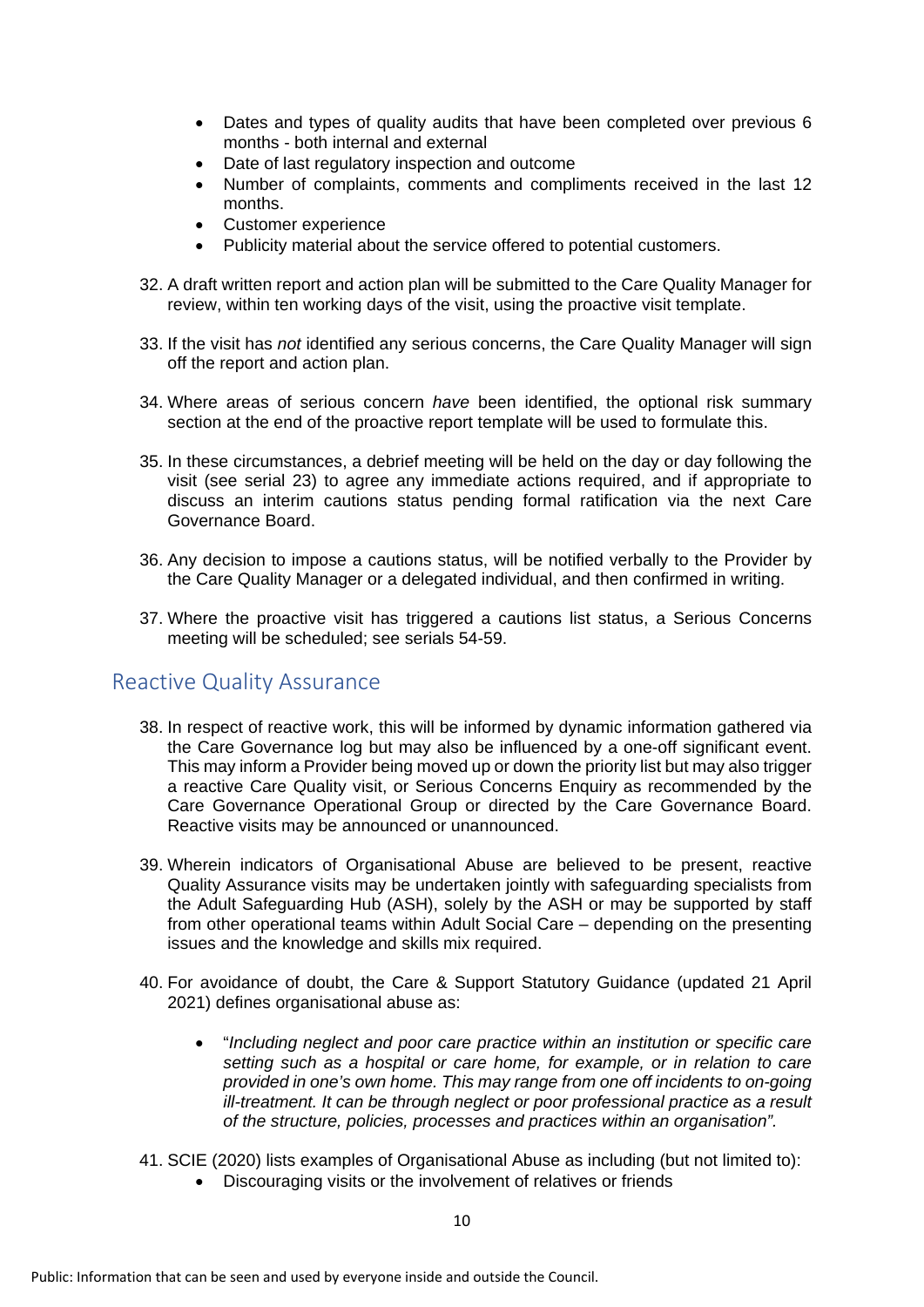- Dates and types of quality audits that have been completed over previous 6 months - both internal and external
- Date of last regulatory inspection and outcome
- Number of complaints, comments and compliments received in the last 12 months.
- Customer experience
- Publicity material about the service offered to potential customers.

32. A draft written report and action plan will be submitted to the Care Quality Manager for review, within ten working days of the visit, using the proactive visit template.

33. If the visit has *not* identified any serious concerns, the Care Quality Manager will sign off the report and action plan.

34. Where areas of serious concern *have* been identified, the optional risk summary section at the end of the proactive report template will be used to formulate this.

35. In these circumstances, a debrief meeting will be held on the day or day following the visit (see serial 23) to agree any immediate actions required, and if appropriate to discuss an interim cautions status pending formal ratification via the next Care Governance Board.

36. Any decision to impose a cautions status, will be notified verbally to the Provider by the Care Quality Manager or a delegated individual, and then confirmed in writing.

37. Where the proactive visit has triggered a cautions list status, a Serious Concerns meeting will be scheduled; see serials 54-59.

## Reactive Quality Assurance

38. In respect of reactive work, this will be informed by dynamic information gathered via the Care Governance log but may also be influenced by a one-off significant event. This may inform a Provider being moved up or down the priority list but may also trigger a reactive Care Quality visit, or Serious Concerns Enquiry as recommended by the Care Governance Operational Group or directed by the Care Governance Board. Reactive visits may be announced or unannounced.

39. Wherein indicators of Organisational Abuse are believed to be present, reactive Quality Assurance visits may be undertaken jointly with safeguarding specialists from the Adult Safeguarding Hub (ASH), solely by the ASH or may be supported by staff from other operational teams within Adult Social Care – depending on the presenting issues and the knowledge and skills mix required.

40. For avoidance of doubt, the Care & Support Statutory Guidance (updated 21 April 2021) defines organisational abuse as:

    - "*Including neglect and poor care practice within an institution or specific care setting such as a hospital or care home, for example, or in relation to care provided in one's own home. This may range from one off incidents to on-going ill-treatment. It can be through neglect or poor professional practice as a result of the structure, policies, processes and practices within an organisation"*.

41. SCIE (2020) lists examples of Organisational Abuse as including (but not limited to):
    - Discouraging visits or the involvement of relatives or friends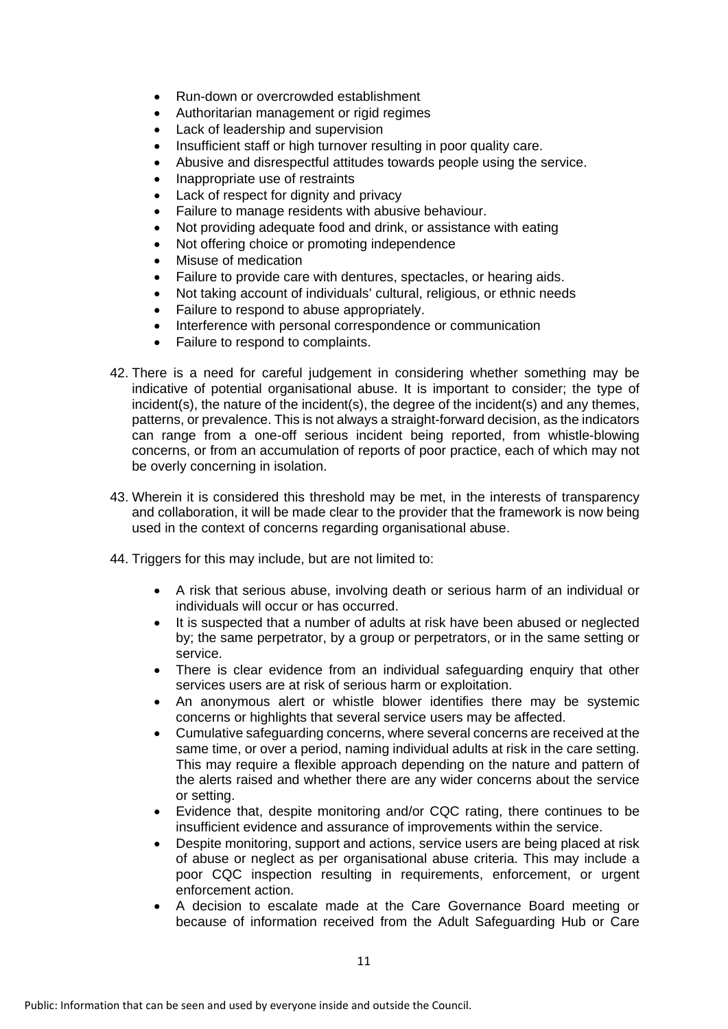- Run-down or overcrowded establishment
- Authoritarian management or rigid regimes
- Lack of leadership and supervision
- Insufficient staff or high turnover resulting in poor quality care.
- Abusive and disrespectful attitudes towards people using the service.
- Inappropriate use of restraints
- Lack of respect for dignity and privacy
- Failure to manage residents with abusive behaviour.
- Not providing adequate food and drink, or assistance with eating
- Not offering choice or promoting independence
- Misuse of medication
- Failure to provide care with dentures, spectacles, or hearing aids.
- Not taking account of individuals' cultural, religious, or ethnic needs
- Failure to respond to abuse appropriately.
- Interference with personal correspondence or communication
- Failure to respond to complaints.

42. There is a need for careful judgement in considering whether something may be indicative of potential organisational abuse. It is important to consider; the type of incident(s), the nature of the incident(s), the degree of the incident(s) and any themes, patterns, or prevalence. This is not always a straight-forward decision, as the indicators can range from a one-off serious incident being reported, from whistle-blowing concerns, or from an accumulation of reports of poor practice, each of which may not be overly concerning in isolation.

43. Wherein it is considered this threshold may be met, in the interests of transparency and collaboration, it will be made clear to the provider that the framework is now being used in the context of concerns regarding organisational abuse.

44. Triggers for this may include, but are not limited to:

    - A risk that serious abuse, involving death or serious harm of an individual or individuals will occur or has occurred.
    - It is suspected that a number of adults at risk have been abused or neglected by; the same perpetrator, by a group or perpetrators, or in the same setting or service.
    - There is clear evidence from an individual safeguarding enquiry that other services users are at risk of serious harm or exploitation.
    - An anonymous alert or whistle blower identifies there may be systemic concerns or highlights that several service users may be affected.
    - Cumulative safeguarding concerns, where several concerns are received at the same time, or over a period, naming individual adults at risk in the care setting. This may require a flexible approach depending on the nature and pattern of the alerts raised and whether there are any wider concerns about the service or setting.
    - Evidence that, despite monitoring and/or CQC rating, there continues to be insufficient evidence and assurance of improvements within the service.
    - Despite monitoring, support and actions, service users are being placed at risk of abuse or neglect as per organisational abuse criteria. This may include a poor CQC inspection resulting in requirements, enforcement, or urgent enforcement action.
    - A decision to escalate made at the Care Governance Board meeting or because of information received from the Adult Safeguarding Hub or Care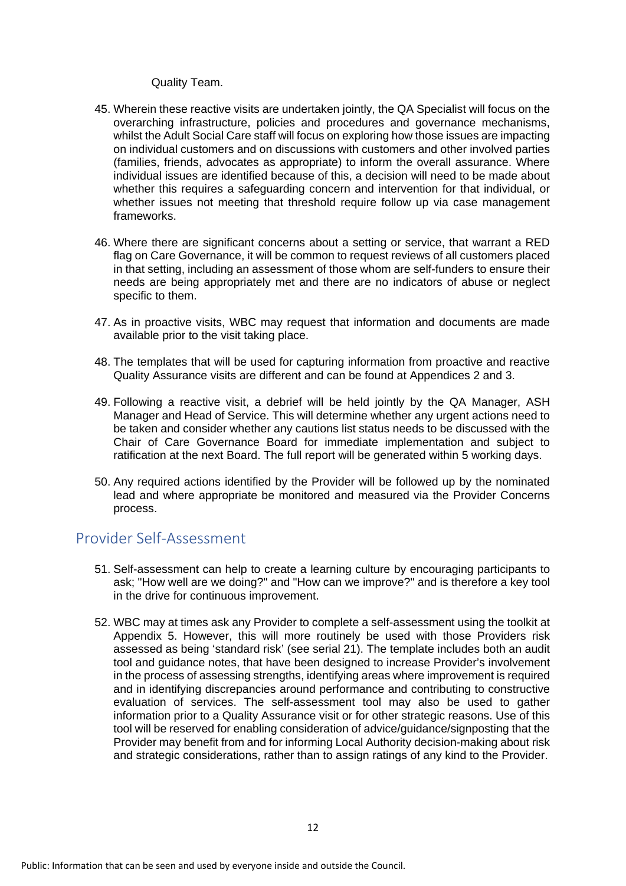Quality Team.

45. Wherein these reactive visits are undertaken jointly, the QA Specialist will focus on the overarching infrastructure, policies and procedures and governance mechanisms, whilst the Adult Social Care staff will focus on exploring how those issues are impacting on individual customers and on discussions with customers and other involved parties (families, friends, advocates as appropriate) to inform the overall assurance. Where individual issues are identified because of this, a decision will need to be made about whether this requires a safeguarding concern and intervention for that individual, or whether issues not meeting that threshold require follow up via case management frameworks.

46. Where there are significant concerns about a setting or service, that warrant a RED flag on Care Governance, it will be common to request reviews of all customers placed in that setting, including an assessment of those whom are self-funders to ensure their needs are being appropriately met and there are no indicators of abuse or neglect specific to them.

47. As in proactive visits, WBC may request that information and documents are made available prior to the visit taking place.

48. The templates that will be used for capturing information from proactive and reactive Quality Assurance visits are different and can be found at Appendices 2 and 3.

49. Following a reactive visit, a debrief will be held jointly by the QA Manager, ASH Manager and Head of Service. This will determine whether any urgent actions need to be taken and consider whether any cautions list status needs to be discussed with the Chair of Care Governance Board for immediate implementation and subject to ratification at the next Board. The full report will be generated within 5 working days.

50. Any required actions identified by the Provider will be followed up by the nominated lead and where appropriate be monitored and measured via the Provider Concerns process.

## Provider Self-Assessment

51. Self-assessment can help to create a learning culture by encouraging participants to ask; "How well are we doing?" and "How can we improve?" and is therefore a key tool in the drive for continuous improvement.

52. WBC may at times ask any Provider to complete a self-assessment using the toolkit at Appendix 5. However, this will more routinely be used with those Providers risk assessed as being 'standard risk' (see serial 21). The template includes both an audit tool and guidance notes, that have been designed to increase Provider's involvement in the process of assessing strengths, identifying areas where improvement is required and in identifying discrepancies around performance and contributing to constructive evaluation of services. The self-assessment tool may also be used to gather information prior to a Quality Assurance visit or for other strategic reasons. Use of this tool will be reserved for enabling consideration of advice/guidance/signposting that the Provider may benefit from and for informing Local Authority decision-making about risk and strategic considerations, rather than to assign ratings of any kind to the Provider.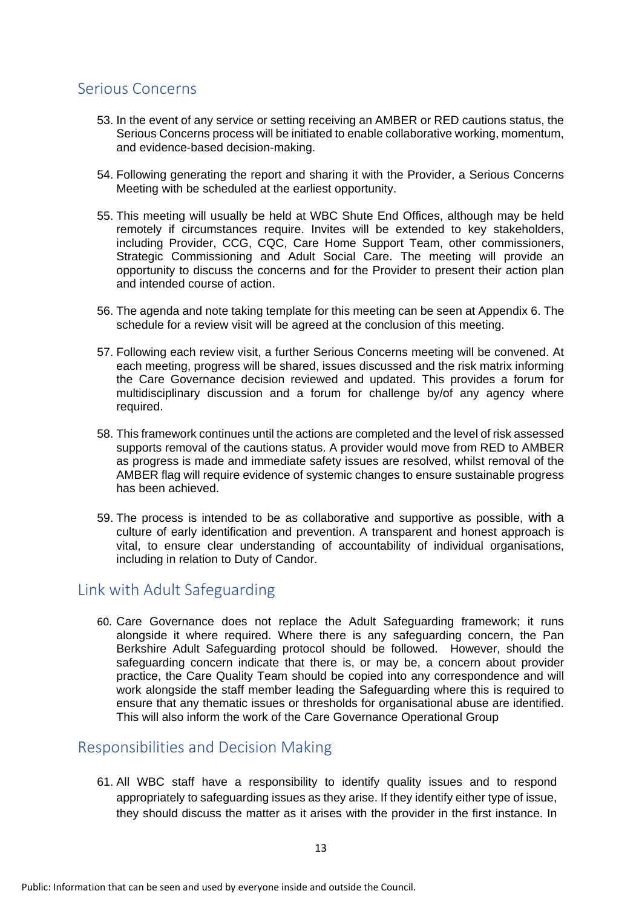## Serious Concerns

53. In the event of any service or setting receiving an AMBER or RED cautions status, the Serious Concerns process will be initiated to enable collaborative working, momentum, and evidence-based decision-making.

54. Following generating the report and sharing it with the Provider, a Serious Concerns Meeting with be scheduled at the earliest opportunity.

55. This meeting will usually be held at WBC Shute End Offices, although may be held remotely if circumstances require. Invites will be extended to key stakeholders, including Provider, CCG, CQC, Care Home Support Team, other commissioners, Strategic Commissioning and Adult Social Care. The meeting will provide an opportunity to discuss the concerns and for the Provider to present their action plan and intended course of action.

56. The agenda and note taking template for this meeting can be seen at Appendix 6. The schedule for a review visit will be agreed at the conclusion of this meeting.

57. Following each review visit, a further Serious Concerns meeting will be convened. At each meeting, progress will be shared, issues discussed and the risk matrix informing the Care Governance decision reviewed and updated. This provides a forum for multidisciplinary discussion and a forum for challenge by/of any agency where required.

58. This framework continues until the actions are completed and the level of risk assessed supports removal of the cautions status. A provider would move from RED to AMBER as progress is made and immediate safety issues are resolved, whilst removal of the AMBER flag will require evidence of systemic changes to ensure sustainable progress has been achieved.

59. The process is intended to be as collaborative and supportive as possible, with a culture of early identification and prevention. A transparent and honest approach is vital, to ensure clear understanding of accountability of individual organisations, including in relation to Duty of Candor.

## Link with Adult Safeguarding

60. Care Governance does not replace the Adult Safeguarding framework; it runs alongside it where required. Where there is any safeguarding concern, the Pan Berkshire Adult Safeguarding protocol should be followed. However, should the safeguarding concern indicate that there is, or may be, a concern about provider practice, the Care Quality Team should be copied into any correspondence and will work alongside the staff member leading the Safeguarding where this is required to ensure that any thematic issues or thresholds for organisational abuse are identified. This will also inform the work of the Care Governance Operational Group

## Responsibilities and Decision Making

61. All WBC staff have a responsibility to identify quality issues and to respond appropriately to safeguarding issues as they arise. If they identify either type of issue, they should discuss the matter as it arises with the provider in the first instance. In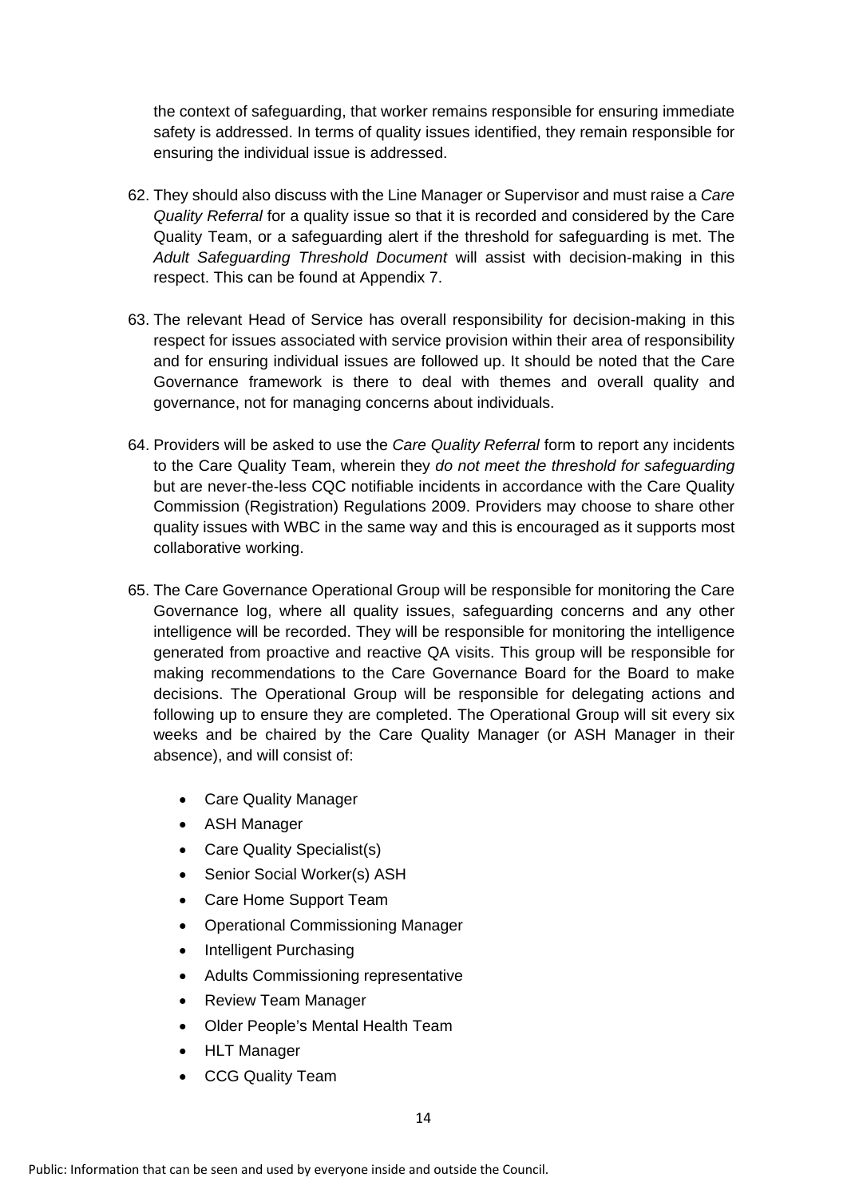the context of safeguarding, that worker remains responsible for ensuring immediate safety is addressed. In terms of quality issues identified, they remain responsible for ensuring the individual issue is addressed.

62. They should also discuss with the Line Manager or Supervisor and must raise a *Care Quality Referral* for a quality issue so that it is recorded and considered by the Care Quality Team, or a safeguarding alert if the threshold for safeguarding is met. The *Adult Safeguarding Threshold Document* will assist with decision-making in this respect. This can be found at Appendix 7.

63. The relevant Head of Service has overall responsibility for decision-making in this respect for issues associated with service provision within their area of responsibility and for ensuring individual issues are followed up. It should be noted that the Care Governance framework is there to deal with themes and overall quality and governance, not for managing concerns about individuals.

64. Providers will be asked to use the *Care Quality Referral* form to report any incidents to the Care Quality Team, wherein they *do not meet the threshold for safeguarding* but are never-the-less CQC notifiable incidents in accordance with the Care Quality Commission (Registration) Regulations 2009. Providers may choose to share other quality issues with WBC in the same way and this is encouraged as it supports most collaborative working.

65. The Care Governance Operational Group will be responsible for monitoring the Care Governance log, where all quality issues, safeguarding concerns and any other intelligence will be recorded. They will be responsible for monitoring the intelligence generated from proactive and reactive QA visits. This group will be responsible for making recommendations to the Care Governance Board for the Board to make decisions. The Operational Group will be responsible for delegating actions and following up to ensure they are completed. The Operational Group will sit every six weeks and be chaired by the Care Quality Manager (or ASH Manager in their absence), and will consist of:

    - Care Quality Manager
    - ASH Manager
    - Care Quality Specialist(s)
    - Senior Social Worker(s) ASH
    - Care Home Support Team
    - Operational Commissioning Manager
    - Intelligent Purchasing
    - Adults Commissioning representative
    - Review Team Manager
    - Older People's Mental Health Team
    - HLT Manager
    - CCG Quality Team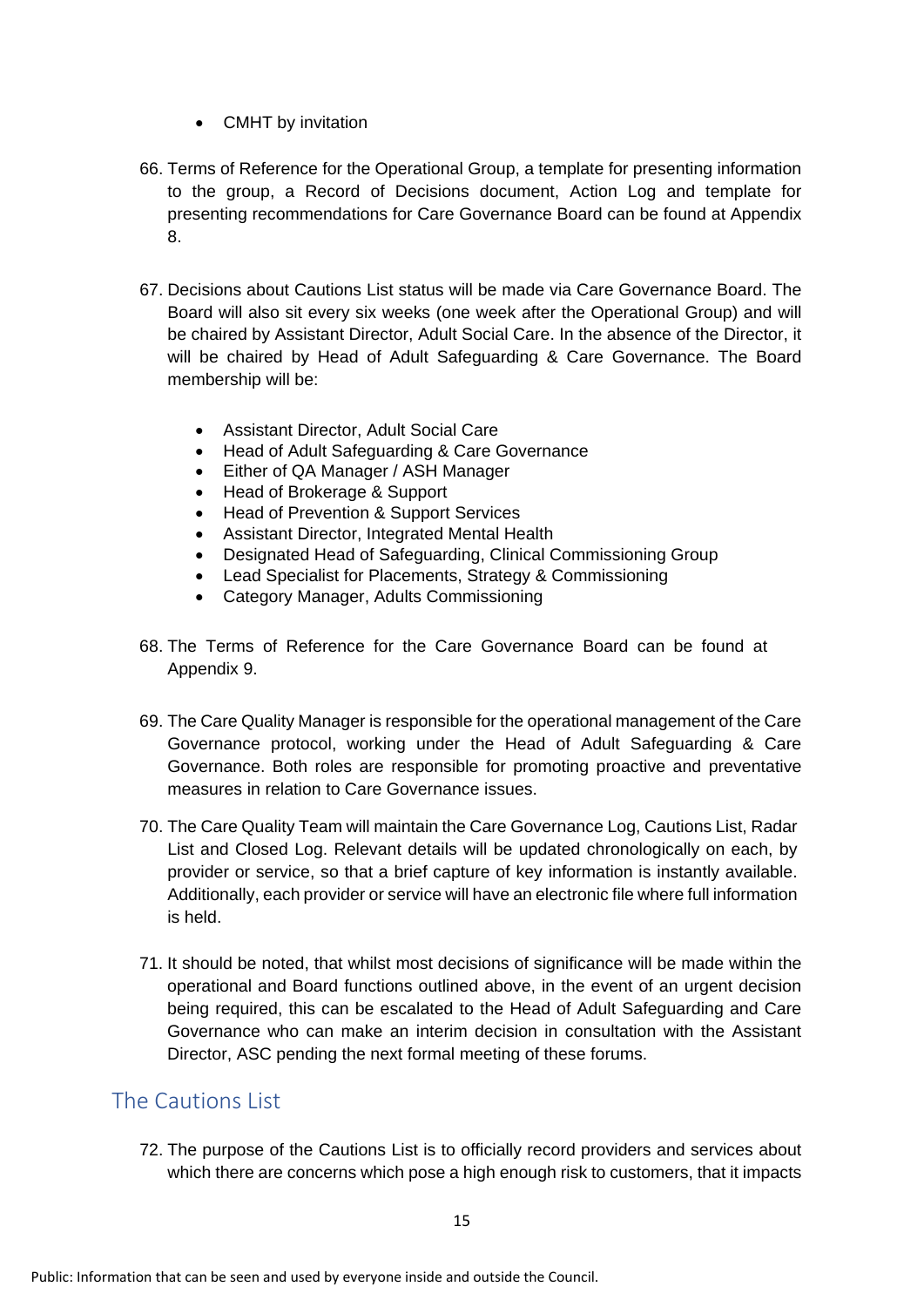- CMHT by invitation

66. Terms of Reference for the Operational Group, a template for presenting information to the group, a Record of Decisions document, Action Log and template for presenting recommendations for Care Governance Board can be found at Appendix 8.

67. Decisions about Cautions List status will be made via Care Governance Board. The Board will also sit every six weeks (one week after the Operational Group) and will be chaired by Assistant Director, Adult Social Care. In the absence of the Director, it will be chaired by Head of Adult Safeguarding & Care Governance. The Board membership will be:

    - Assistant Director, Adult Social Care
    - Head of Adult Safeguarding & Care Governance
    - Either of QA Manager / ASH Manager
    - Head of Brokerage & Support
    - Head of Prevention & Support Services
    - Assistant Director, Integrated Mental Health
    - Designated Head of Safeguarding, Clinical Commissioning Group
    - Lead Specialist for Placements, Strategy & Commissioning
    - Category Manager, Adults Commissioning

68. The Terms of Reference for the Care Governance Board can be found at Appendix 9.

69. The Care Quality Manager is responsible for the operational management of the Care Governance protocol, working under the Head of Adult Safeguarding & Care Governance. Both roles are responsible for promoting proactive and preventative measures in relation to Care Governance issues.

70. The Care Quality Team will maintain the Care Governance Log, Cautions List, Radar List and Closed Log. Relevant details will be updated chronologically on each, by provider or service, so that a brief capture of key information is instantly available. Additionally, each provider or service will have an electronic file where full information is held.

71. It should be noted, that whilst most decisions of significance will be made within the operational and Board functions outlined above, in the event of an urgent decision being required, this can be escalated to the Head of Adult Safeguarding and Care Governance who can make an interim decision in consultation with the Assistant Director, ASC pending the next formal meeting of these forums.

## The Cautions List

72. The purpose of the Cautions List is to officially record providers and services about which there are concerns which pose a high enough risk to customers, that it impacts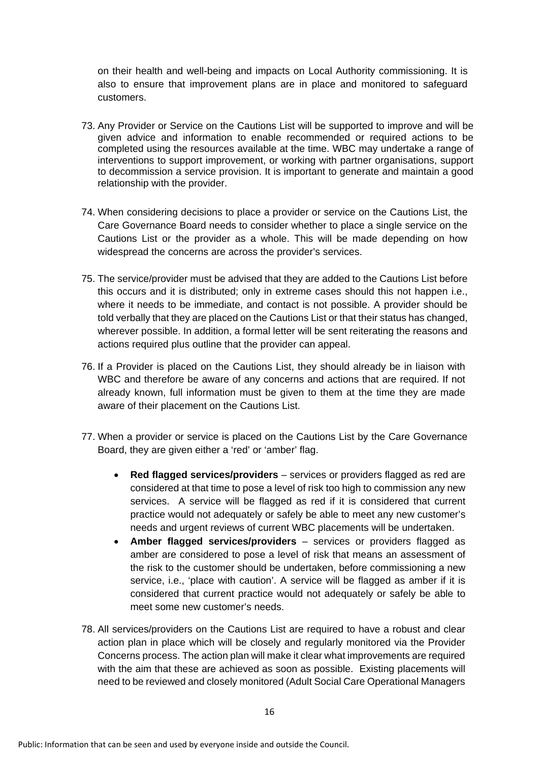on their health and well-being and impacts on Local Authority commissioning. It is also to ensure that improvement plans are in place and monitored to safeguard customers.

73. Any Provider or Service on the Cautions List will be supported to improve and will be given advice and information to enable recommended or required actions to be completed using the resources available at the time. WBC may undertake a range of interventions to support improvement, or working with partner organisations, support to decommission a service provision. It is important to generate and maintain a good relationship with the provider.

74. When considering decisions to place a provider or service on the Cautions List, the Care Governance Board needs to consider whether to place a single service on the Cautions List or the provider as a whole. This will be made depending on how widespread the concerns are across the provider's services.

75. The service/provider must be advised that they are added to the Cautions List before this occurs and it is distributed; only in extreme cases should this not happen i.e., where it needs to be immediate, and contact is not possible. A provider should be told verbally that they are placed on the Cautions List or that their status has changed, wherever possible. In addition, a formal letter will be sent reiterating the reasons and actions required plus outline that the provider can appeal.

76. If a Provider is placed on the Cautions List, they should already be in liaison with WBC and therefore be aware of any concerns and actions that are required. If not already known, full information must be given to them at the time they are made aware of their placement on the Cautions List.

77. When a provider or service is placed on the Cautions List by the Care Governance Board, they are given either a 'red' or 'amber' flag.

    - **Red flagged services/providers** – services or providers flagged as red are considered at that time to pose a level of risk too high to commission any new services. A service will be flagged as red if it is considered that current practice would not adequately or safely be able to meet any new customer's needs and urgent reviews of current WBC placements will be undertaken.
    - **Amber flagged services/providers** – services or providers flagged as amber are considered to pose a level of risk that means an assessment of the risk to the customer should be undertaken, before commissioning a new service, i.e., 'place with caution'. A service will be flagged as amber if it is considered that current practice would not adequately or safely be able to meet some new customer's needs.

78. All services/providers on the Cautions List are required to have a robust and clear action plan in place which will be closely and regularly monitored via the Provider Concerns process. The action plan will make it clear what improvements are required with the aim that these are achieved as soon as possible. Existing placements will need to be reviewed and closely monitored (Adult Social Care Operational Managers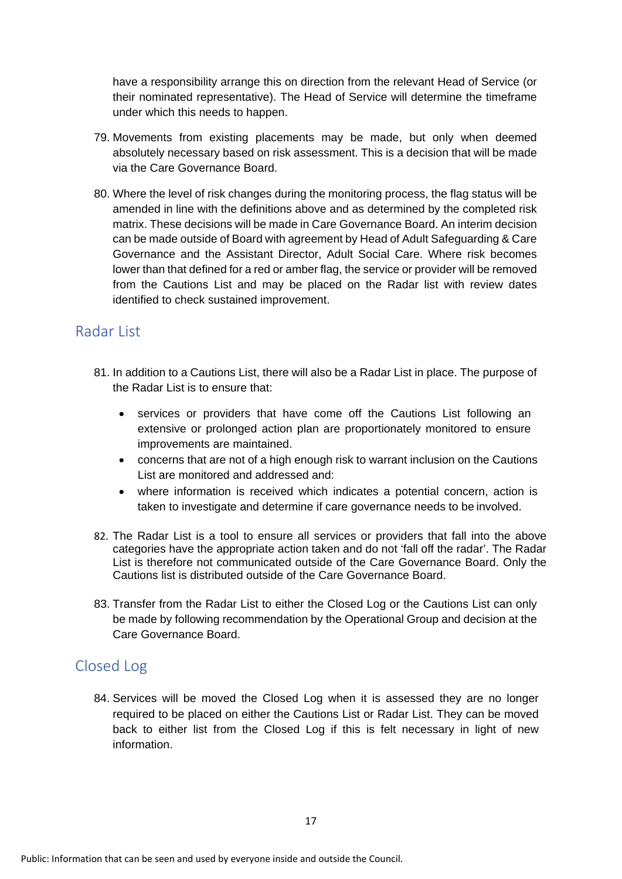have a responsibility arrange this on direction from the relevant Head of Service (or their nominated representative). The Head of Service will determine the timeframe under which this needs to happen.

79. Movements from existing placements may be made, but only when deemed absolutely necessary based on risk assessment. This is a decision that will be made via the Care Governance Board.

80. Where the level of risk changes during the monitoring process, the flag status will be amended in line with the definitions above and as determined by the completed risk matrix. These decisions will be made in Care Governance Board. An interim decision can be made outside of Board with agreement by Head of Adult Safeguarding & Care Governance and the Assistant Director, Adult Social Care. Where risk becomes lower than that defined for a red or amber flag, the service or provider will be removed from the Cautions List and may be placed on the Radar list with review dates identified to check sustained improvement.

## Radar List

81. In addition to a Cautions List, there will also be a Radar List in place. The purpose of the Radar List is to ensure that:

    - services or providers that have come off the Cautions List following an extensive or prolonged action plan are proportionately monitored to ensure improvements are maintained.
    - concerns that are not of a high enough risk to warrant inclusion on the Cautions List are monitored and addressed and:
    - where information is received which indicates a potential concern, action is taken to investigate and determine if care governance needs to be involved.

82. The Radar List is a tool to ensure all services or providers that fall into the above categories have the appropriate action taken and do not 'fall off the radar'. The Radar List is therefore not communicated outside of the Care Governance Board. Only the Cautions list is distributed outside of the Care Governance Board.

83. Transfer from the Radar List to either the Closed Log or the Cautions List can only be made by following recommendation by the Operational Group and decision at the Care Governance Board.

## Closed Log

84. Services will be moved the Closed Log when it is assessed they are no longer required to be placed on either the Cautions List or Radar List. They can be moved back to either list from the Closed Log if this is felt necessary in light of new information.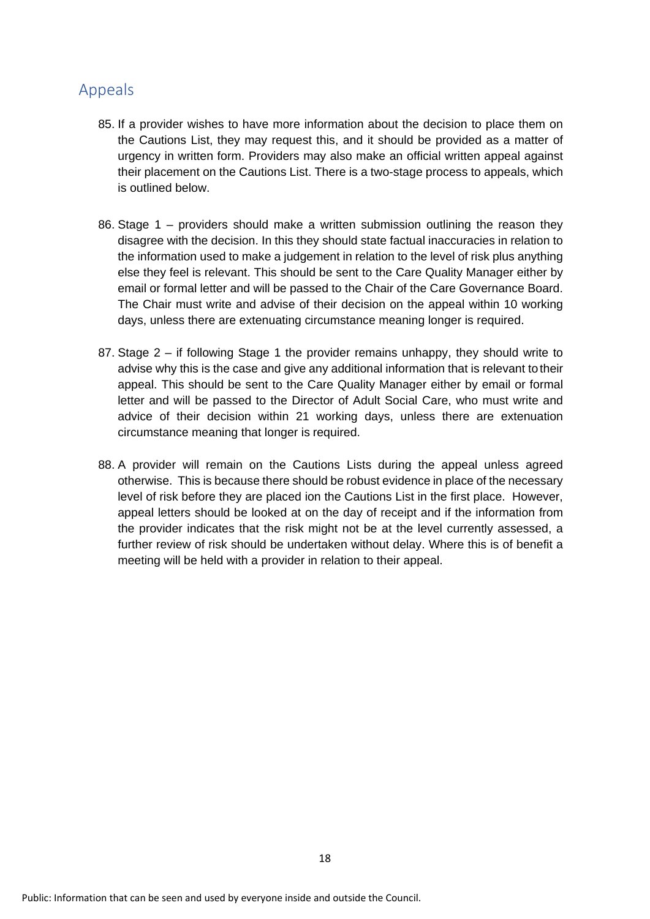## Appeals

85. If a provider wishes to have more information about the decision to place them on the Cautions List, they may request this, and it should be provided as a matter of urgency in written form. Providers may also make an official written appeal against their placement on the Cautions List. There is a two-stage process to appeals, which is outlined below.

86. Stage 1 – providers should make a written submission outlining the reason they disagree with the decision. In this they should state factual inaccuracies in relation to the information used to make a judgement in relation to the level of risk plus anything else they feel is relevant. This should be sent to the Care Quality Manager either by email or formal letter and will be passed to the Chair of the Care Governance Board. The Chair must write and advise of their decision on the appeal within 10 working days, unless there are extenuating circumstance meaning longer is required.

87. Stage 2 – if following Stage 1 the provider remains unhappy, they should write to advise why this is the case and give any additional information that is relevant to their appeal. This should be sent to the Care Quality Manager either by email or formal letter and will be passed to the Director of Adult Social Care, who must write and advice of their decision within 21 working days, unless there are extenuation circumstance meaning that longer is required.

88. A provider will remain on the Cautions Lists during the appeal unless agreed otherwise. This is because there should be robust evidence in place of the necessary level of risk before they are placed ion the Cautions List in the first place. However, appeal letters should be looked at on the day of receipt and if the information from the provider indicates that the risk might not be at the level currently assessed, a further review of risk should be undertaken without delay. Where this is of benefit a meeting will be held with a provider in relation to their appeal.

Public: Information that can be seen and used by everyone inside and outside the Council.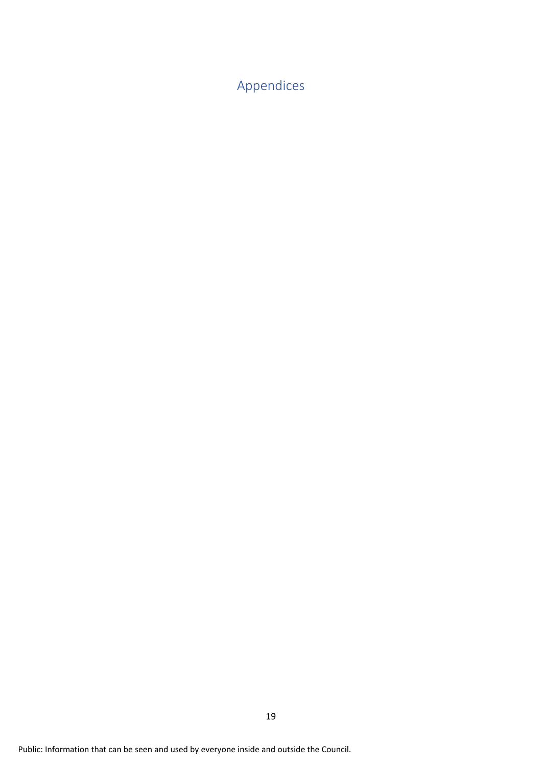# Appendices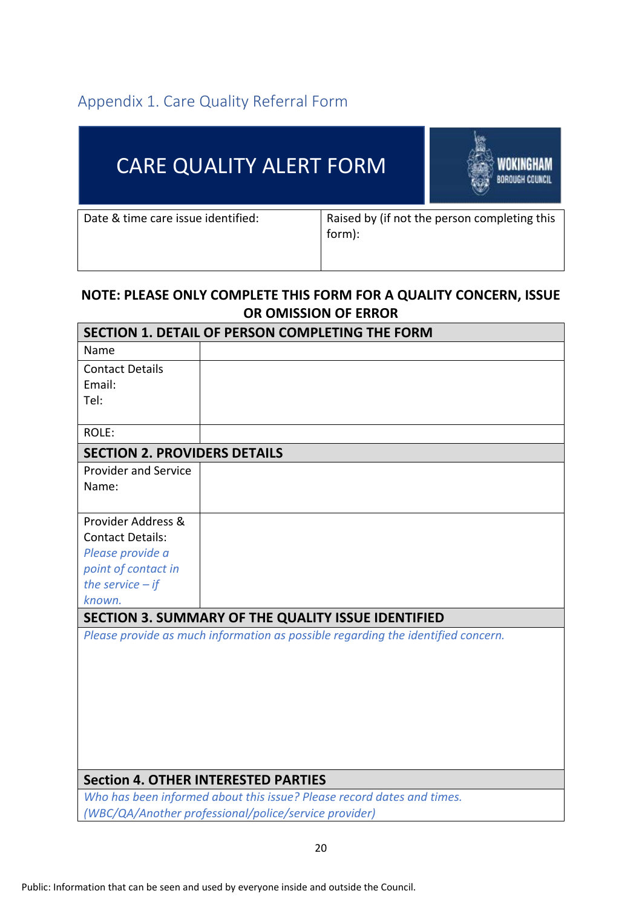## Appendix 1. Care Quality Referral Form

| CARE QUALITY ALERT FORM | WOKINGHAM BOROUGH COUNCIL |
|---|---|

| Date & time care issue identified: | Raised by (if not the person completing this form): |
|---|---|
| | |

**NOTE: PLEASE ONLY COMPLETE THIS FORM FOR A QUALITY CONCERN, ISSUE OR OMISSION OF ERROR**

| **SECTION 1. DETAIL OF PERSON COMPLETING THE FORM** | |
|---|---|
| Name | |
| Contact Details<br>Email:<br>Tel: | |
| ROLE: | |
| **SECTION 2. PROVIDERS DETAILS** | |
| Provider and Service Name: | |
| Provider Address & Contact Details:<br>*Please provide a point of contact in the service – if known.* | |
| **SECTION 3. SUMMARY OF THE QUALITY ISSUE IDENTIFIED** | |
| *Please provide as much information as possible regarding the identified concern.* | |
| **Section 4. OTHER INTERESTED PARTIES** | |
| *Who has been informed about this issue? Please record dates and times. (WBC/QA/Another professional/police/service provider)* | |

Public: Information that can be seen and used by everyone inside and outside the Council.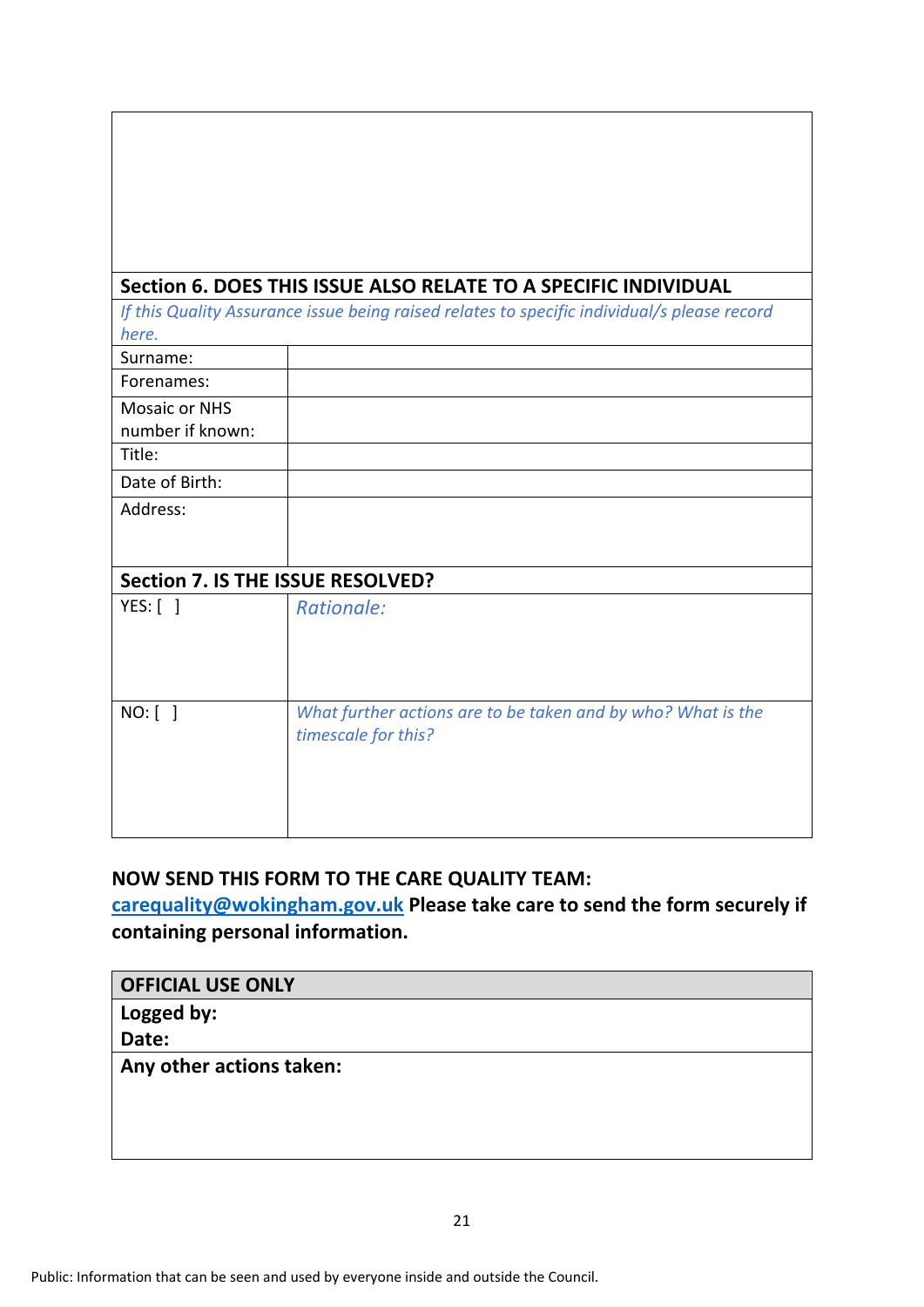| Section 6. DOES THIS ISSUE ALSO RELATE TO A SPECIFIC INDIVIDUAL | |
|---|---|
| *If this Quality Assurance issue being raised relates to specific individual/s please record here.* | |
| Surname: | |
| Forenames: | |
| Mosaic or NHS number if known: | |
| Title: | |
| Date of Birth: | |
| Address: | |

| Section 7. IS THE ISSUE RESOLVED? | |
|---|---|
| YES: [ ] | *Rationale:* |
| NO: [ ] | *What further actions are to be taken and by who? What is the timescale for this?* |

**NOW SEND THIS FORM TO THE CARE QUALITY TEAM:**
**carequality@wokingham.gov.uk Please take care to send the form securely if containing personal information.**

| OFFICIAL USE ONLY |
|---|
| **Logged by:**<br>**Date:** |
| **Any other actions taken:** |

Public: Information that can be seen and used by everyone inside and outside the Council.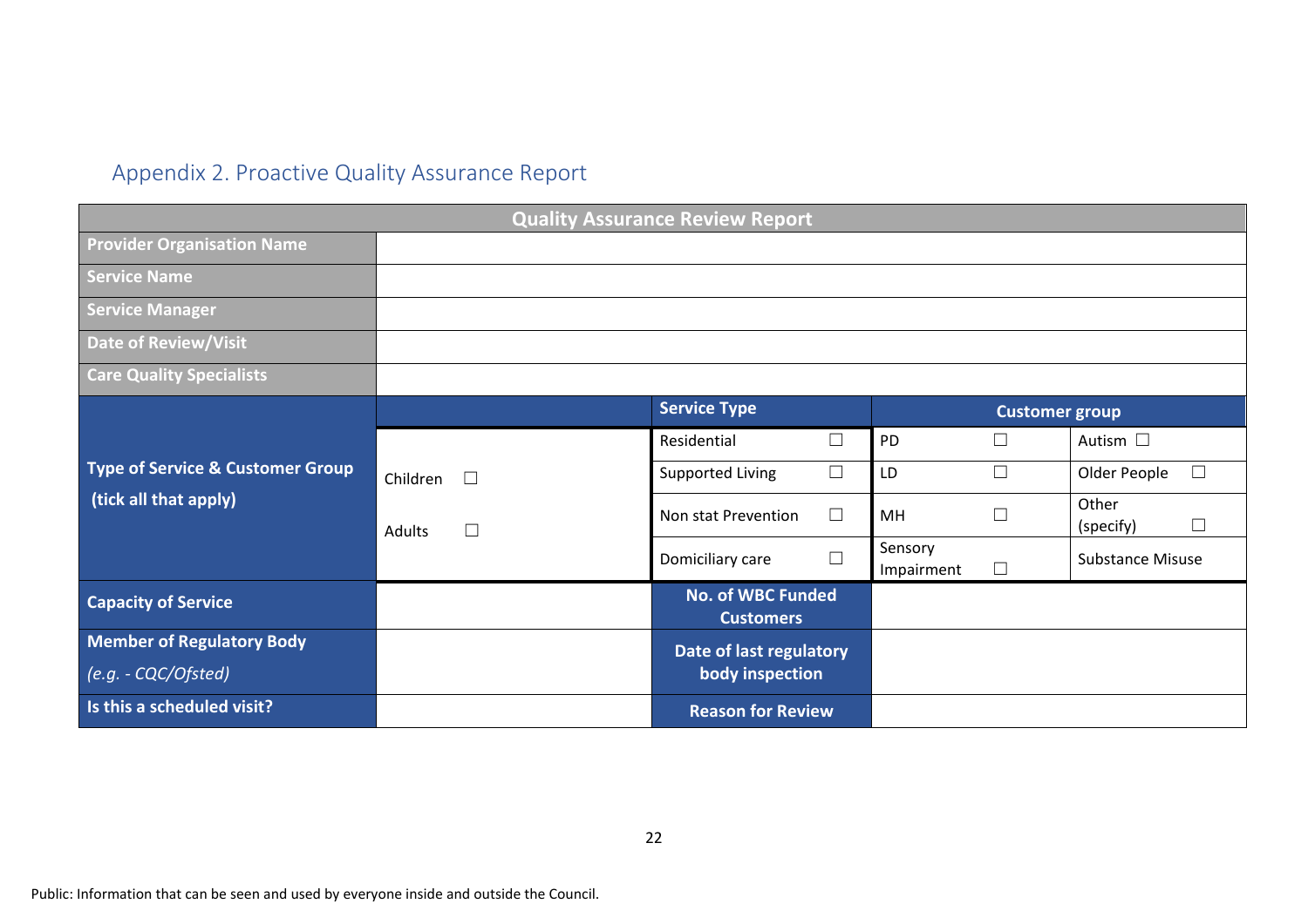## Appendix 2. Proactive Quality Assurance Report

| Quality Assurance Review Report | | | | | |
|---|---|---|---|---|---|
| **Provider Organisation Name** | | | | | |
| **Service Name** | | | | | |
| **Service Manager** | | | | | |
| **Date of Review/Visit** | | | | | |
| **Care Quality Specialists** | | | | | |
| **Type of Service & Customer Group (tick all that apply)** | | **Service Type** | **Customer group** | | |
| | Children ☐ | Residential ☐ | PD ☐ | Autism ☐ | |
| | Adults ☐ | Supported Living ☐ | LD ☐ | Older People ☐ | |
| | | Non stat Prevention ☐ | MH ☐ | Other (specify) ☐ | |
| | | Domiciliary care ☐ | Sensory Impairment ☐ | Substance Misuse | |
| **Capacity of Service** | | **No. of WBC Funded Customers** | | | |
| **Member of Regulatory Body** *(e.g. - CQC/Ofsted)* | | **Date of last regulatory body inspection** | | | |
| **Is this a scheduled visit?** | | **Reason for Review** | | | |

Public: Information that can be seen and used by everyone inside and outside the Council.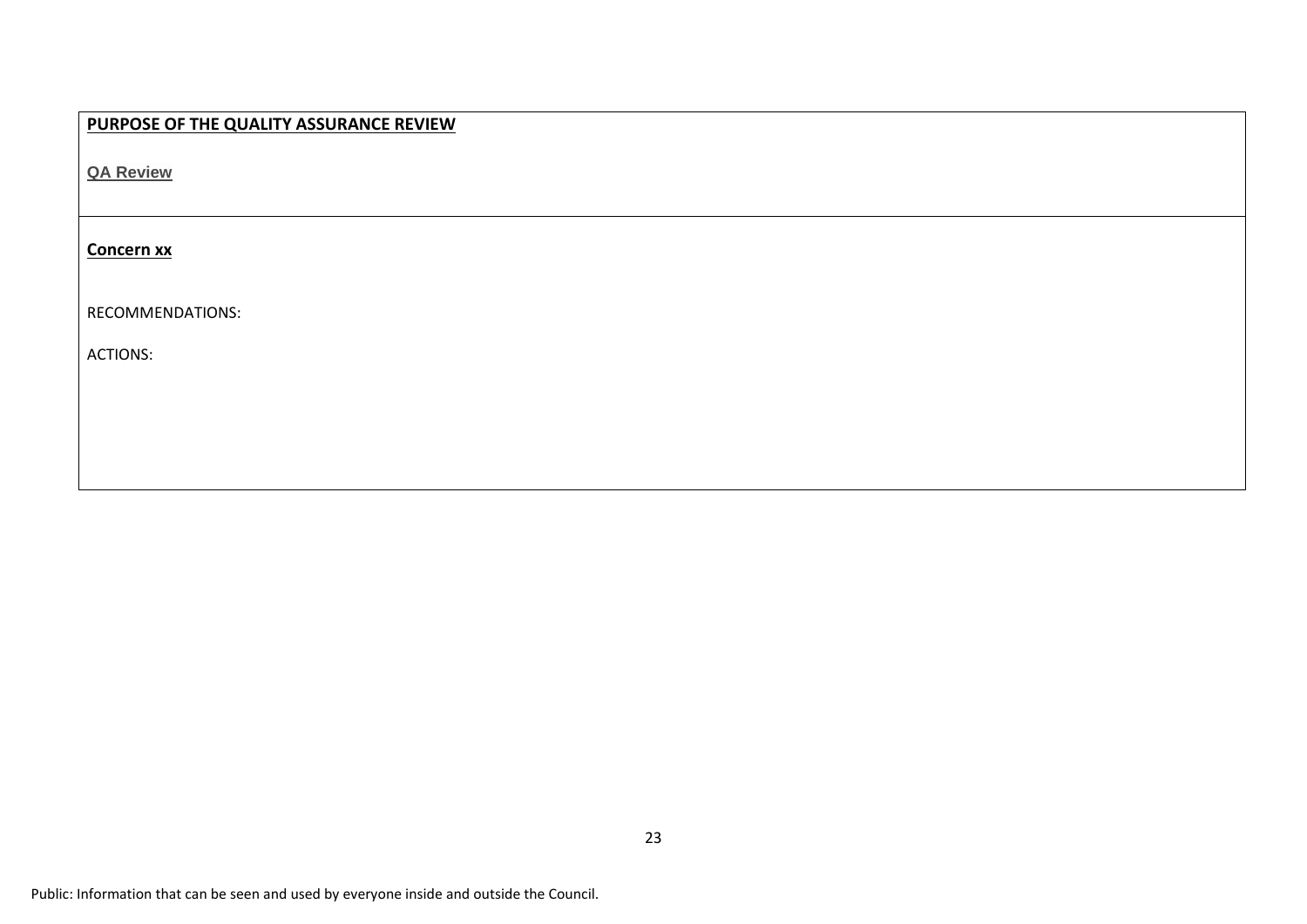| **PURPOSE OF THE QUALITY ASSURANCE REVIEW**<br><br>**QA Review** |
| --- |
| **Concern xx**<br><br>RECOMMENDATIONS:<br><br>ACTIONS: |

Public: Information that can be seen and used by everyone inside and outside the Council.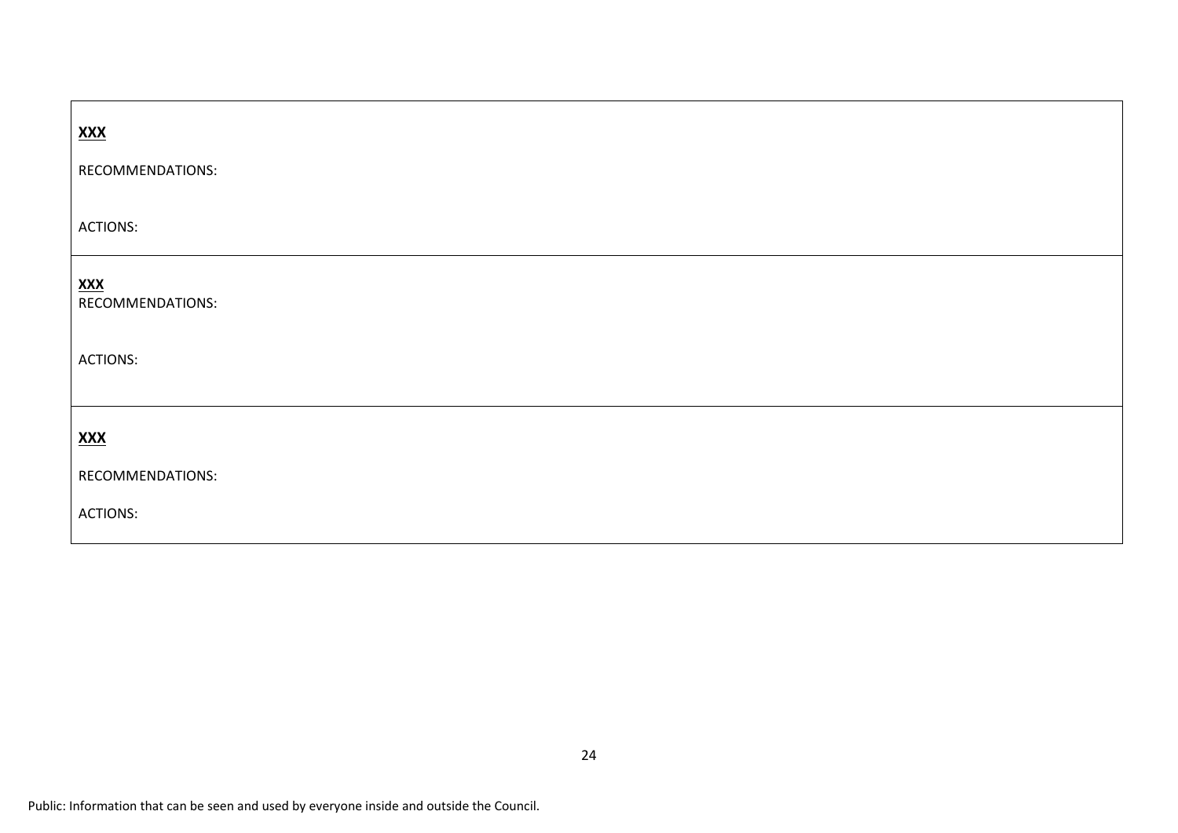| **<u>XXX</u>**<br><br>RECOMMENDATIONS:<br><br><br>ACTIONS: |
|---|
| **<u>XXX</u>**<br>RECOMMENDATIONS:<br><br><br>ACTIONS: |
| **<u>XXX</u>**<br><br>RECOMMENDATIONS:<br><br>ACTIONS: |

Public: Information that can be seen and used by everyone inside and outside the Council.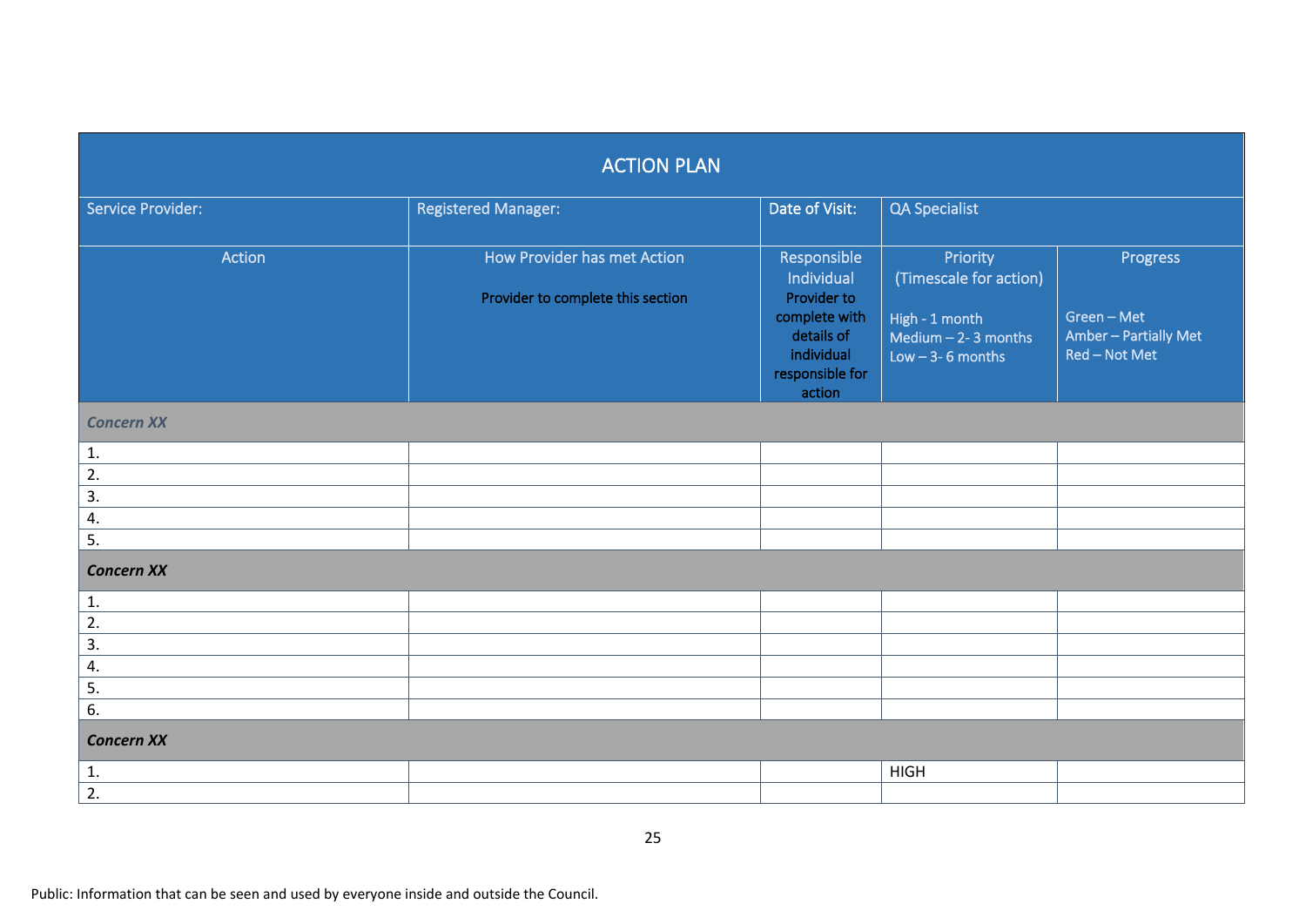| ACTION PLAN | | | | |
|---|---|---|---|---|
| Service Provider: | Registered Manager: | Date of Visit: | QA Specialist | |
| Action | How Provider has met Action<br><br>Provider to complete this section | Responsible Individual<br>Provider to complete with details of individual responsible for action | Priority<br>(Timescale for action)<br><br>High - 1 month<br>Medium – 2- 3 months<br>Low – 3- 6 months | Progress<br><br>Green – Met<br>Amber – Partially Met<br>Red – Not Met |
| ***Concern XX*** | | | | |
| 1. | | | | |
| 2. | | | | |
| 3. | | | | |
| 4. | | | | |
| 5. | | | | |
| ***Concern XX*** | | | | |
| 1. | | | | |
| 2. | | | | |
| 3. | | | | |
| 4. | | | | |
| 5. | | | | |
| 6. | | | | |
| ***Concern XX*** | | | | |
| 1. | | | HIGH | |
| 2. | | | | |

Public: Information that can be seen and used by everyone inside and outside the Council.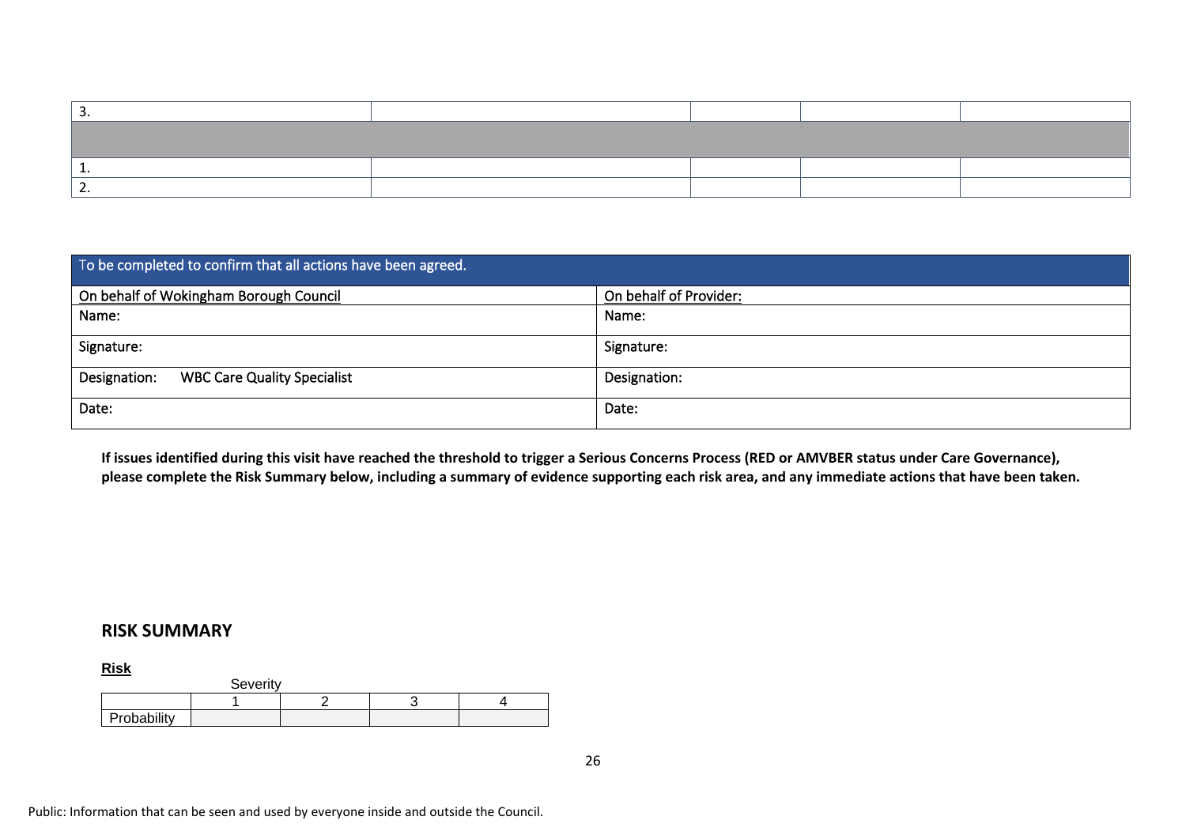| | | | | |
|---|---|---|---|---|
| 3. | | | | |
| | | | | |
| 1. | | | | |
| 2. | | | | |

| To be completed to confirm that all actions have been agreed. | |
|---|---|
| On behalf of Wokingham Borough Council | On behalf of Provider: |
| Name: | Name: |
| Signature: | Signature: |
| Designation: WBC Care Quality Specialist | Designation: |
| Date: | Date: |

**If issues identified during this visit have reached the threshold to trigger a Serious Concerns Process (RED or AMVBER status under Care Governance), please complete the Risk Summary below, including a summary of evidence supporting each risk area, and any immediate actions that have been taken.**

## RISK SUMMARY

**Risk**

| | Severity | | | |
|---|---|---|---|---|
| | 1 | 2 | 3 | 4 |
| Probability | | | | |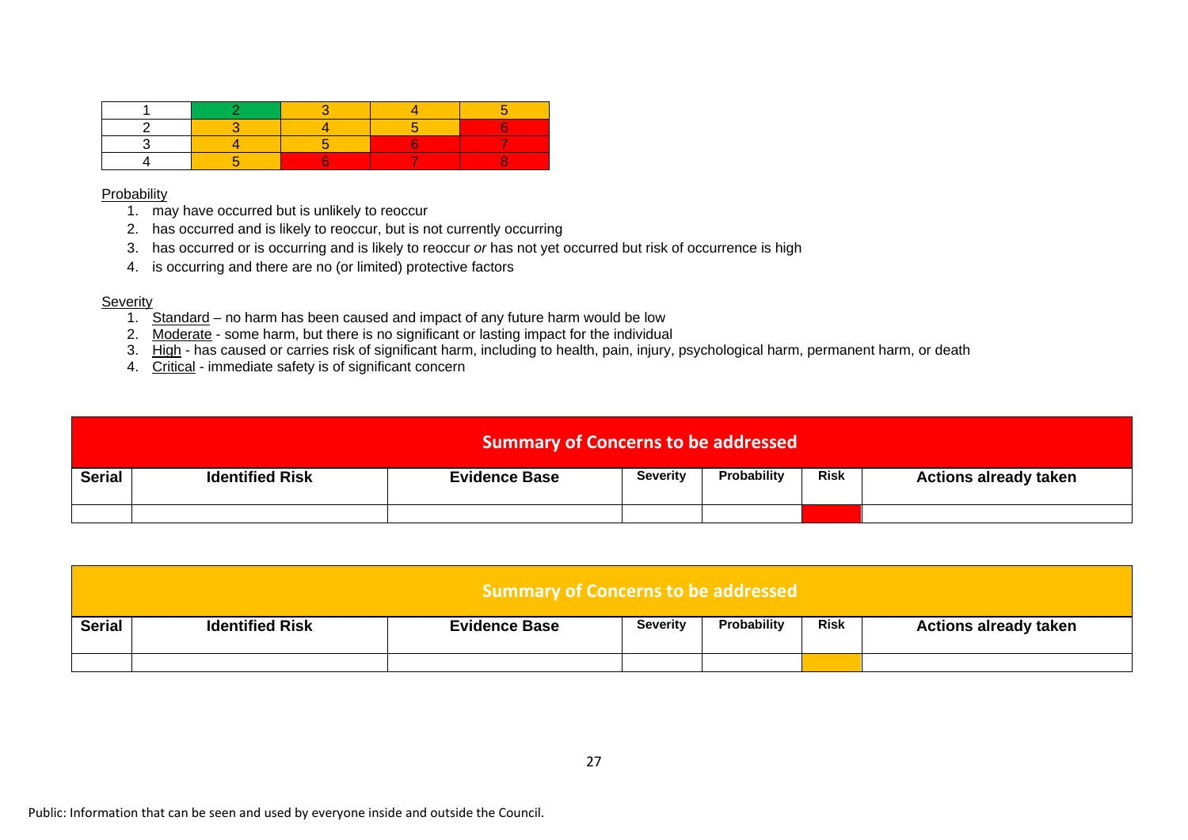| 1 | 2 | 3 | 4 | 5 |
|---|---|---|---|---|
| 2 | 3 | 4 | 5 | 6 |
| 3 | 4 | 5 | 6 | 7 |
| 4 | 5 | 6 | 7 | 8 |

Probability

1. may have occurred but is unlikely to reoccur
2. has occurred and is likely to reoccur, but is not currently occurring
3. has occurred or is occurring and is likely to reoccur *or* has not yet occurred but risk of occurrence is high
4. is occurring and there are no (or limited) protective factors

Severity

1. Standard – no harm has been caused and impact of any future harm would be low
2. Moderate - some harm, but there is no significant or lasting impact for the individual
3. High - has caused or carries risk of significant harm, including to health, pain, injury, psychological harm, permanent harm, or death
4. Critical - immediate safety is of significant concern

| Summary of Concerns to be addressed | | | | | | |
|---|---|---|---|---|---|---|
| **Serial** | **Identified Risk** | **Evidence Base** | **Severity** | **Probability** | **Risk** | **Actions already taken** |
| | | | | | | |

| Summary of Concerns to be addressed | | | | | | |
|---|---|---|---|---|---|---|
| **Serial** | **Identified Risk** | **Evidence Base** | **Severity** | **Probability** | **Risk** | **Actions already taken** |
| | | | | | | |

Public: Information that can be seen and used by everyone inside and outside the Council.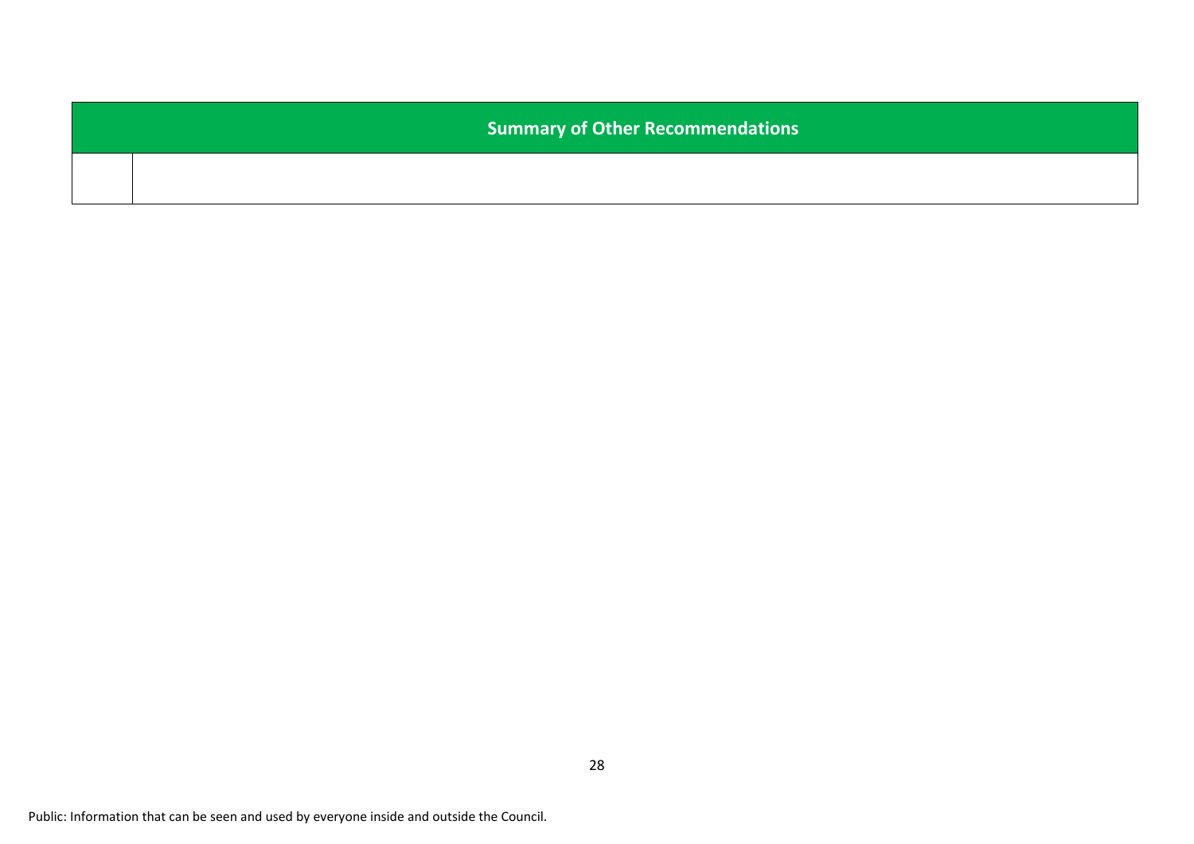| Summary of Other Recommendations | |
|---|---|
| | |

Public: Information that can be seen and used by everyone inside and outside the Council.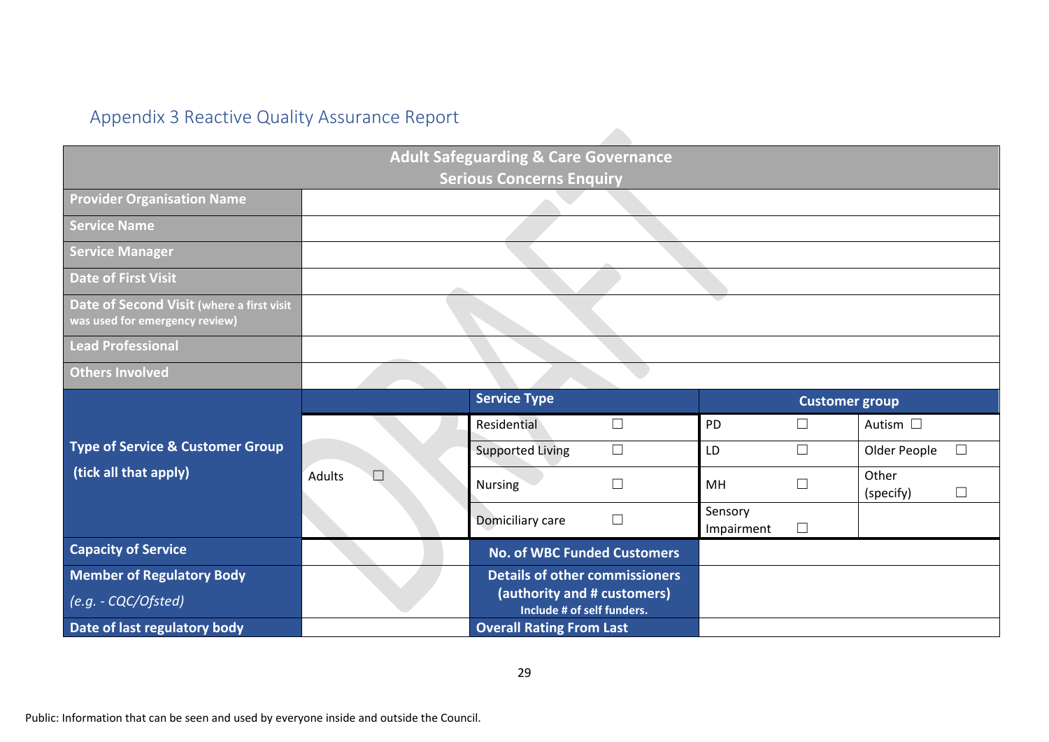## Appendix 3 Reactive Quality Assurance Report

| Adult Safeguarding & Care Governance<br>Serious Concerns Enquiry | | | | | | |
|---|---|---|---|---|---|---|
| **Provider Organisation Name** | | | | | | |
| **Service Name** | | | | | | |
| **Service Manager** | | | | | | |
| **Date of First Visit** | | | | | | |
| **Date of Second Visit** (where a first visit was used for emergency review) | | | | | | |
| **Lead Professional** | | | | | | |
| **Others Involved** | | | | | | |
| **Type of Service & Customer Group (tick all that apply)** | | **Service Type** | | **Customer group** | | |
| | Adults ☐ | Residential | ☐ | PD ☐ | Autism ☐ | |
| | | Supported Living | ☐ | LD ☐ | Older People ☐ | |
| | | Nursing | ☐ | MH ☐ | Other (specify) ☐ | |
| | | Domiciliary care | ☐ | Sensory Impairment ☐ | | |
| **Capacity of Service** | | **No. of WBC Funded Customers** | | | | |
| **Member of Regulatory Body** *(e.g. - CQC/Ofsted)* | | **Details of other commissioners (authority and # customers)** Include # of self funders. | | | | |
| **Date of last regulatory body** | | **Overall Rating From Last** | | | | |

Public: Information that can be seen and used by everyone inside and outside the Council.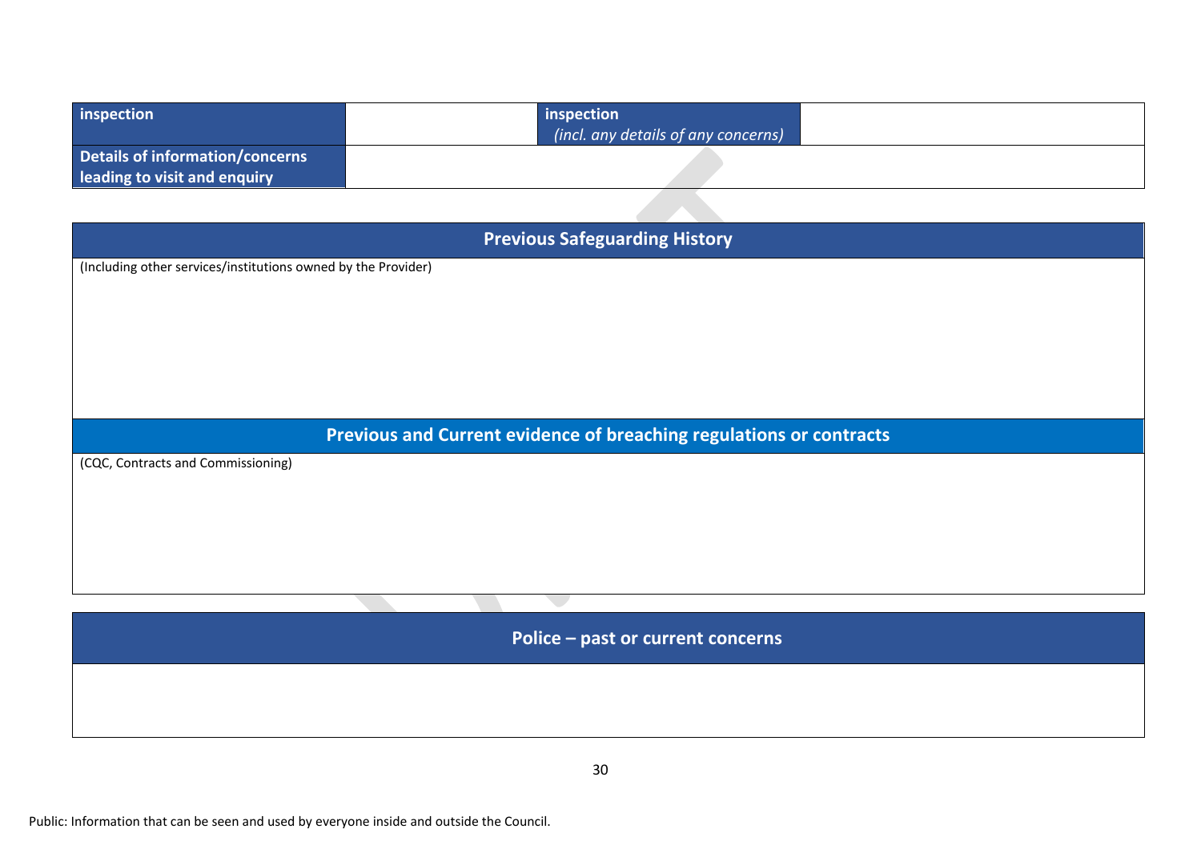| inspection | | inspection *(incl. any details of any concerns)* | |
|---|---|---|---|
| Details of information/concerns leading to visit and enquiry | | | |

| Previous Safeguarding History |
|---|
| (Including other services/institutions owned by the Provider) |

| Previous and Current evidence of breaching regulations or contracts |
|---|
| (CQC, Contracts and Commissioning) |

| Police – past or current concerns |
|---|
| |

Public: Information that can be seen and used by everyone inside and outside the Council.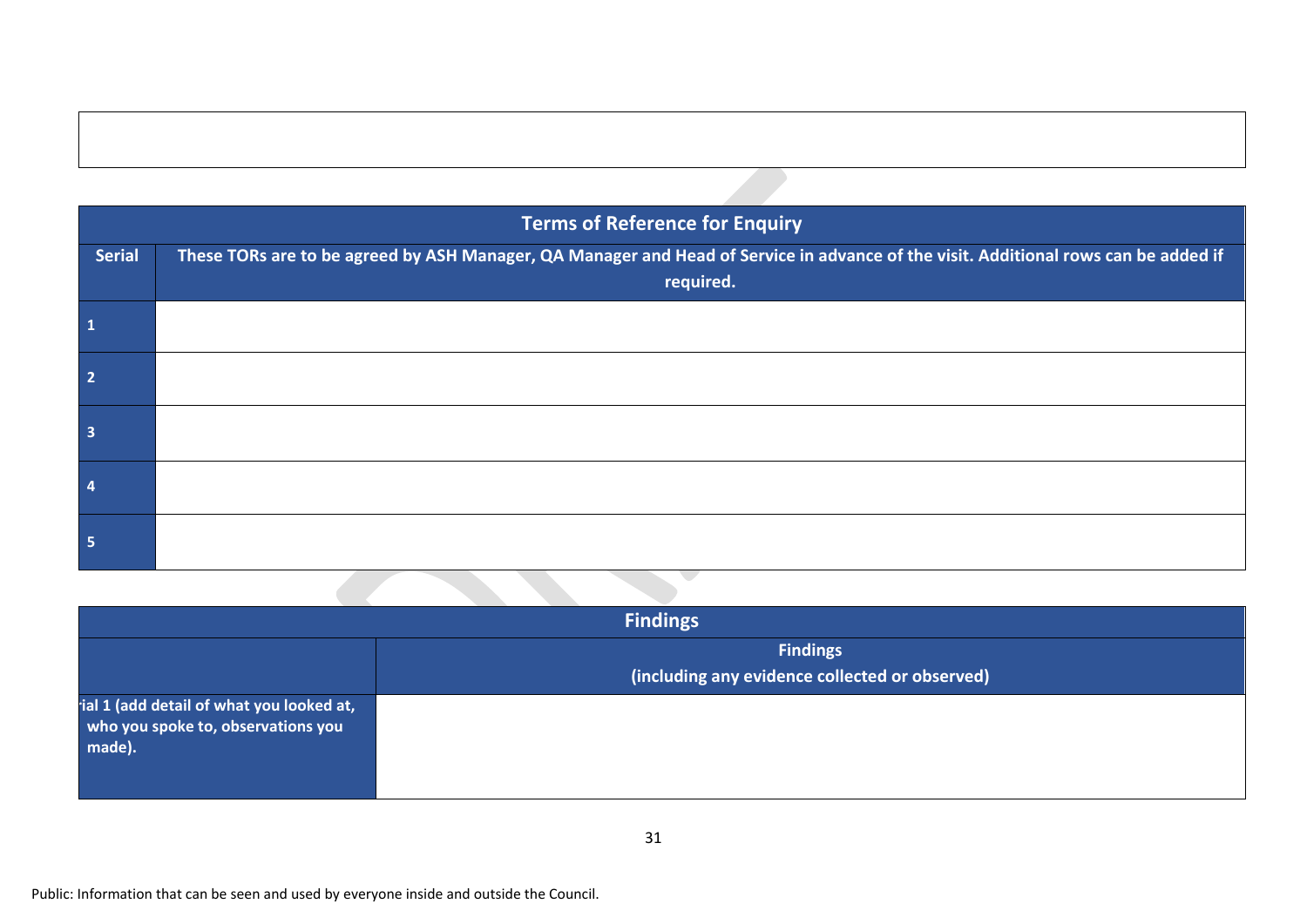| Terms of Reference for Enquiry | |
|---|---|
| **Serial** | **These TORs are to be agreed by ASH Manager, QA Manager and Head of Service in advance of the visit. Additional rows can be added if required.** |
| 1 | |
| 2 | |
| 3 | |
| 4 | |
| 5 | |

| Findings | |
|---|---|
| | **Findings (including any evidence collected or observed)** |
| **ial 1 (add detail of what you looked at, who you spoke to, observations you made).** | |

Public: Information that can be seen and used by everyone inside and outside the Council.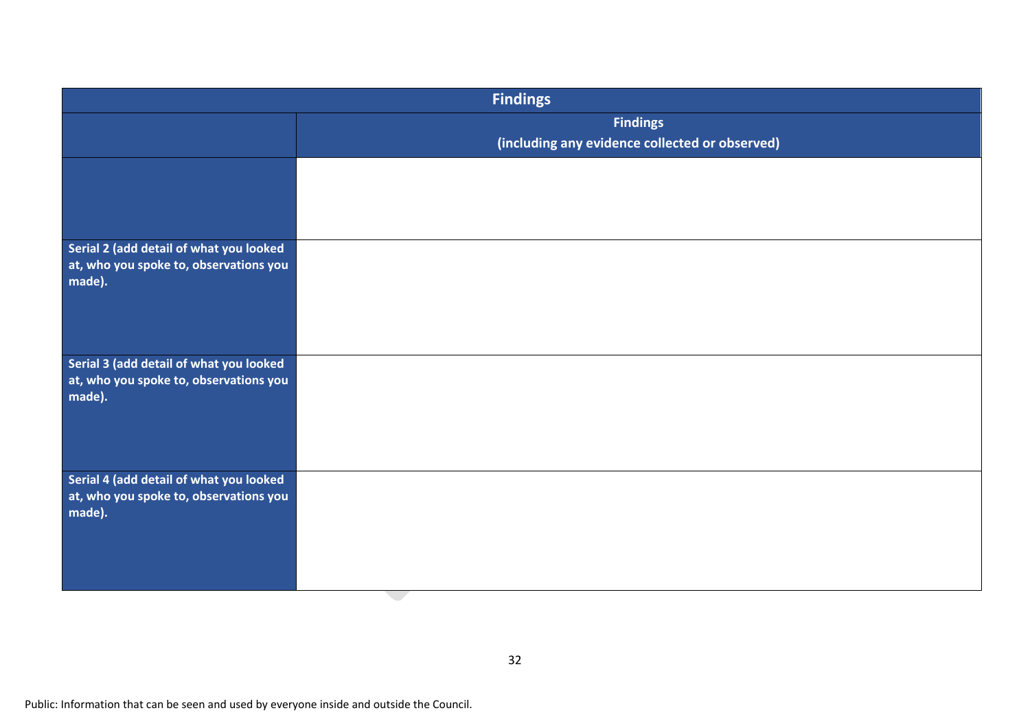| Findings | |
|---|---|
| | **Findings (including any evidence collected or observed)** |
| | |
| **Serial 2 (add detail of what you looked at, who you spoke to, observations you made).** | |
| **Serial 3 (add detail of what you looked at, who you spoke to, observations you made).** | |
| **Serial 4 (add detail of what you looked at, who you spoke to, observations you made).** | |

Public: Information that can be seen and used by everyone inside and outside the Council.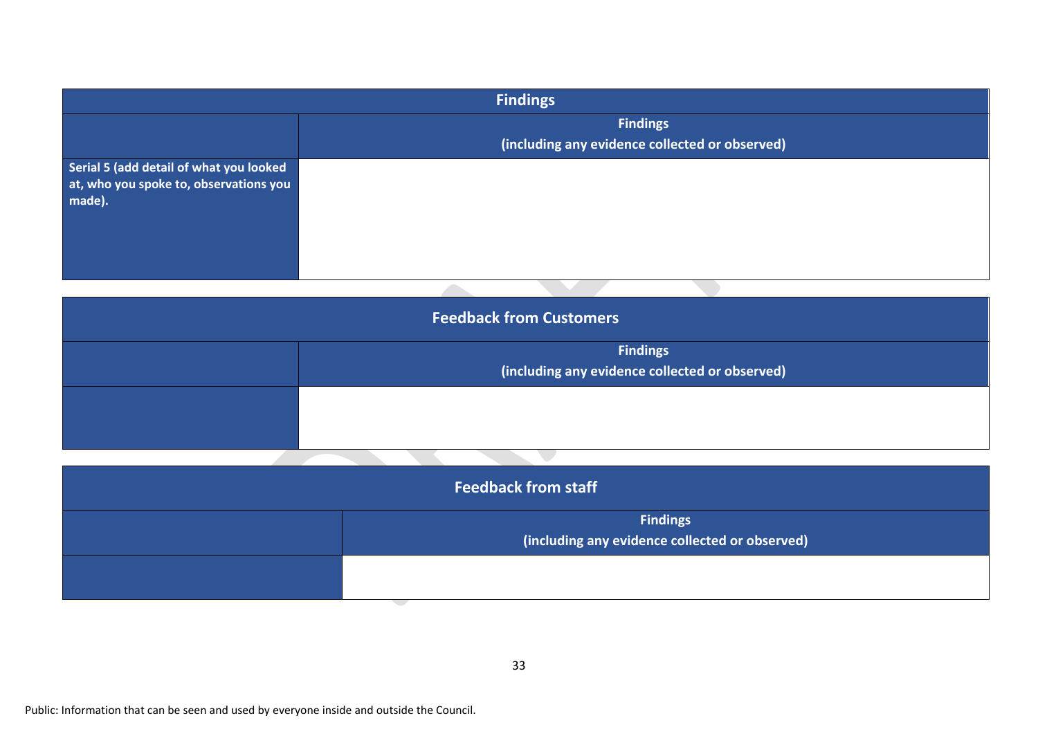| Findings | |
|---|---|
| | **Findings (including any evidence collected or observed)** |
| **Serial 5 (add detail of what you looked at, who you spoke to, observations you made).** | |

| Feedback from Customers | |
|---|---|
| | **Findings (including any evidence collected or observed)** |
| | |

| Feedback from staff | |
|---|---|
| | **Findings (including any evidence collected or observed)** |
| | |

Public: Information that can be seen and used by everyone inside and outside the Council.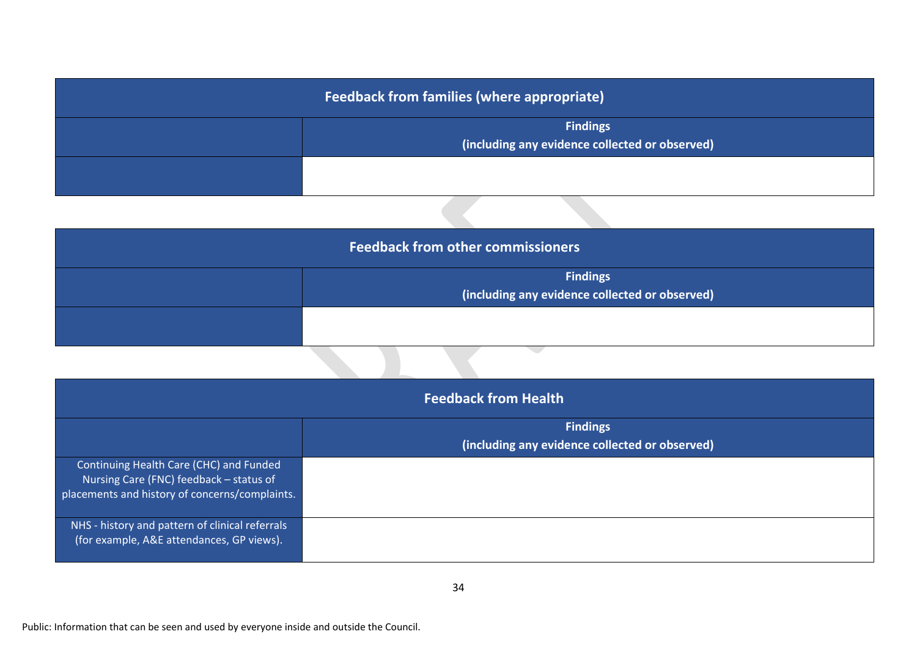| Feedback from families (where appropriate) | |
|---|---|
| | **Findings (including any evidence collected or observed)** |
| | |

| Feedback from other commissioners | |
|---|---|
| | **Findings (including any evidence collected or observed)** |
| | |

| Feedback from Health | |
|---|---|
| | **Findings (including any evidence collected or observed)** |
| Continuing Health Care (CHC) and Funded Nursing Care (FNC) feedback – status of placements and history of concerns/complaints. | |
| NHS - history and pattern of clinical referrals (for example, A&E attendances, GP views). | |

Public: Information that can be seen and used by everyone inside and outside the Council.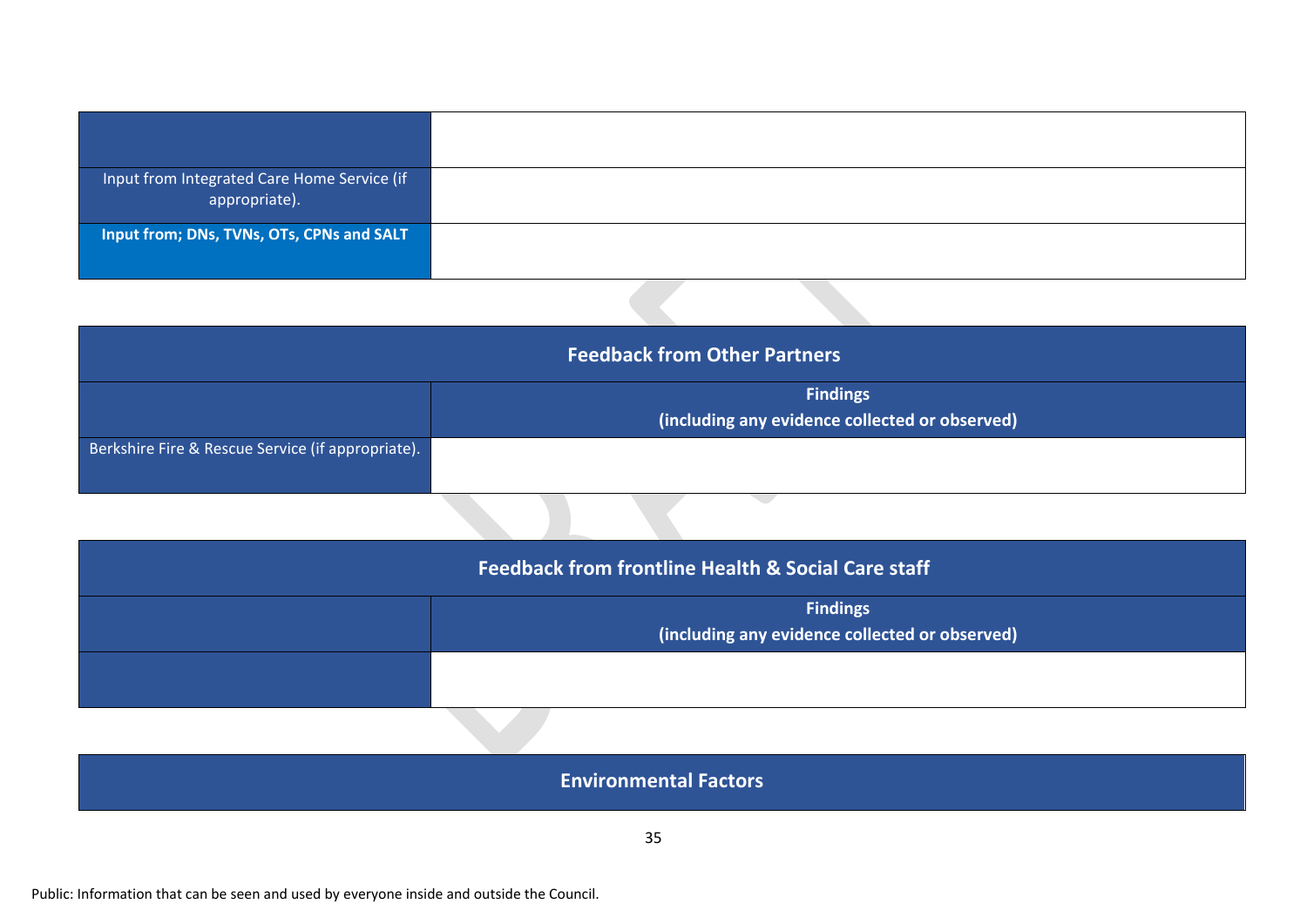| | |
|---|---|
| Input from Integrated Care Home Service (if appropriate). | |
| **Input from; DNs, TVNs, OTs, CPNs and SALT** | |

| **Feedback from Other Partners** | |
|---|---|
| | **Findings (including any evidence collected or observed)** |
| Berkshire Fire & Rescue Service (if appropriate). | |

| **Feedback from frontline Health & Social Care staff** | |
|---|---|
| | **Findings (including any evidence collected or observed)** |
| | |

| **Environmental Factors** |
|---|

Public: Information that can be seen and used by everyone inside and outside the Council.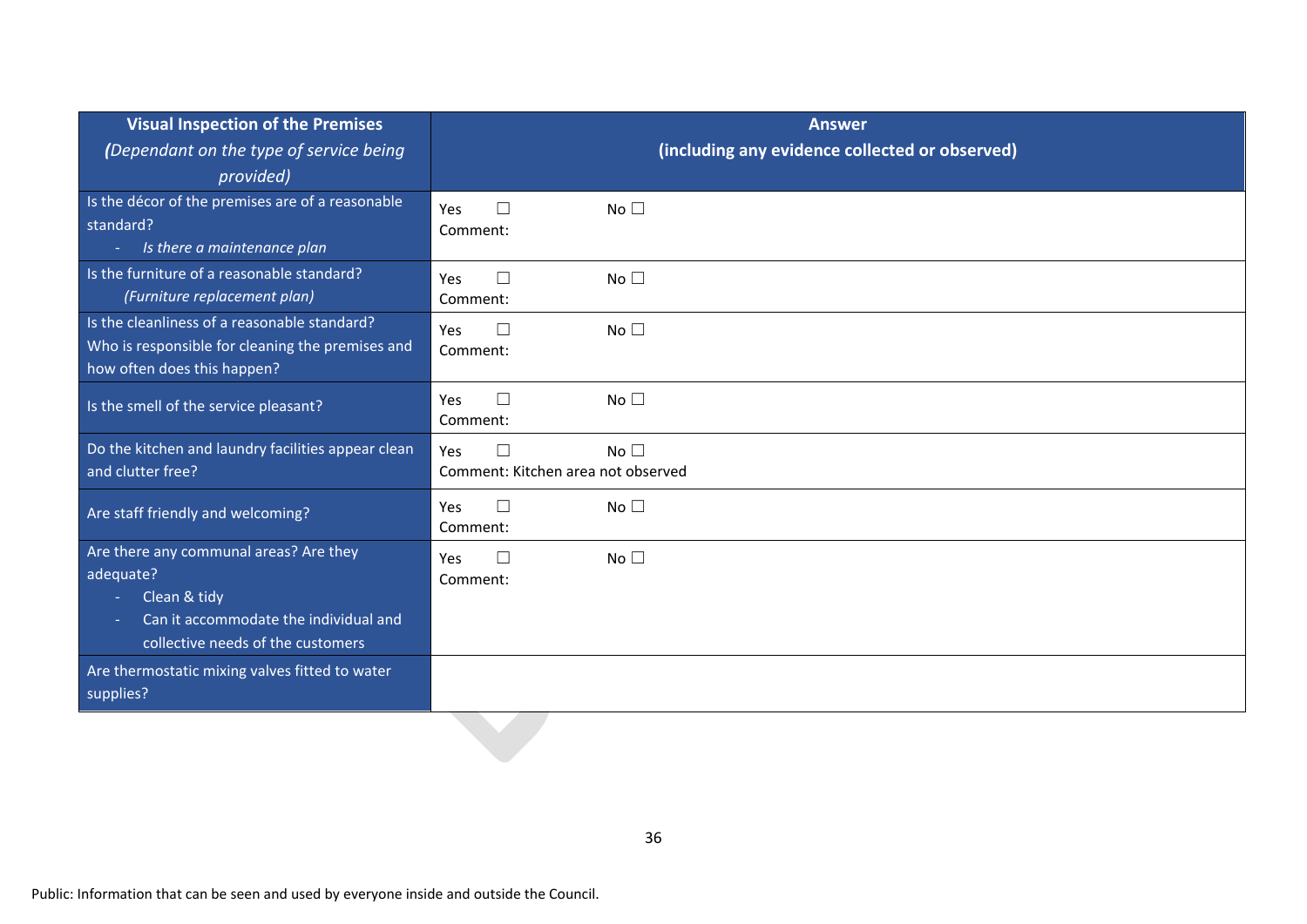| **Visual Inspection of the Premises** ***(Dependant on the type of service being provided)*** | **Answer (including any evidence collected or observed)** |
|---|---|
| Is the décor of the premises are of a reasonable standard?<br>- *Is there a maintenance plan* | Yes ☐ No ☐<br>Comment: |
| Is the furniture of a reasonable standard?<br>*(Furniture replacement plan)* | Yes ☐ No ☐<br>Comment: |
| Is the cleanliness of a reasonable standard? Who is responsible for cleaning the premises and how often does this happen? | Yes ☐ No ☐<br>Comment: |
| Is the smell of the service pleasant? | Yes ☐ No ☐<br>Comment: |
| Do the kitchen and laundry facilities appear clean and clutter free? | Yes ☐ No ☐<br>Comment: Kitchen area not observed |
| Are staff friendly and welcoming? | Yes ☐ No ☐<br>Comment: |
| Are there any communal areas? Are they adequate?<br>- Clean & tidy<br>- Can it accommodate the individual and collective needs of the customers | Yes ☐ No ☐<br>Comment: |
| Are thermostatic mixing valves fitted to water supplies? | |

Public: Information that can be seen and used by everyone inside and outside the Council.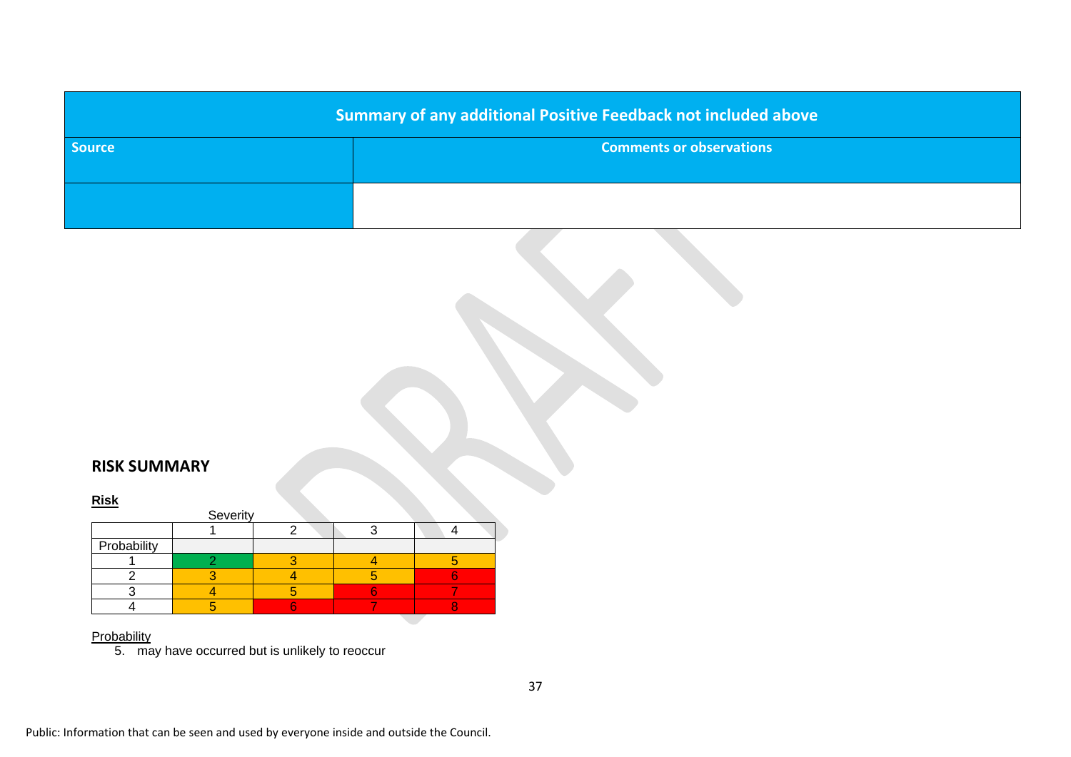| Summary of any additional Positive Feedback not included above | |
|---|---|
| **Source** | **Comments or observations** |
| | |

## RISK SUMMARY

**Risk**

| | Severity 1 | 2 | 3 | 4 |
|---|---|---|---|---|
| Probability | | | | |
| 1 | 2 | 3 | 4 | 5 |
| 2 | 3 | 4 | 5 | 6 |
| 3 | 4 | 5 | 6 | 7 |
| 4 | 5 | 6 | 7 | 8 |

Probability

5. may have occurred but is unlikely to reoccur

Public: Information that can be seen and used by everyone inside and outside the Council.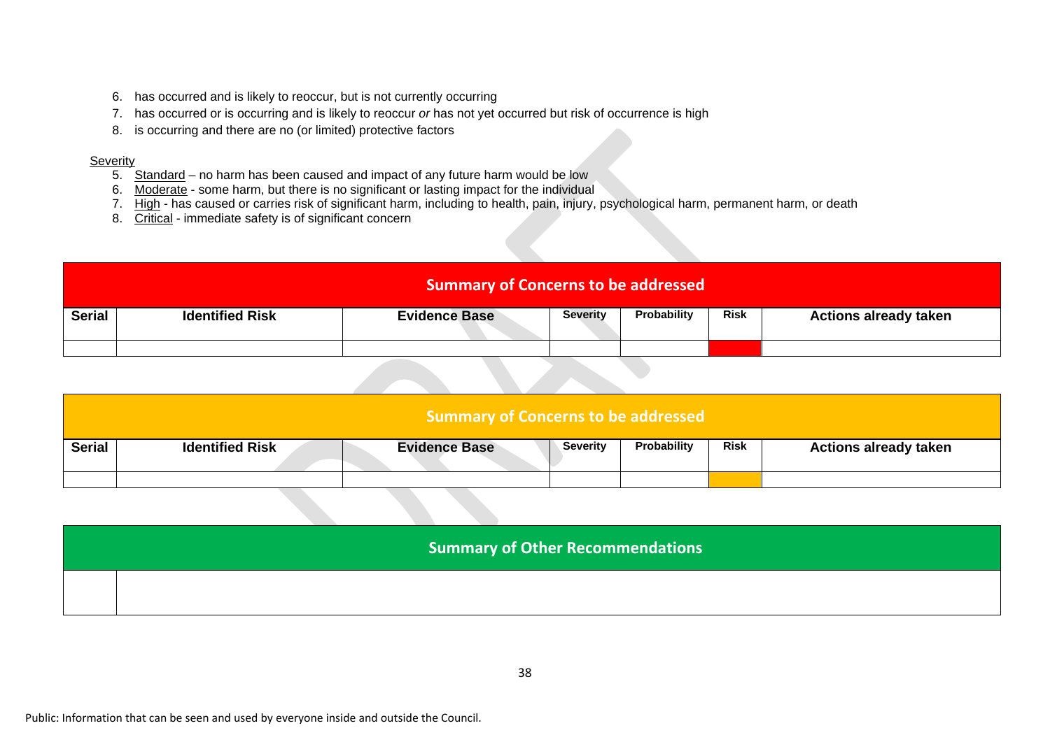6. has occurred and is likely to reoccur, but is not currently occurring
7. has occurred or is occurring and is likely to reoccur *or* has not yet occurred but risk of occurrence is high
8. is occurring and there are no (or limited) protective factors

Severity

5. Standard – no harm has been caused and impact of any future harm would be low
6. Moderate - some harm, but there is no significant or lasting impact for the individual
7. High - has caused or carries risk of significant harm, including to health, pain, injury, psychological harm, permanent harm, or death
8. Critical - immediate safety is of significant concern

| Summary of Concerns to be addressed | | | | | | |
|---|---|---|---|---|---|---|
| **Serial** | **Identified Risk** | **Evidence Base** | **Severity** | **Probability** | **Risk** | **Actions already taken** |
| | | | | | | |

| Summary of Concerns to be addressed | | | | | | |
|---|---|---|---|---|---|---|
| **Serial** | **Identified Risk** | **Evidence Base** | **Severity** | **Probability** | **Risk** | **Actions already taken** |
| | | | | | | |

| Summary of Other Recommendations | |
|---|---|
| | |

Public: Information that can be seen and used by everyone inside and outside the Council.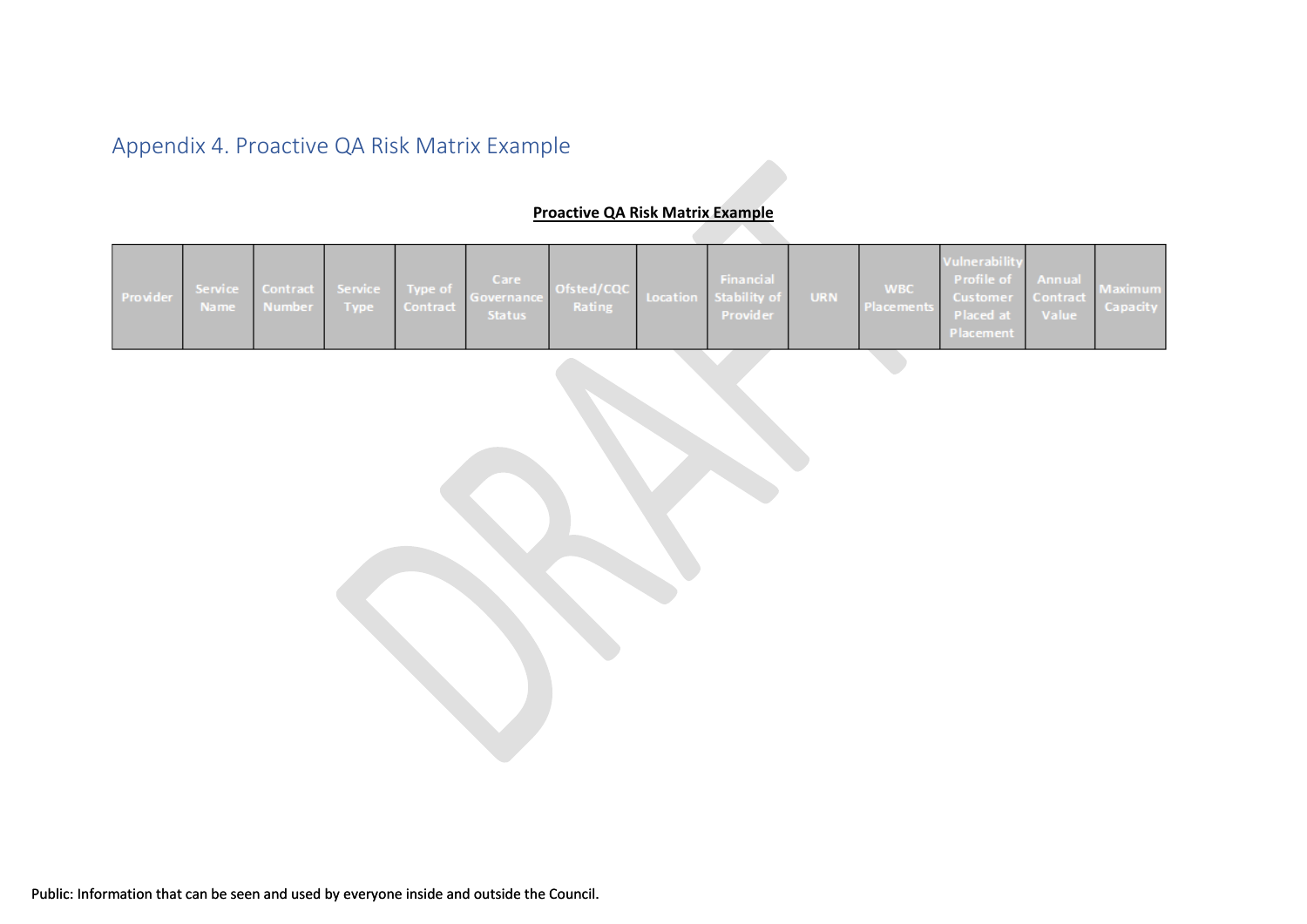## Appendix 4. Proactive QA Risk Matrix Example

**Proactive QA Risk Matrix Example**

| Provider | Service Name | Contract Number | Service Type | Type of Contract | Care Governance Status | Ofsted/CQC Rating | Location | Financial Stability of Provider | URN | WBC Placements | Vulnerability Profile of Customer Placed at Placement | Annual Contract Value | Maximum Capacity |
|---|---|---|---|---|---|---|---|---|---|---|---|---|---|

Public: Information that can be seen and used by everyone inside and outside the Council.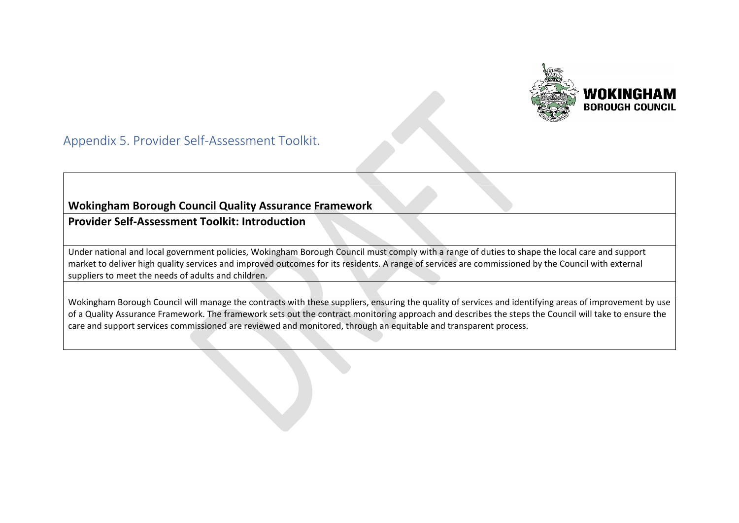## Appendix 5. Provider Self-Assessment Toolkit.

| **Wokingham Borough Council Quality Assurance Framework** |
|---|
| **Provider Self-Assessment Toolkit: Introduction** |
| Under national and local government policies, Wokingham Borough Council must comply with a range of duties to shape the local care and support market to deliver high quality services and improved outcomes for its residents. A range of services are commissioned by the Council with external suppliers to meet the needs of adults and children. |
| |
| Wokingham Borough Council will manage the contracts with these suppliers, ensuring the quality of services and identifying areas of improvement by use of a Quality Assurance Framework. The framework sets out the contract monitoring approach and describes the steps the Council will take to ensure the care and support services commissioned are reviewed and monitored, through an equitable and transparent process. |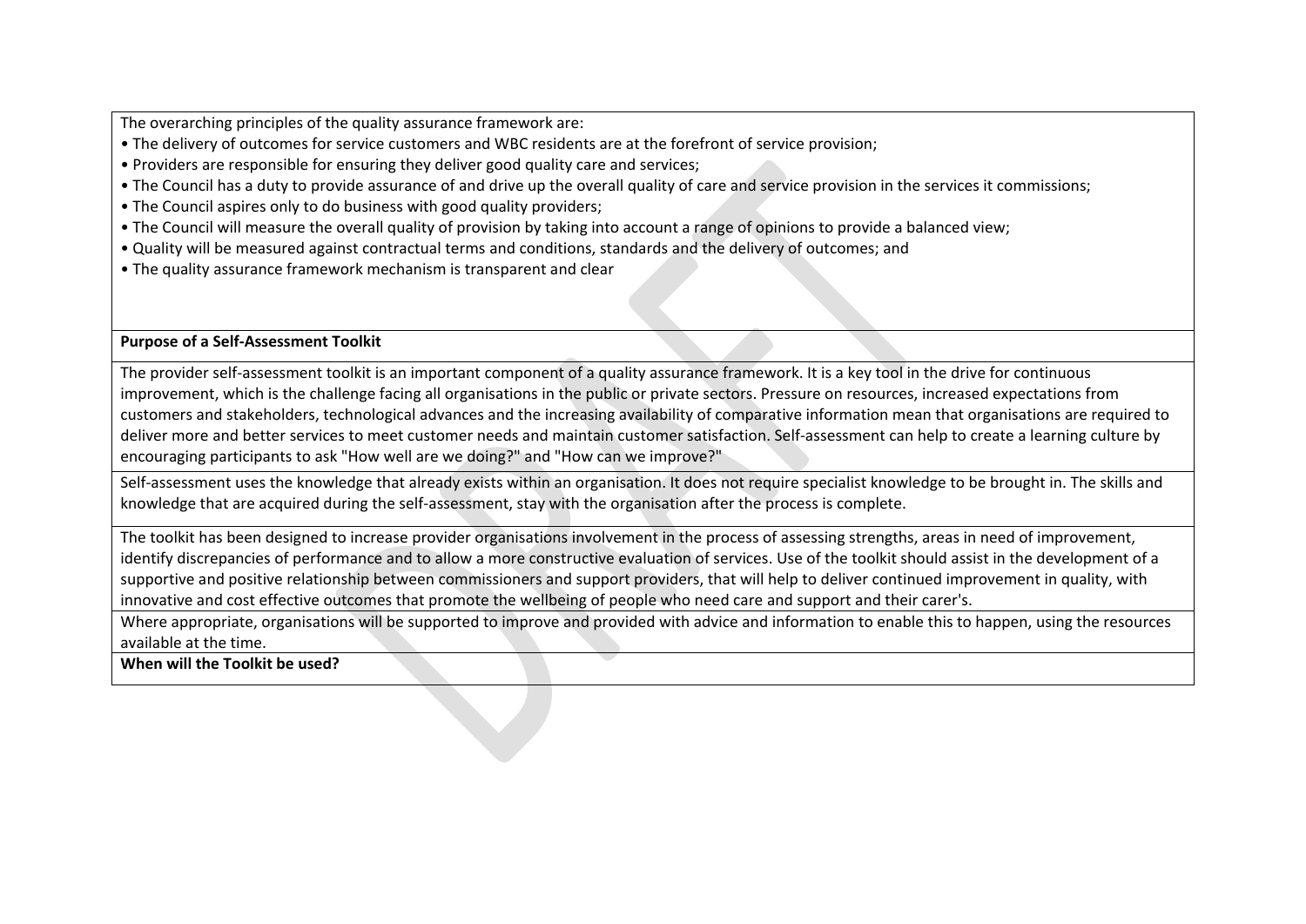The overarching principles of the quality assurance framework are:

- The delivery of outcomes for service customers and WBC residents are at the forefront of service provision;
- Providers are responsible for ensuring they deliver good quality care and services;
- The Council has a duty to provide assurance of and drive up the overall quality of care and service provision in the services it commissions;
- The Council aspires only to do business with good quality providers;
- The Council will measure the overall quality of provision by taking into account a range of opinions to provide a balanced view;
- Quality will be measured against contractual terms and conditions, standards and the delivery of outcomes; and
- The quality assurance framework mechanism is transparent and clear

**Purpose of a Self-Assessment Toolkit**

The provider self-assessment toolkit is an important component of a quality assurance framework. It is a key tool in the drive for continuous improvement, which is the challenge facing all organisations in the public or private sectors. Pressure on resources, increased expectations from customers and stakeholders, technological advances and the increasing availability of comparative information mean that organisations are required to deliver more and better services to meet customer needs and maintain customer satisfaction. Self-assessment can help to create a learning culture by encouraging participants to ask "How well are we doing?" and "How can we improve?"

Self-assessment uses the knowledge that already exists within an organisation. It does not require specialist knowledge to be brought in. The skills and knowledge that are acquired during the self-assessment, stay with the organisation after the process is complete.

The toolkit has been designed to increase provider organisations involvement in the process of assessing strengths, areas in need of improvement, identify discrepancies of performance and to allow a more constructive evaluation of services. Use of the toolkit should assist in the development of a supportive and positive relationship between commissioners and support providers, that will help to deliver continued improvement in quality, with innovative and cost effective outcomes that promote the wellbeing of people who need care and support and their carer's.

Where appropriate, organisations will be supported to improve and provided with advice and information to enable this to happen, using the resources available at the time.

**When will the Toolkit be used?**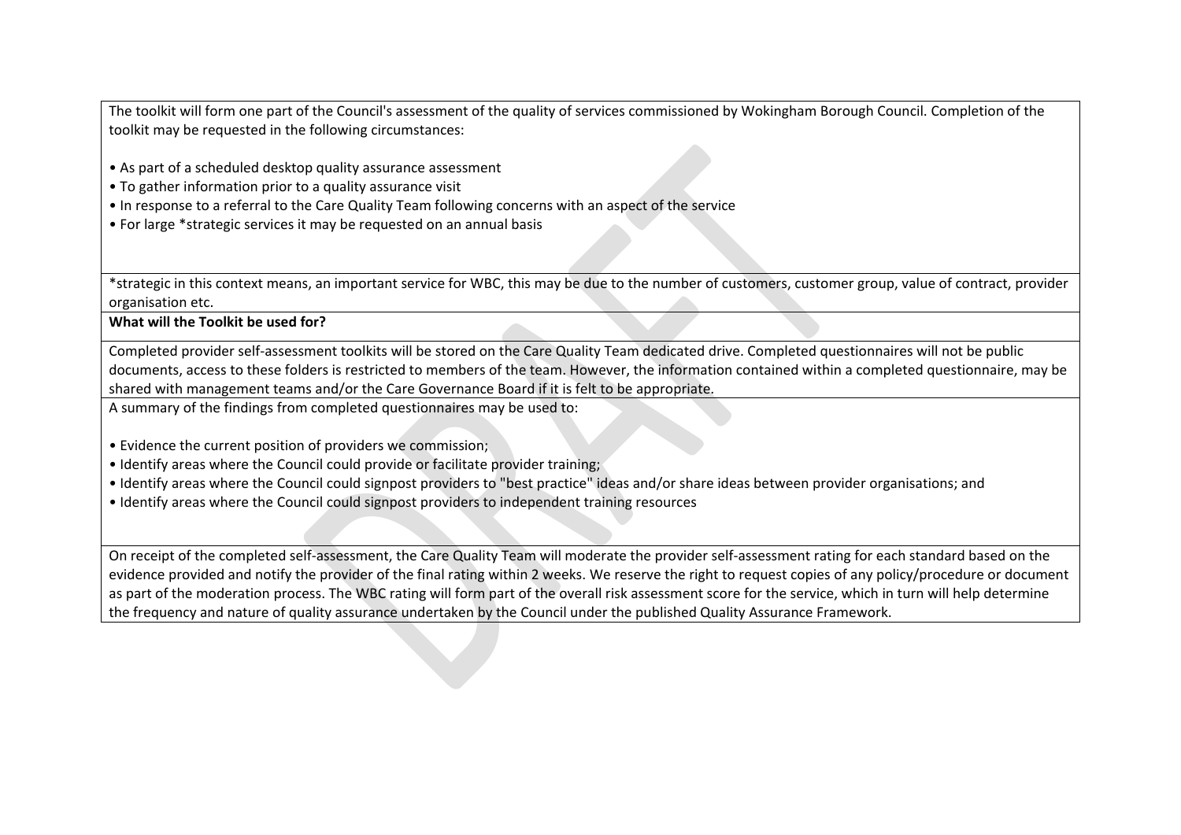The toolkit will form one part of the Council's assessment of the quality of services commissioned by Wokingham Borough Council. Completion of the toolkit may be requested in the following circumstances:

- As part of a scheduled desktop quality assurance assessment
- To gather information prior to a quality assurance visit
- In response to a referral to the Care Quality Team following concerns with an aspect of the service
- For large *strategic services it may be requested on an annual basis

*strategic in this context means, an important service for WBC, this may be due to the number of customers, customer group, value of contract, provider organisation etc.

**What will the Toolkit be used for?**

Completed provider self-assessment toolkits will be stored on the Care Quality Team dedicated drive. Completed questionnaires will not be public documents, access to these folders is restricted to members of the team. However, the information contained within a completed questionnaire, may be shared with management teams and/or the Care Governance Board if it is felt to be appropriate.

A summary of the findings from completed questionnaires may be used to:

- Evidence the current position of providers we commission;
- Identify areas where the Council could provide or facilitate provider training;
- Identify areas where the Council could signpost providers to "best practice" ideas and/or share ideas between provider organisations; and
- Identify areas where the Council could signpost providers to independent training resources

On receipt of the completed self-assessment, the Care Quality Team will moderate the provider self-assessment rating for each standard based on the evidence provided and notify the provider of the final rating within 2 weeks. We reserve the right to request copies of any policy/procedure or document as part of the moderation process. The WBC rating will form part of the overall risk assessment score for the service, which in turn will help determine the frequency and nature of quality assurance undertaken by the Council under the published Quality Assurance Framework.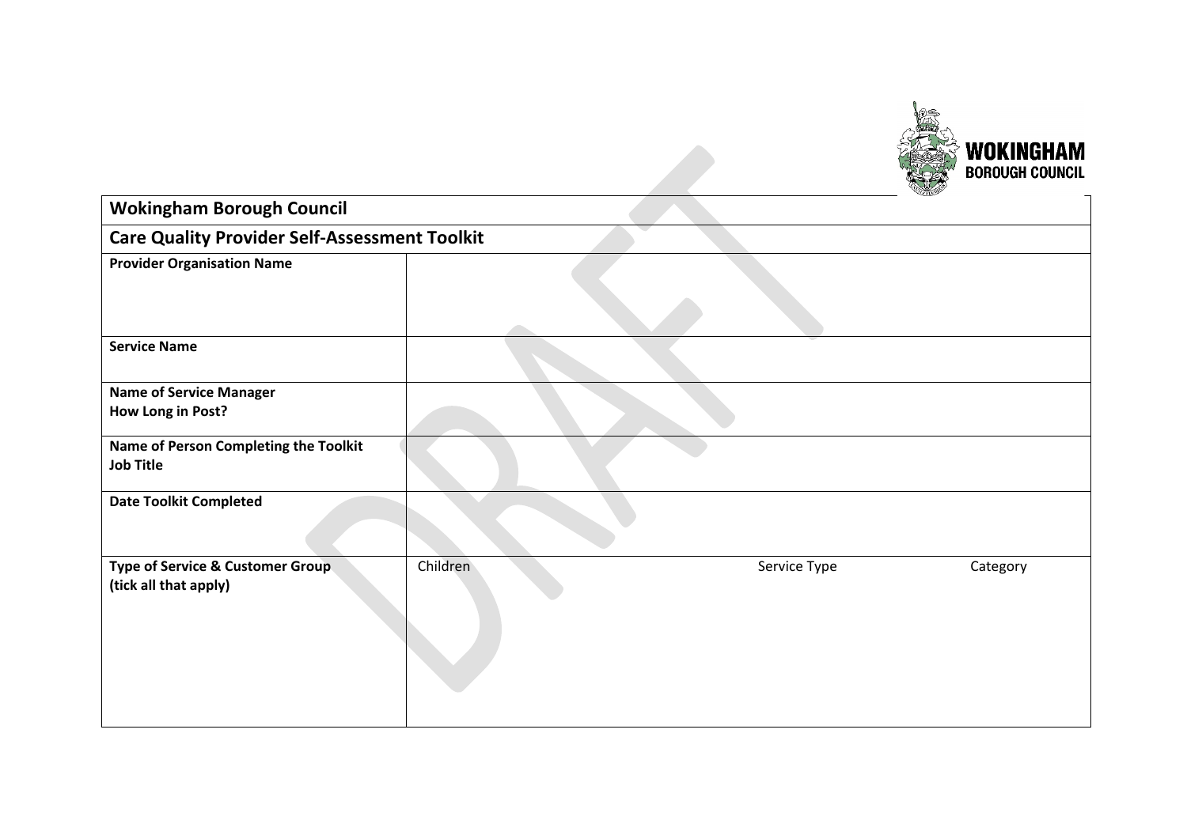| Wokingham Borough Council | | | |
|---|---|---|---|
| **Care Quality Provider Self-Assessment Toolkit** | | | |
| **Provider Organisation Name** | | | |
| **Service Name** | | | |
| **Name of Service Manager**<br>**How Long in Post?** | | | |
| **Name of Person Completing the Toolkit**<br>**Job Title** | | | |
| **Date Toolkit Completed** | | | |
| **Type of Service & Customer Group (tick all that apply)** | Children | Service Type | Category |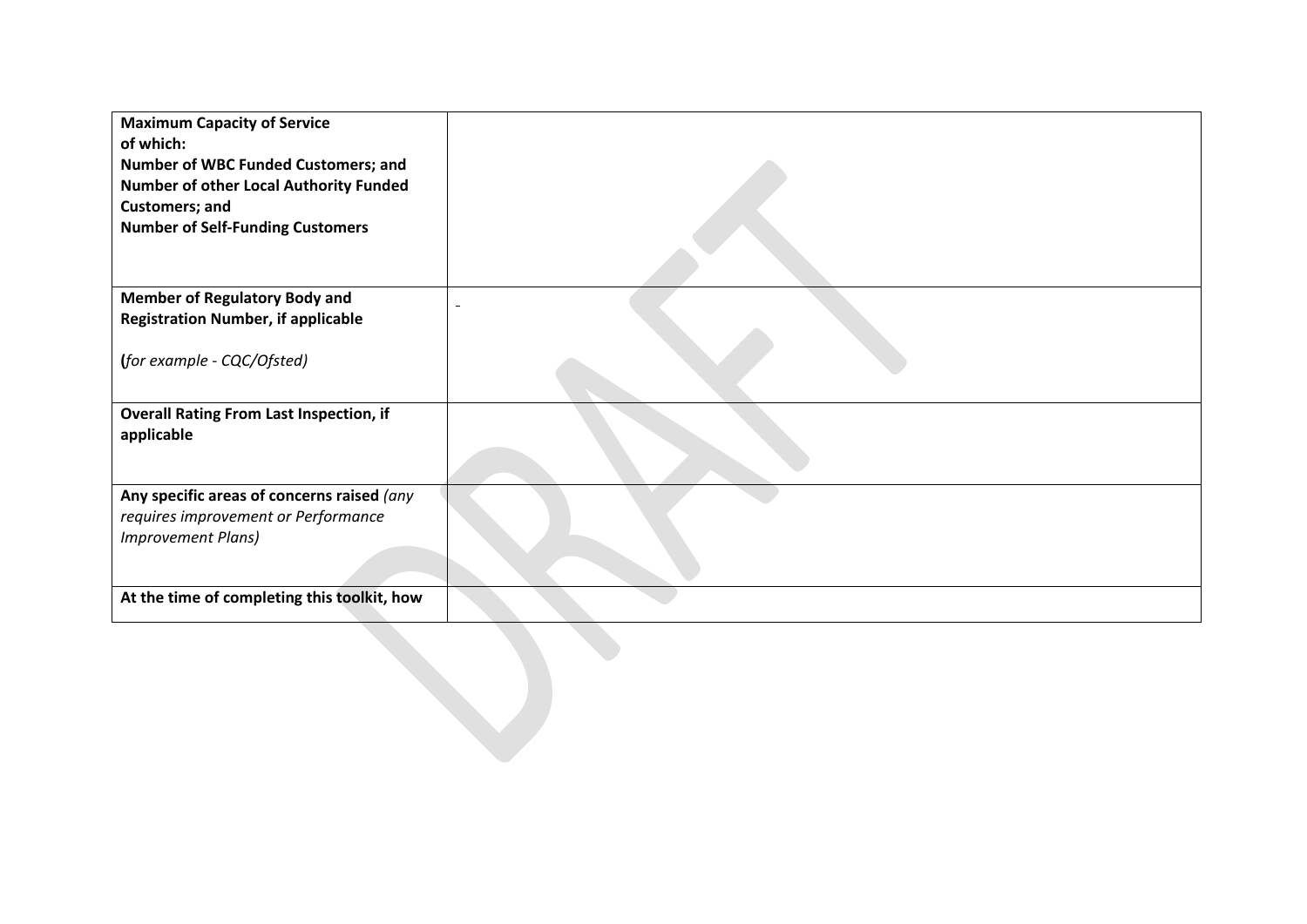| | |
|---|---|
| **Maximum Capacity of Service**<br>**of which:**<br>**Number of WBC Funded Customers; and**<br>**Number of other Local Authority Funded Customers; and**<br>**Number of Self-Funding Customers** | |
| **Member of Regulatory Body and Registration Number, if applicable**<br><br>**(***for example - CQC/Ofsted)* | |
| **Overall Rating From Last Inspection, if applicable** | |
| **Any specific areas of concerns raised** *(any requires improvement or Performance Improvement Plans)* | |
| **At the time of completing this toolkit, how** | |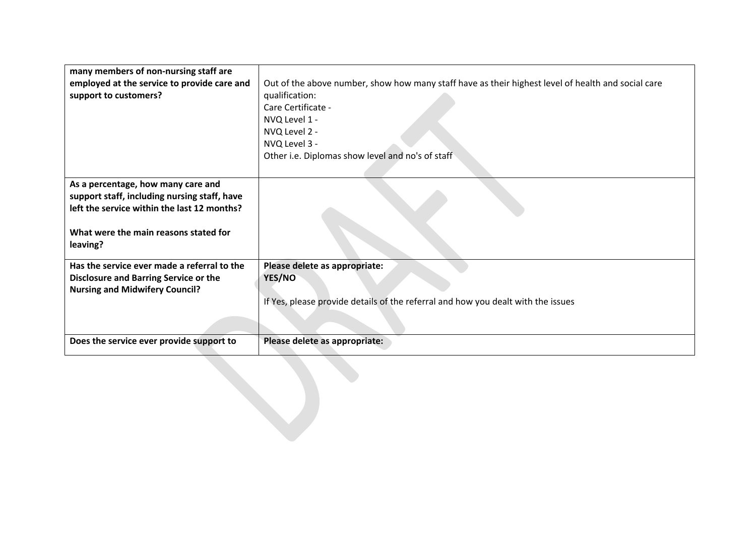| | |
|---|---|
| **many members of non-nursing staff are employed at the service to provide care and support to customers?** | Out of the above number, show how many staff have as their highest level of health and social care qualification:<br>Care Certificate -<br>NVQ Level 1 -<br>NVQ Level 2 -<br>NVQ Level 3 -<br>Other i.e. Diplomas show level and no's of staff |
| **As a percentage, how many care and support staff, including nursing staff, have left the service within the last 12 months?**<br><br>**What were the main reasons stated for leaving?** | |
| **Has the service ever made a referral to the Disclosure and Barring Service or the Nursing and Midwifery Council?** | **Please delete as appropriate:**<br>**YES/NO**<br><br>If Yes, please provide details of the referral and how you dealt with the issues |
| **Does the service ever provide support to** | **Please delete as appropriate:** |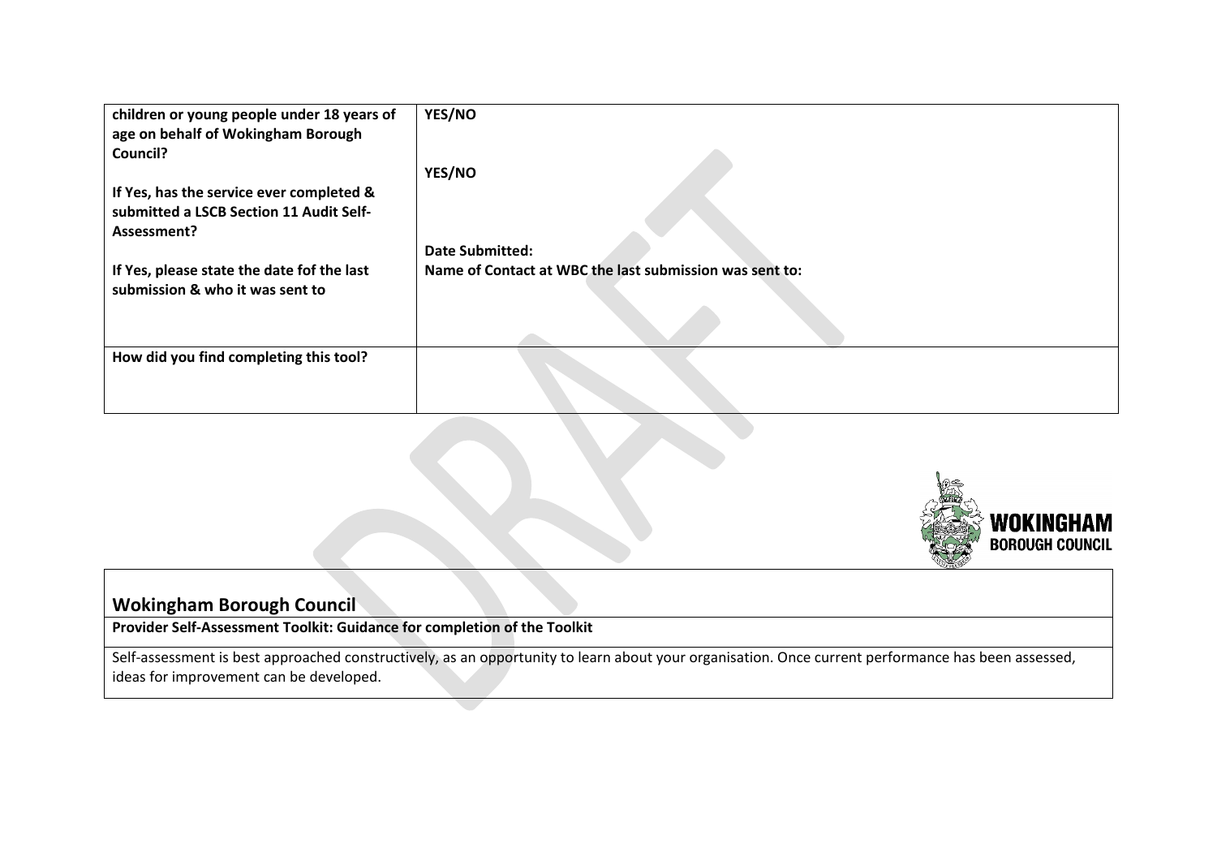| **children or young people under 18 years of age on behalf of Wokingham Borough Council?**<br><br>**If Yes, has the service ever completed & submitted a LSCB Section 11 Audit Self-Assessment?**<br><br>**If Yes, please state the date fof the last submission & who it was sent to** | **YES/NO**<br><br>**YES/NO**<br><br>**Date Submitted:**<br>**Name of Contact at WBC the last submission was sent to:** |
|---|---|
| **How did you find completing this tool?** | |

WOKINGHAM BOROUGH COUNCIL

| ## Wokingham Borough Council |
|---|
| **Provider Self-Assessment Toolkit: Guidance for completion of the Toolkit** |
| Self-assessment is best approached constructively, as an opportunity to learn about your organisation. Once current performance has been assessed, ideas for improvement can be developed. |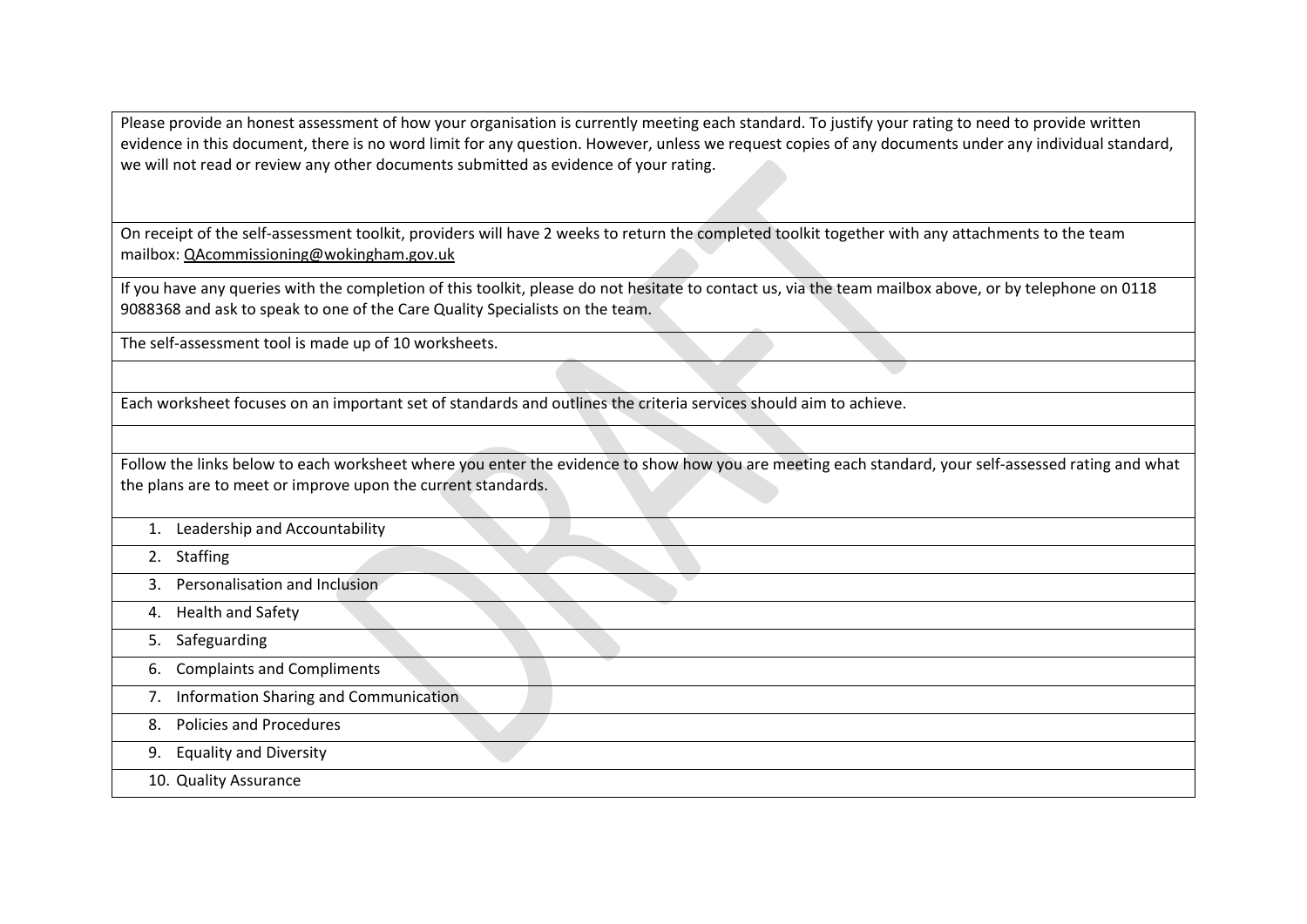Please provide an honest assessment of how your organisation is currently meeting each standard. To justify your rating to need to provide written evidence in this document, there is no word limit for any question. However, unless we request copies of any documents under any individual standard, we will not read or review any other documents submitted as evidence of your rating.

On receipt of the self-assessment toolkit, providers will have 2 weeks to return the completed toolkit together with any attachments to the team mailbox: QAcommissioning@wokingham.gov.uk

If you have any queries with the completion of this toolkit, please do not hesitate to contact us, via the team mailbox above, or by telephone on 0118 9088368 and ask to speak to one of the Care Quality Specialists on the team.

The self-assessment tool is made up of 10 worksheets.

Each worksheet focuses on an important set of standards and outlines the criteria services should aim to achieve.

Follow the links below to each worksheet where you enter the evidence to show how you are meeting each standard, your self-assessed rating and what the plans are to meet or improve upon the current standards.

1. Leadership and Accountability
2. Staffing
3. Personalisation and Inclusion
4. Health and Safety
5. Safeguarding
6. Complaints and Compliments
7. Information Sharing and Communication
8. Policies and Procedures
9. Equality and Diversity
10. Quality Assurance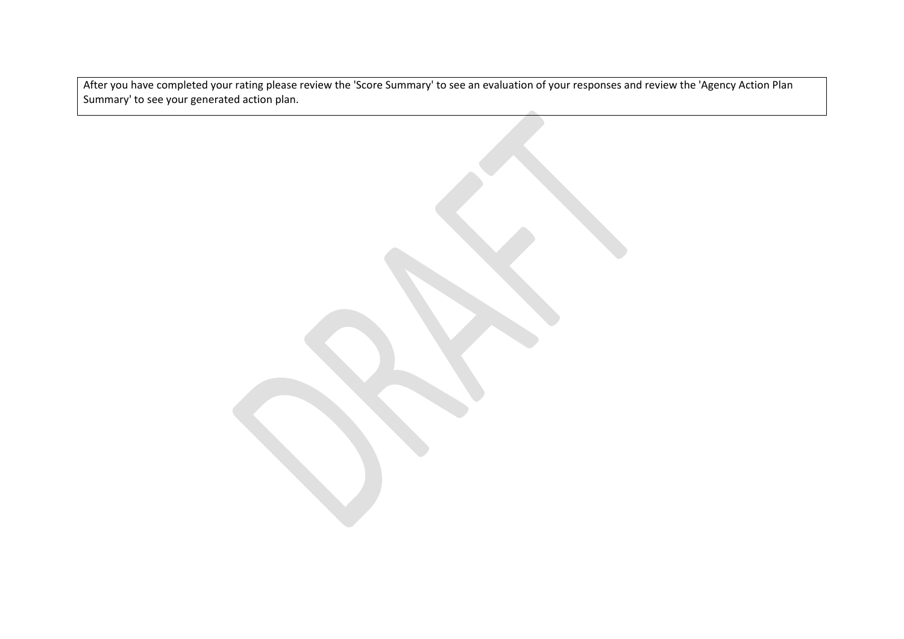After you have completed your rating please review the 'Score Summary' to see an evaluation of your responses and review the 'Agency Action Plan Summary' to see your generated action plan.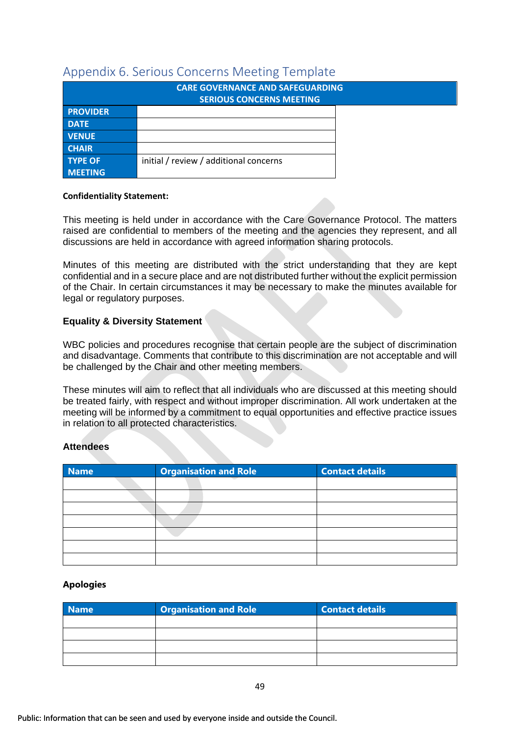## Appendix 6. Serious Concerns Meeting Template

| CARE GOVERNANCE AND SAFEGUARDING SERIOUS CONCERNS MEETING | |
|---|---|
| PROVIDER | |
| DATE | |
| VENUE | |
| CHAIR | |
| TYPE OF MEETING | initial / review / additional concerns |

**Confidentiality Statement:**

This meeting is held under in accordance with the Care Governance Protocol. The matters raised are confidential to members of the meeting and the agencies they represent, and all discussions are held in accordance with agreed information sharing protocols.

Minutes of this meeting are distributed with the strict understanding that they are kept confidential and in a secure place and are not distributed further without the explicit permission of the Chair. In certain circumstances it may be necessary to make the minutes available for legal or regulatory purposes.

**Equality & Diversity Statement**

WBC policies and procedures recognise that certain people are the subject of discrimination and disadvantage. Comments that contribute to this discrimination are not acceptable and will be challenged by the Chair and other meeting members.

These minutes will aim to reflect that all individuals who are discussed at this meeting should be treated fairly, with respect and without improper discrimination. All work undertaken at the meeting will be informed by a commitment to equal opportunities and effective practice issues in relation to all protected characteristics.

**Attendees**

| Name | Organisation and Role | Contact details |
|---|---|---|
| | | |
| | | |
| | | |
| | | |
| | | |
| | | |
| | | |

**Apologies**

| Name | Organisation and Role | Contact details |
|---|---|---|
| | | |
| | | |
| | | |
| | | |

Public: Information that can be seen and used by everyone inside and outside the Council.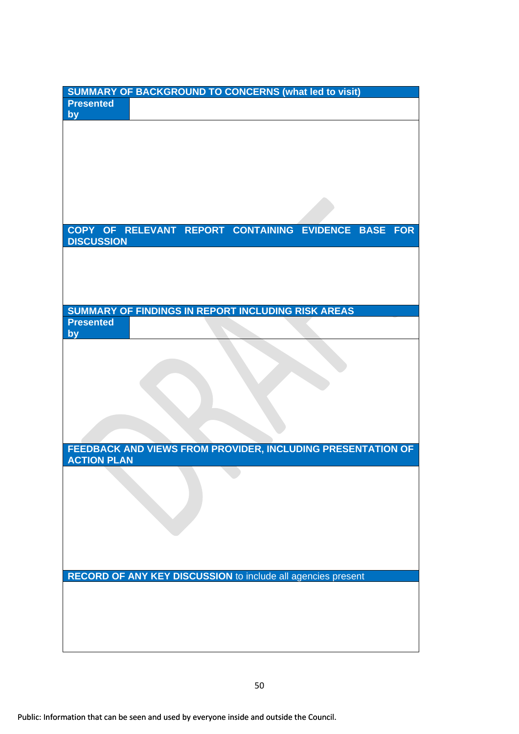| SUMMARY OF BACKGROUND TO CONCERNS (what led to visit) | |
|---|---|
| **Presented by** | |
| | |

| COPY OF RELEVANT REPORT CONTAINING EVIDENCE BASE FOR DISCUSSION |
|---|
| |

| SUMMARY OF FINDINGS IN REPORT INCLUDING RISK AREAS | |
|---|---|
| **Presented by** | |
| | |

| FEEDBACK AND VIEWS FROM PROVIDER, INCLUDING PRESENTATION OF ACTION PLAN |
|---|
| |

| **RECORD OF ANY KEY DISCUSSION** to include all agencies present |
|---|
| |

Public: Information that can be seen and used by everyone inside and outside the Council.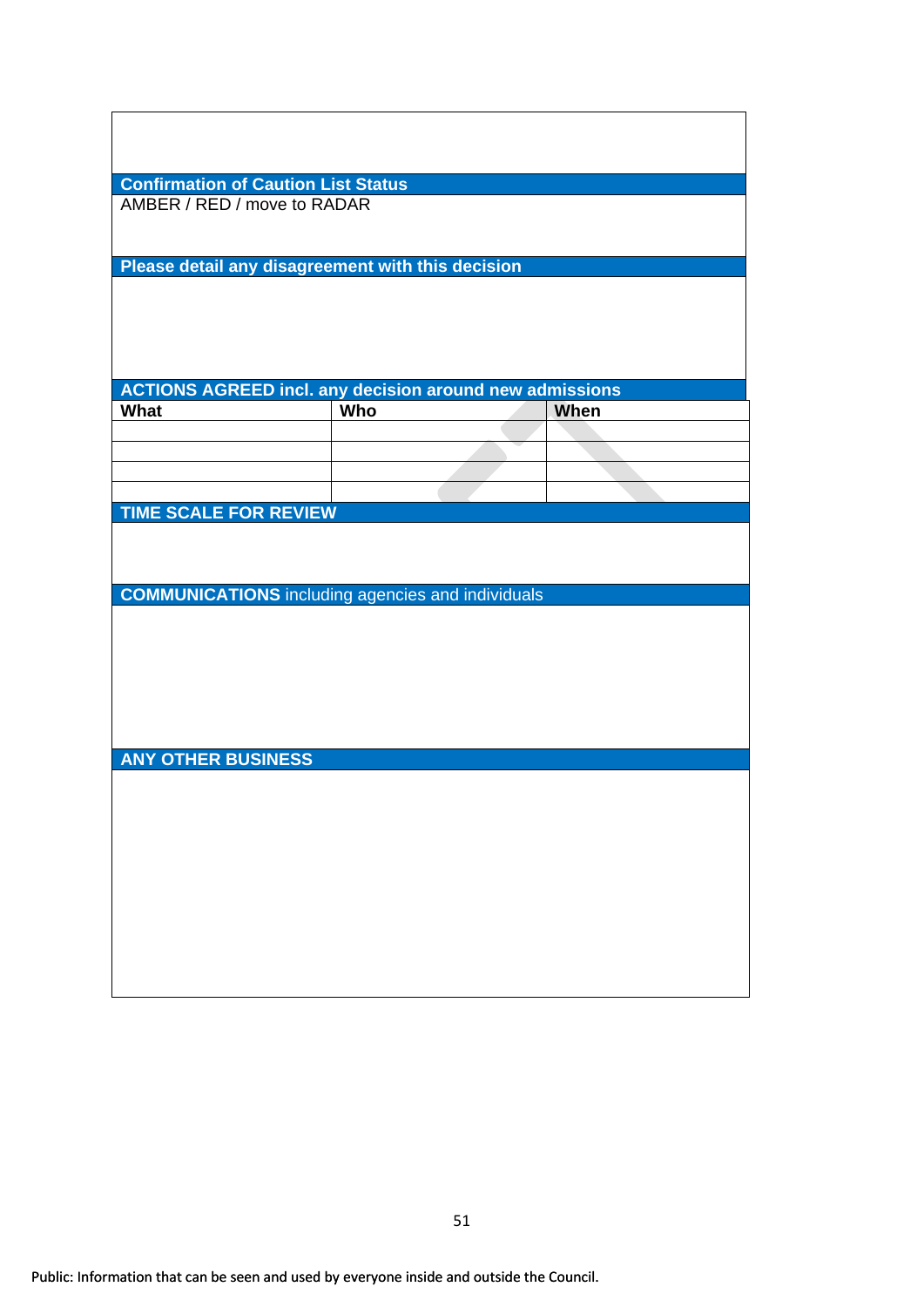**Confirmation of Caution List Status**

AMBER / RED / move to RADAR

**Please detail any disagreement with this decision**

**ACTIONS AGREED incl. any decision around new admissions**

| What | Who | When |
|---|---|---|
| | | |
| | | |
| | | |
| | | |

**TIME SCALE FOR REVIEW**

**COMMUNICATIONS** including agencies and individuals

**ANY OTHER BUSINESS**

Public: Information that can be seen and used by everyone inside and outside the Council.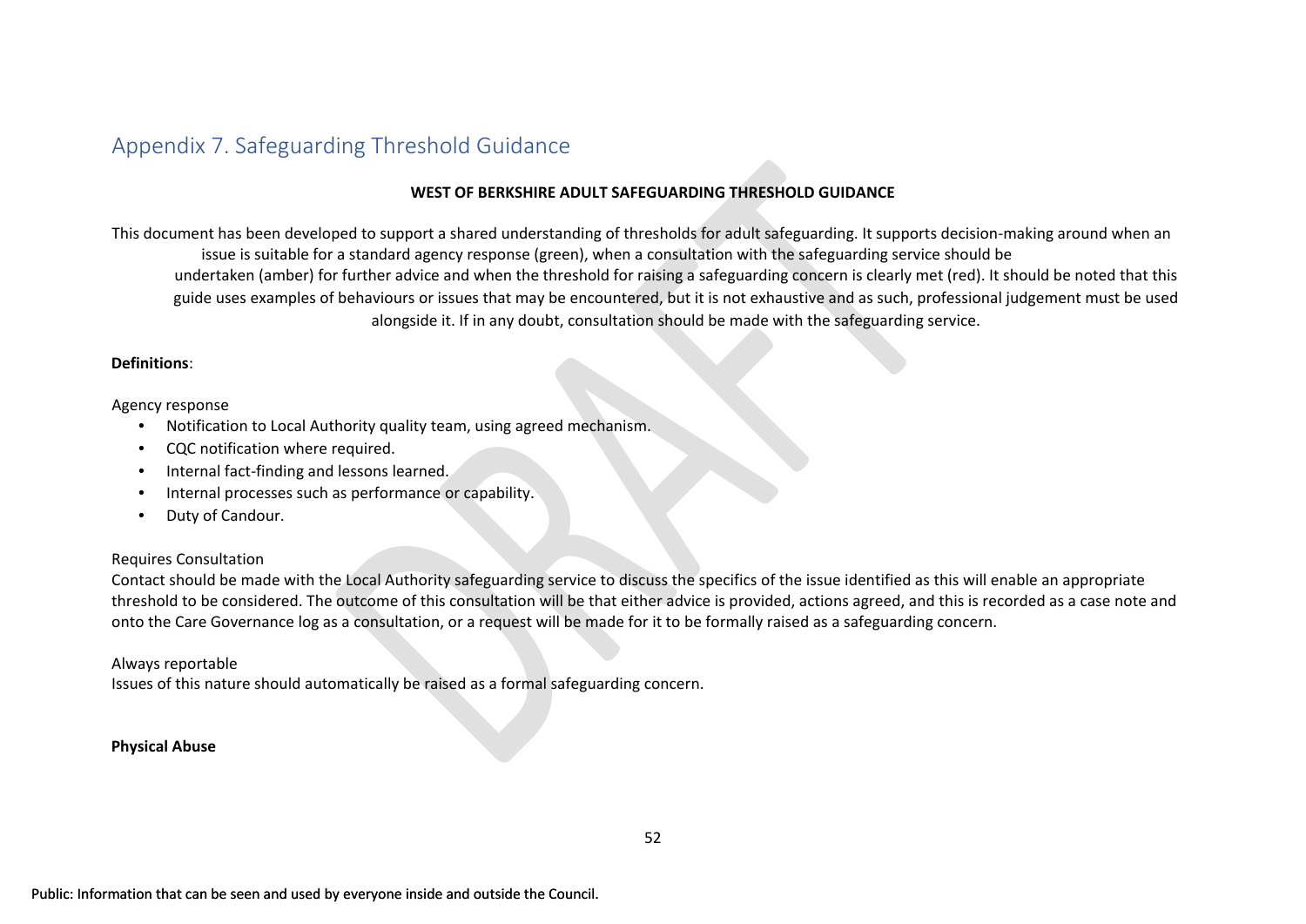## Appendix 7. Safeguarding Threshold Guidance

**WEST OF BERKSHIRE ADULT SAFEGUARDING THRESHOLD GUIDANCE**

This document has been developed to support a shared understanding of thresholds for adult safeguarding. It supports decision-making around when an issue is suitable for a standard agency response (green), when a consultation with the safeguarding service should be undertaken (amber) for further advice and when the threshold for raising a safeguarding concern is clearly met (red). It should be noted that this guide uses examples of behaviours or issues that may be encountered, but it is not exhaustive and as such, professional judgement must be used alongside it. If in any doubt, consultation should be made with the safeguarding service.

**Definitions**:

Agency response

- Notification to Local Authority quality team, using agreed mechanism.
- CQC notification where required.
- Internal fact-finding and lessons learned.
- Internal processes such as performance or capability.
- Duty of Candour.

Requires Consultation

Contact should be made with the Local Authority safeguarding service to discuss the specifics of the issue identified as this will enable an appropriate threshold to be considered. The outcome of this consultation will be that either advice is provided, actions agreed, and this is recorded as a case note and onto the Care Governance log as a consultation, or a request will be made for it to be formally raised as a safeguarding concern.

Always reportable

Issues of this nature should automatically be raised as a formal safeguarding concern.

**Physical Abuse**

Public: Information that can be seen and used by everyone inside and outside the Council.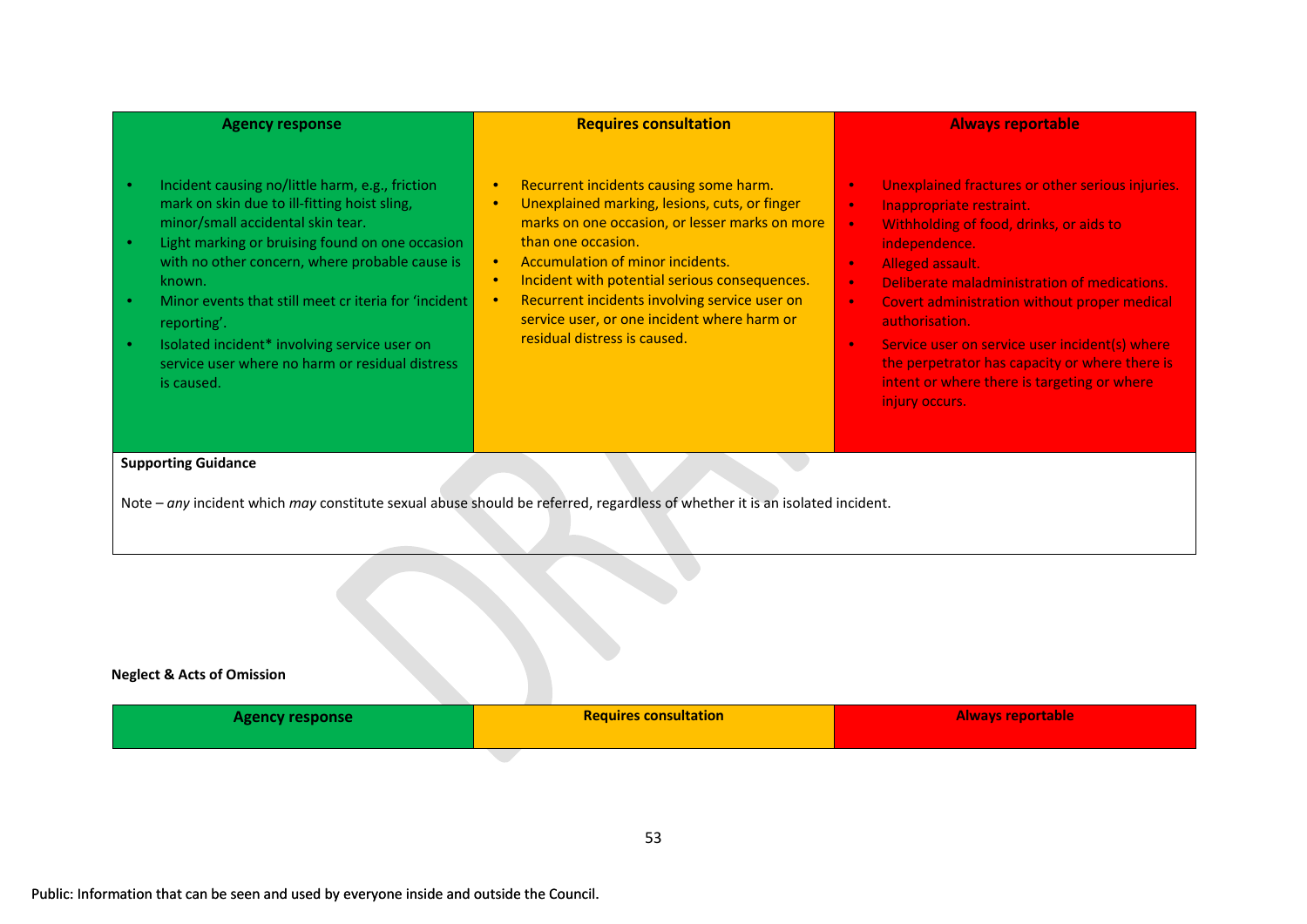| Agency response | Requires consultation | Always reportable |
|---|---|---|
| • Incident causing no/little harm, e.g., friction mark on skin due to ill-fitting hoist sling, minor/small accidental skin tear.<br>• Light marking or bruising found on one occasion with no other concern, where probable cause is known.<br>• Minor events that still meet cr iteria for 'incident reporting'.<br>• Isolated incident* involving service user on service user where no harm or residual distress is caused. | • Recurrent incidents causing some harm.<br>• Unexplained marking, lesions, cuts, or finger marks on one occasion, or lesser marks on more than one occasion.<br>• Accumulation of minor incidents.<br>• Incident with potential serious consequences.<br>• Recurrent incidents involving service user on service user, or one incident where harm or residual distress is caused. | • Unexplained fractures or other serious injuries.<br>• Inappropriate restraint.<br>• Withholding of food, drinks, or aids to independence.<br>• Alleged assault.<br>• Deliberate maladministration of medications.<br>• Covert administration without proper medical authorisation.<br>• Service user on service user incident(s) where the perpetrator has capacity or where there is intent or where there is targeting or where injury occurs. |

**Supporting Guidance**

Note – *any* incident which *may* constitute sexual abuse should be referred, regardless of whether it is an isolated incident.

**Neglect & Acts of Omission**

| Agency response | Requires consultation | Always reportable |
|---|---|---|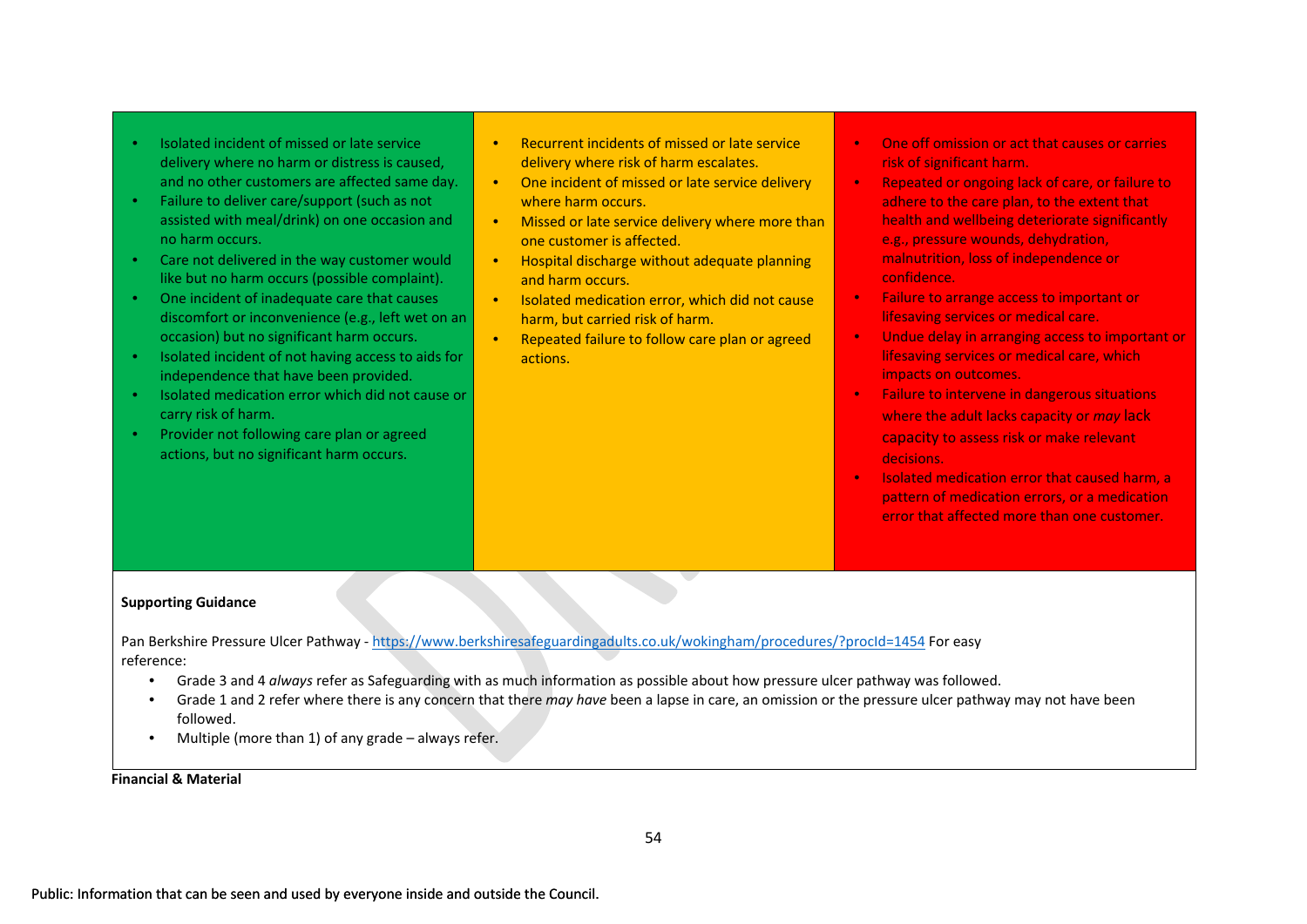| | | |
|---|---|---|
| • Isolated incident of missed or late service delivery where no harm or distress is caused, and no other customers are affected same day.<br>• Failure to deliver care/support (such as not assisted with meal/drink) on one occasion and no harm occurs.<br>• Care not delivered in the way customer would like but no harm occurs (possible complaint).<br>• One incident of inadequate care that causes discomfort or inconvenience (e.g., left wet on an occasion) but no significant harm occurs.<br>• Isolated incident of not having access to aids for independence that have been provided.<br>• Isolated medication error which did not cause or carry risk of harm.<br>• Provider not following care plan or agreed actions, but no significant harm occurs. | • Recurrent incidents of missed or late service delivery where risk of harm escalates.<br>• One incident of missed or late service delivery where harm occurs.<br>• Missed or late service delivery where more than one customer is affected.<br>• Hospital discharge without adequate planning and harm occurs.<br>• Isolated medication error, which did not cause harm, but carried risk of harm.<br>• Repeated failure to follow care plan or agreed actions. | • One off omission or act that causes or carries risk of significant harm.<br>• Repeated or ongoing lack of care, or failure to adhere to the care plan, to the extent that health and wellbeing deteriorate significantly e.g., pressure wounds, dehydration, malnutrition, loss of independence or confidence.<br>• Failure to arrange access to important or lifesaving services or medical care.<br>• Undue delay in arranging access to important or lifesaving services or medical care, which impacts on outcomes.<br>• Failure to intervene in dangerous situations where the adult lacks capacity or *may* lack capacity to assess risk or make relevant decisions.<br>• Isolated medication error that caused harm, a pattern of medication errors, or a medication error that affected more than one customer. |

**Supporting Guidance**

Pan Berkshire Pressure Ulcer Pathway - https://www.berkshiresafeguardingadults.co.uk/wokingham/procedures/?procId=1454 For easy reference:

- Grade 3 and 4 *always* refer as Safeguarding with as much information as possible about how pressure ulcer pathway was followed.
- Grade 1 and 2 refer where there is any concern that there *may have* been a lapse in care, an omission or the pressure ulcer pathway may not have been followed.
- Multiple (more than 1) of any grade – always refer.

**Financial & Material**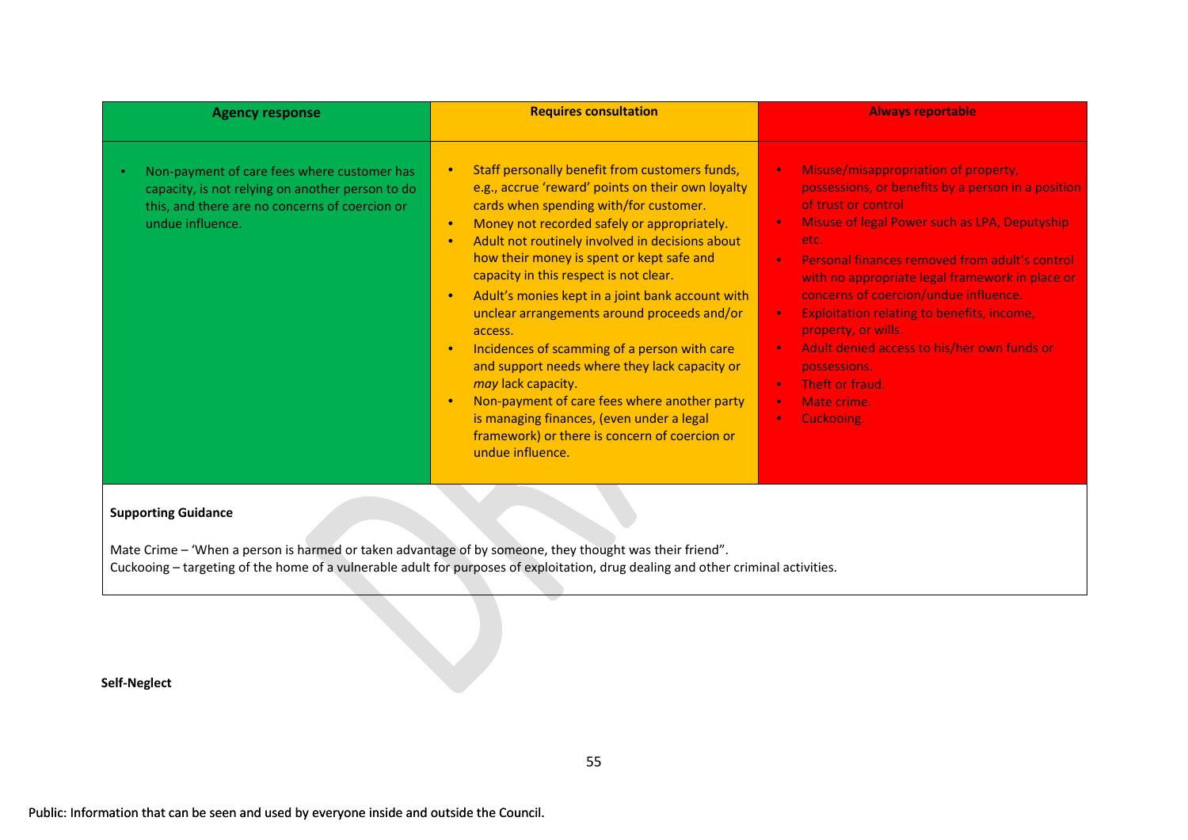| Agency response | Requires consultation | Always reportable |
| --- | --- | --- |
| • Non-payment of care fees where customer has capacity, is not relying on another person to do this, and there are no concerns of coercion or undue influence. | • Staff personally benefit from customers funds, e.g., accrue 'reward' points on their own loyalty cards when spending with/for customer.<br>• Money not recorded safely or appropriately.<br>• Adult not routinely involved in decisions about how their money is spent or kept safe and capacity in this respect is not clear.<br>• Adult's monies kept in a joint bank account with unclear arrangements around proceeds and/or access.<br>• Incidences of scamming of a person with care and support needs where they lack capacity or *may* lack capacity.<br>• Non-payment of care fees where another party is managing finances, (even under a legal framework) or there is concern of coercion or undue influence. | • Misuse/misappropriation of property, possessions, or benefits by a person in a position of trust or control<br>• Misuse of legal Power such as LPA, Deputyship etc.<br>• Personal finances removed from adult's control with no appropriate legal framework in place or concerns of coercion/undue influence.<br>• Exploitation relating to benefits, income, property, or wills.<br>• Adult denied access to his/her own funds or possessions.<br>• Theft or fraud.<br>• Mate crime.<br>• Cuckooing. |

**Supporting Guidance**

Mate Crime – 'When a person is harmed or taken advantage of by someone, they thought was their friend".
Cuckooing – targeting of the home of a vulnerable adult for purposes of exploitation, drug dealing and other criminal activities.

**Self-Neglect**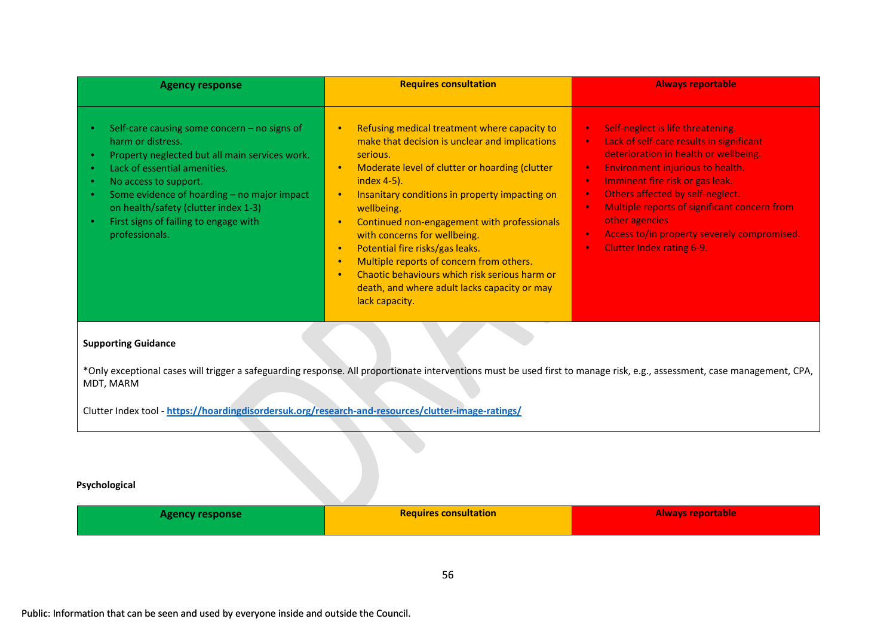| Agency response | Requires consultation | Always reportable |
| --- | --- | --- |
| • Self-care causing some concern – no signs of harm or distress.<br>• Property neglected but all main services work.<br>• Lack of essential amenities.<br>• No access to support.<br>• Some evidence of hoarding – no major impact on health/safety (clutter index 1-3)<br>• First signs of failing to engage with professionals. | • Refusing medical treatment where capacity to make that decision is unclear and implications serious.<br>• Moderate level of clutter or hoarding (clutter index 4-5).<br>• Insanitary conditions in property impacting on wellbeing.<br>• Continued non-engagement with professionals with concerns for wellbeing.<br>• Potential fire risks/gas leaks.<br>• Multiple reports of concern from others.<br>• Chaotic behaviours which risk serious harm or death, and where adult lacks capacity or may lack capacity. | • Self-neglect is life threatening.<br>• Lack of self-care results in significant deterioration in health or wellbeing.<br>• Environment injurious to health.<br>• Imminent fire risk or gas leak.<br>• Others affected by self-neglect.<br>• Multiple reports of significant concern from other agencies<br>• Access to/in property severely compromised.<br>• Clutter Index rating 6-9. |

**Supporting Guidance**

*Only exceptional cases will trigger a safeguarding response. All proportionate interventions must be used first to manage risk, e.g., assessment, case management, CPA, MDT, MARM

Clutter Index tool - **https://hoardingdisordersuk.org/research-and-resources/clutter-image-ratings/**

**Psychological**

| Agency response | Requires consultation | Always reportable |
| --- | --- | --- |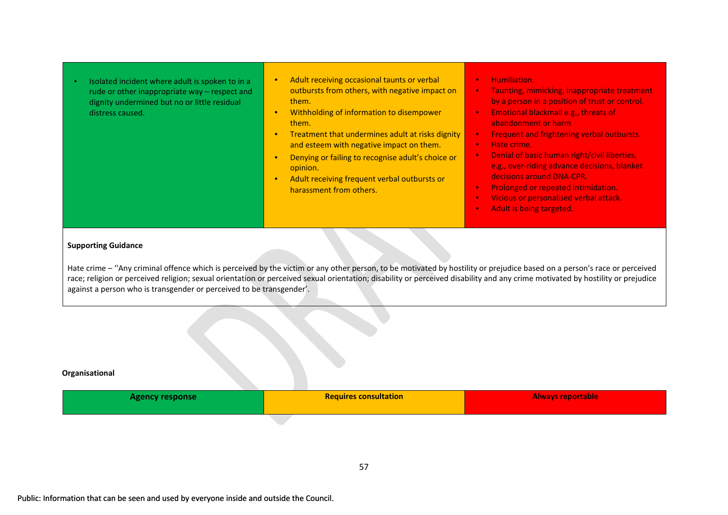| Agency response | Requires consultation | Always reportable |
|---|---|---|
| • Isolated incident where adult is spoken to in a rude or other inappropriate way – respect and dignity undermined but no or little residual distress caused. | • Adult receiving occasional taunts or verbal outbursts from others, with negative impact on them.<br>• Withholding of information to disempower them.<br>• Treatment that undermines adult at risks dignity and esteem with negative impact on them.<br>• Denying or failing to recognise adult's choice or opinion.<br>• Adult receiving frequent verbal outbursts or harassment from others. | • Humiliation.<br>• Taunting, mimicking, inappropriate treatment by a person in a position of trust or control.<br>• Emotional blackmail e.g., threats of abandonment or harm<br>• Frequent and frightening verbal outbursts.<br>• Hate crime.<br>• Denial of basic human right/civil liberties, e.g., over-riding advance decisions, blanket decisions around DNA-CPR.<br>• Prolonged or repeated intimidation.<br>• Vicious or personalised verbal attack.<br>• Adult is being targeted. |

**Supporting Guidance**

Hate crime – ''Any criminal offence which is perceived by the victim or any other person, to be motivated by hostility or prejudice based on a person's race or perceived race; religion or perceived religion; sexual orientation or perceived sexual orientation; disability or perceived disability and any crime motivated by hostility or prejudice against a person who is transgender or perceived to be transgender'.

**Organisational**

| Agency response | Requires consultation | Always reportable |
|---|---|---|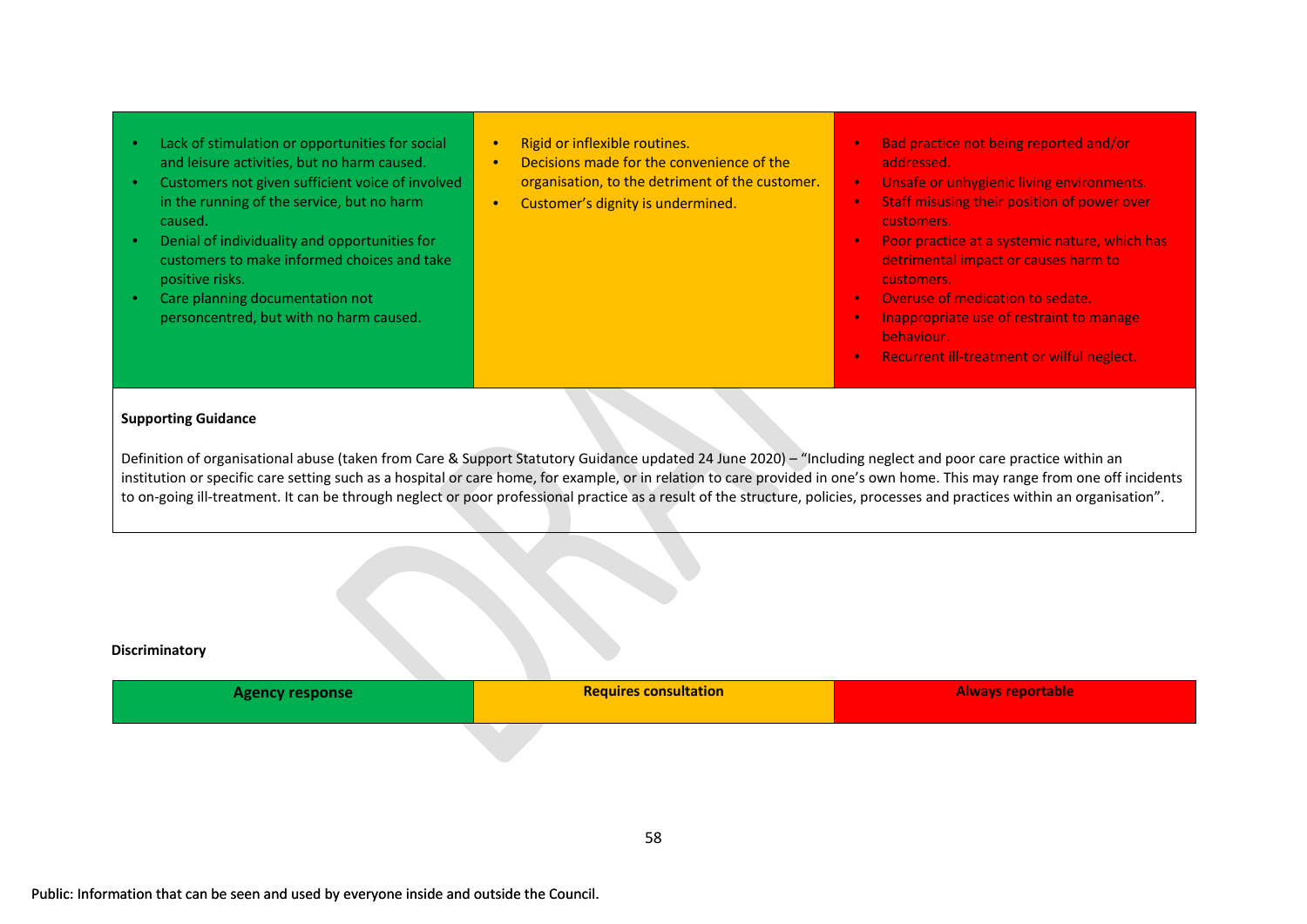| | | |
|---|---|---|
| • Lack of stimulation or opportunities for social and leisure activities, but no harm caused.<br>• Customers not given sufficient voice of involved in the running of the service, but no harm caused.<br>• Denial of individuality and opportunities for customers to make informed choices and take positive risks.<br>• Care planning documentation not personcentred, but with no harm caused. | • Rigid or inflexible routines.<br>• Decisions made for the convenience of the organisation, to the detriment of the customer.<br>• Customer's dignity is undermined. | • Bad practice not being reported and/or addressed.<br>• Unsafe or unhygienic living environments.<br>• Staff misusing their position of power over customers.<br>• Poor practice at a systemic nature, which has detrimental impact or causes harm to customers.<br>• Overuse of medication to sedate.<br>• Inappropriate use of restraint to manage behaviour.<br>• Recurrent ill-treatment or wilful neglect. |

**Supporting Guidance**

Definition of organisational abuse (taken from Care & Support Statutory Guidance updated 24 June 2020) – "Including neglect and poor care practice within an institution or specific care setting such as a hospital or care home, for example, or in relation to care provided in one's own home. This may range from one off incidents to on-going ill-treatment. It can be through neglect or poor professional practice as a result of the structure, policies, processes and practices within an organisation".

**Discriminatory**

| Agency response | Requires consultation | Always reportable |
|---|---|---|

Public: Information that can be seen and used by everyone inside and outside the Council.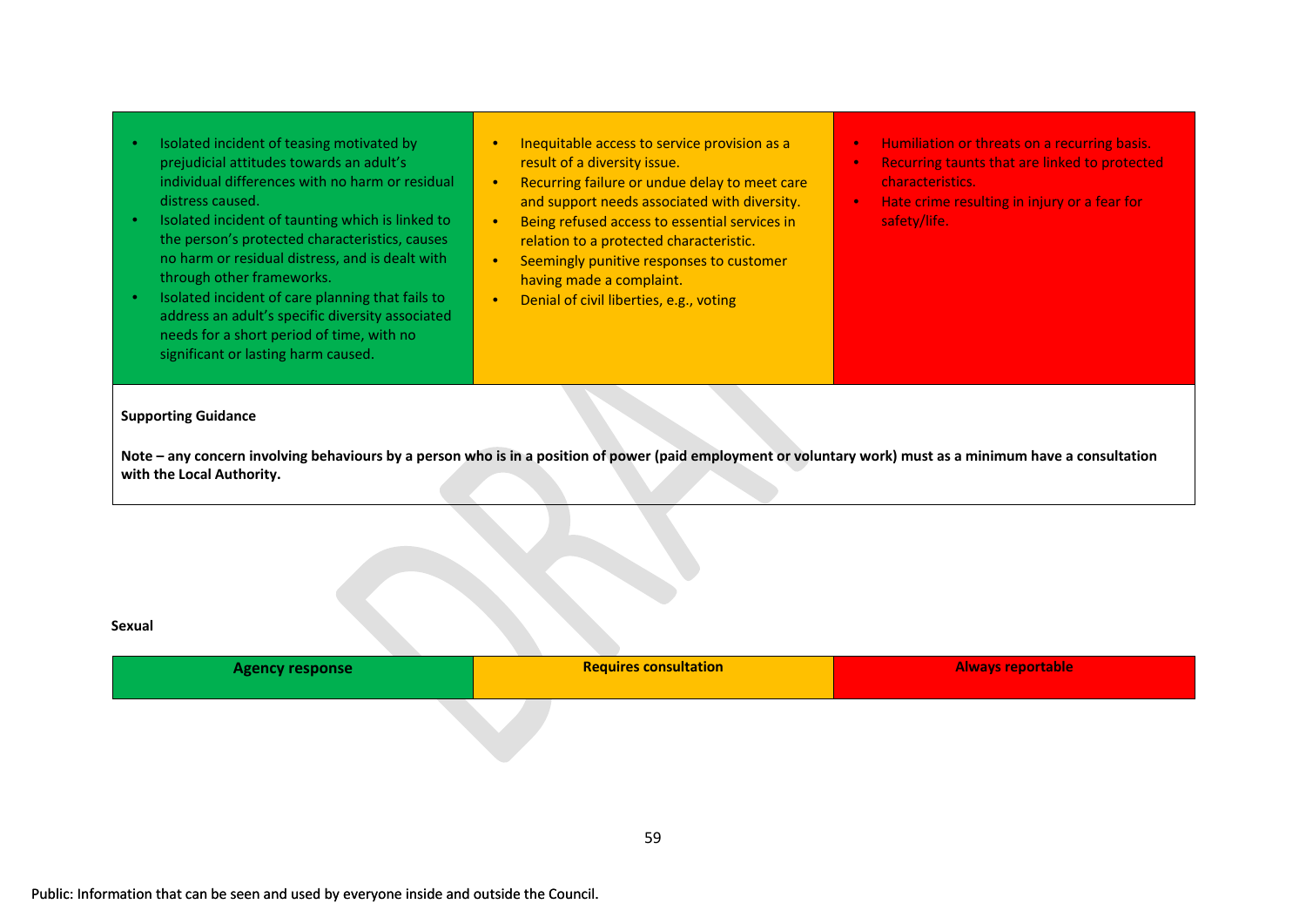| | | |
|---|---|---|
| • Isolated incident of teasing motivated by prejudicial attitudes towards an adult's individual differences with no harm or residual distress caused.<br>• Isolated incident of taunting which is linked to the person's protected characteristics, causes no harm or residual distress, and is dealt with through other frameworks.<br>• Isolated incident of care planning that fails to address an adult's specific diversity associated needs for a short period of time, with no significant or lasting harm caused. | • Inequitable access to service provision as a result of a diversity issue.<br>• Recurring failure or undue delay to meet care and support needs associated with diversity.<br>• Being refused access to essential services in relation to a protected characteristic.<br>• Seemingly punitive responses to customer having made a complaint.<br>• Denial of civil liberties, e.g., voting | • Humiliation or threats on a recurring basis.<br>• Recurring taunts that are linked to protected characteristics.<br>• Hate crime resulting in injury or a fear for safety/life. |

**Supporting Guidance**

**Note – any concern involving behaviours by a person who is in a position of power (paid employment or voluntary work) must as a minimum have a consultation with the Local Authority.**

**Sexual**

| Agency response | Requires consultation | Always reportable |
|---|---|---|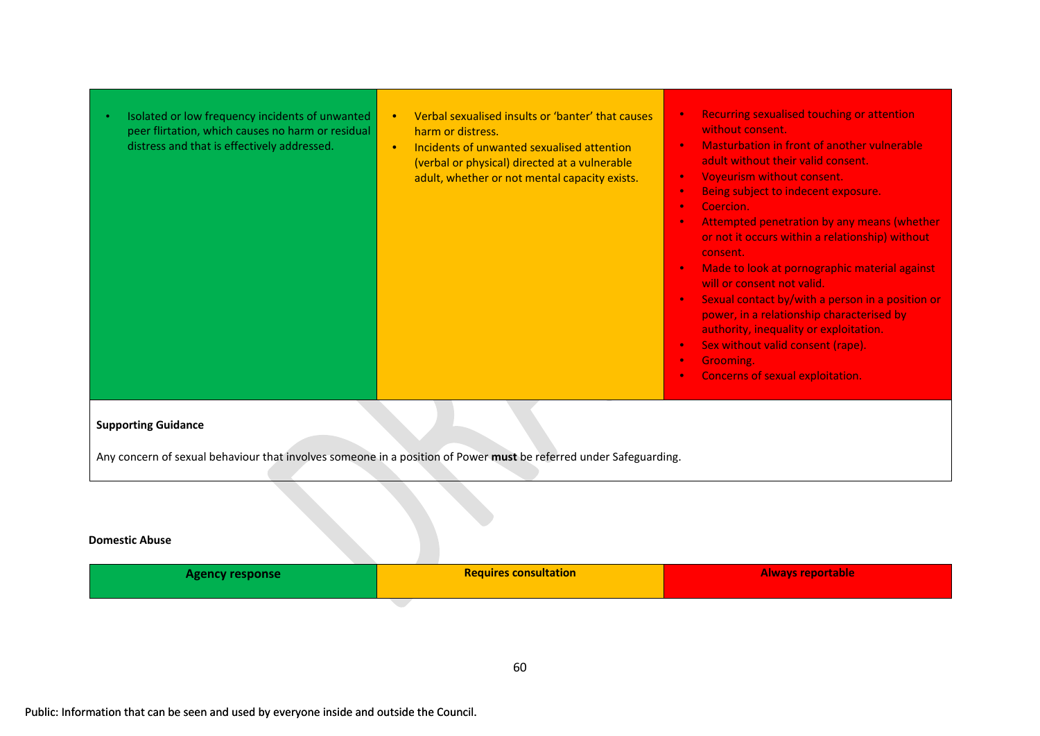| | | |
|---|---|---|
| • Isolated or low frequency incidents of unwanted peer flirtation, which causes no harm or residual distress and that is effectively addressed. | • Verbal sexualised insults or 'banter' that causes harm or distress.<br>• Incidents of unwanted sexualised attention (verbal or physical) directed at a vulnerable adult, whether or not mental capacity exists. | • Recurring sexualised touching or attention without consent.<br>• Masturbation in front of another vulnerable adult without their valid consent.<br>• Voyeurism without consent.<br>• Being subject to indecent exposure.<br>• Coercion.<br>• Attempted penetration by any means (whether or not it occurs within a relationship) without consent.<br>• Made to look at pornographic material against will or consent not valid.<br>• Sexual contact by/with a person in a position or power, in a relationship characterised by authority, inequality or exploitation.<br>• Sex without valid consent (rape).<br>• Grooming.<br>• Concerns of sexual exploitation. |

**Supporting Guidance**

Any concern of sexual behaviour that involves someone in a position of Power **must** be referred under Safeguarding.

**Domestic Abuse**

| Agency response | Requires consultation | Always reportable |
|---|---|---|

Public: Information that can be seen and used by everyone inside and outside the Council.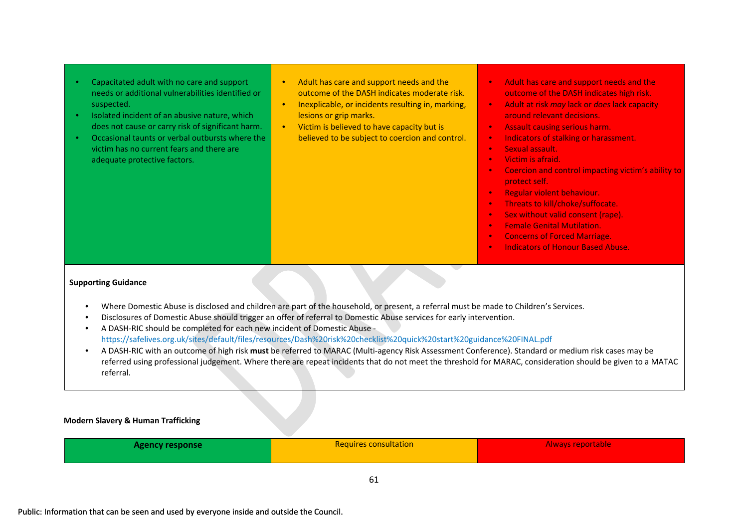| | | |
|---|---|---|
| • Capacitated adult with no care and support needs or additional vulnerabilities identified or suspected.<br>• Isolated incident of an abusive nature, which does not cause or carry risk of significant harm.<br>• Occasional taunts or verbal outbursts where the victim has no current fears and there are adequate protective factors. | • Adult has care and support needs and the outcome of the DASH indicates moderate risk.<br>• Inexplicable, or incidents resulting in, marking, lesions or grip marks.<br>• Victim is believed to have capacity but is believed to be subject to coercion and control. | • Adult has care and support needs and the outcome of the DASH indicates high risk.<br>• Adult at risk *may* lack or *does* lack capacity around relevant decisions.<br>• Assault causing serious harm.<br>• Indicators of stalking or harassment.<br>• Sexual assault.<br>• Victim is afraid.<br>• Coercion and control impacting victim's ability to protect self.<br>• Regular violent behaviour.<br>• Threats to kill/choke/suffocate.<br>• Sex without valid consent (rape).<br>• Female Genital Mutilation.<br>• Concerns of Forced Marriage.<br>• Indicators of Honour Based Abuse. |

**Supporting Guidance**

- Where Domestic Abuse is disclosed and children are part of the household, or present, a referral must be made to Children's Services.
- Disclosures of Domestic Abuse should trigger an offer of referral to Domestic Abuse services for early intervention.
- A DASH-RIC should be completed for each new incident of Domestic Abuse - https://safelives.org.uk/sites/default/files/resources/Dash%20risk%20checklist%20quick%20start%20guidance%20FINAL.pdf
- A DASH-RIC with an outcome of high risk **must** be referred to MARAC (Multi-agency Risk Assessment Conference). Standard or medium risk cases may be referred using professional judgement. Where there are repeat incidents that do not meet the threshold for MARAC, consideration should be given to a MATAC referral.

**Modern Slavery & Human Trafficking**

| **Agency response** | Requires consultation | Always reportable |
|---|---|---|

Public: Information that can be seen and used by everyone inside and outside the Council.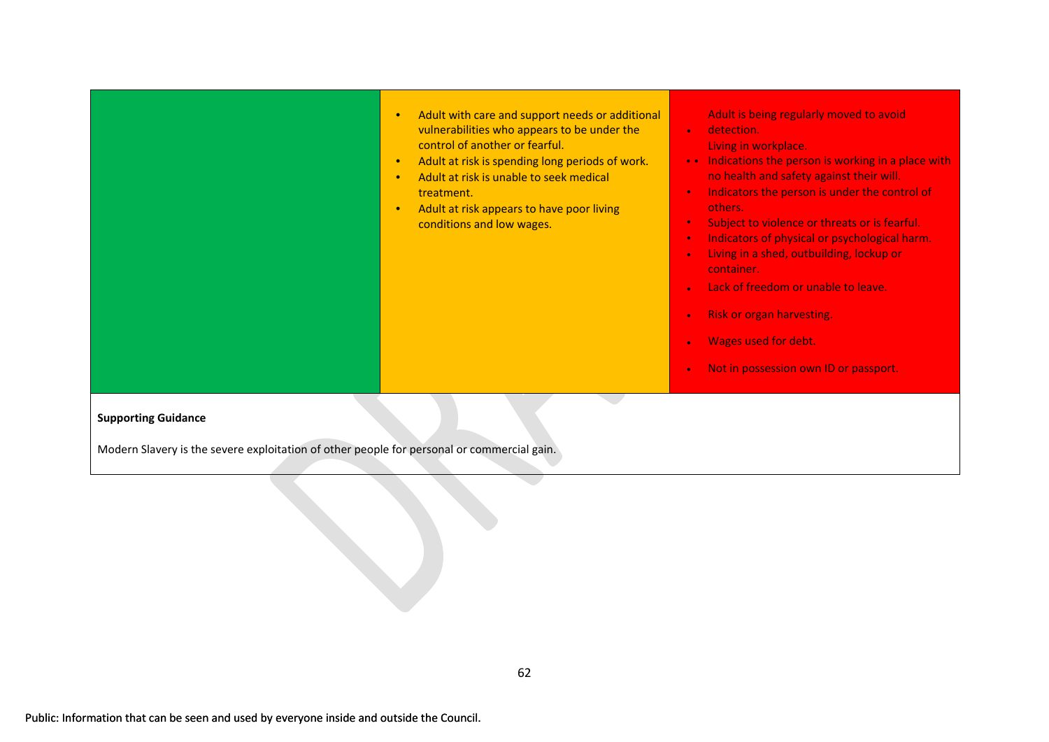| | | |
|---|---|---|
| | • Adult with care and support needs or additional vulnerabilities who appears to be under the control of another or fearful.<br>• Adult at risk is spending long periods of work.<br>• Adult at risk is unable to seek medical treatment.<br>• Adult at risk appears to have poor living conditions and low wages. | • Adult is being regularly moved to avoid detection.<br>• Living in workplace.<br>• Indications the person is working in a place with no health and safety against their will.<br>• Indicators the person is under the control of others.<br>• Subject to violence or threats or is fearful.<br>• Indicators of physical or psychological harm.<br>• Living in a shed, outbuilding, lockup or container.<br>• Lack of freedom or unable to leave.<br>• Risk or organ harvesting.<br>• Wages used for debt.<br>• Not in possession own ID or passport. |

**Supporting Guidance**

Modern Slavery is the severe exploitation of other people for personal or commercial gain.

Public: Information that can be seen and used by everyone inside and outside the Council.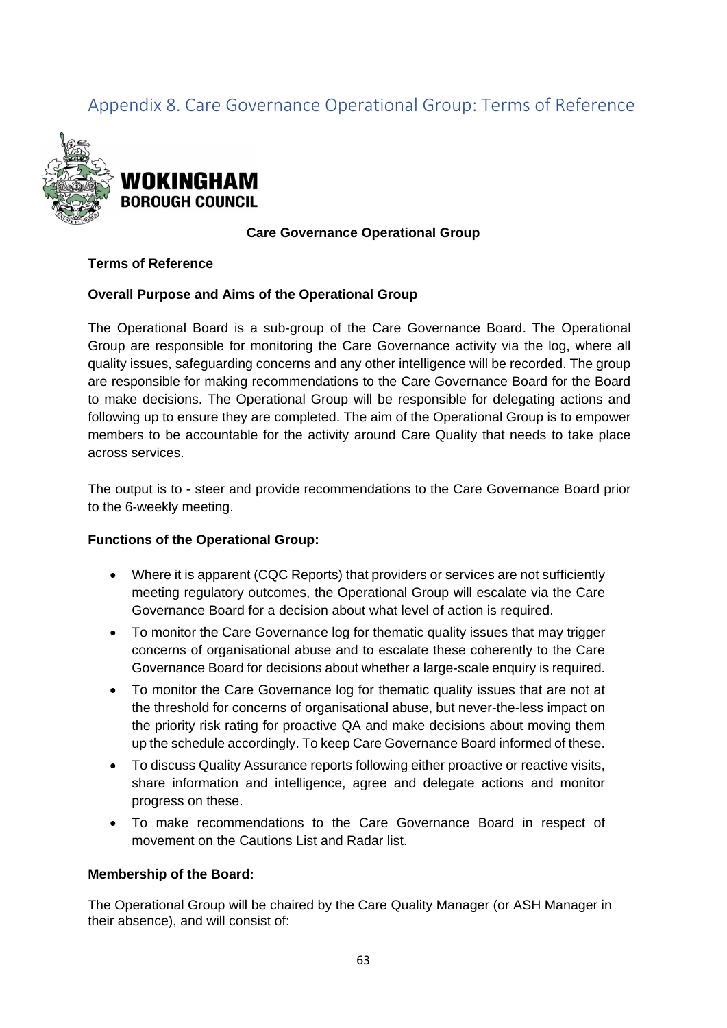## Appendix 8. Care Governance Operational Group: Terms of Reference

WOKINGHAM BOROUGH COUNCIL

**Care Governance Operational Group**

**Terms of Reference**

**Overall Purpose and Aims of the Operational Group**

The Operational Board is a sub-group of the Care Governance Board. The Operational Group are responsible for monitoring the Care Governance activity via the log, where all quality issues, safeguarding concerns and any other intelligence will be recorded. The group are responsible for making recommendations to the Care Governance Board for the Board to make decisions. The Operational Group will be responsible for delegating actions and following up to ensure they are completed. The aim of the Operational Group is to empower members to be accountable for the activity around Care Quality that needs to take place across services.

The output is to - steer and provide recommendations to the Care Governance Board prior to the 6-weekly meeting.

**Functions of the Operational Group:**

- Where it is apparent (CQC Reports) that providers or services are not sufficiently meeting regulatory outcomes, the Operational Group will escalate via the Care Governance Board for a decision about what level of action is required.
- To monitor the Care Governance log for thematic quality issues that may trigger concerns of organisational abuse and to escalate these coherently to the Care Governance Board for decisions about whether a large-scale enquiry is required.
- To monitor the Care Governance log for thematic quality issues that are not at the threshold for concerns of organisational abuse, but never-the-less impact on the priority risk rating for proactive QA and make decisions about moving them up the schedule accordingly. To keep Care Governance Board informed of these.
- To discuss Quality Assurance reports following either proactive or reactive visits, share information and intelligence, agree and delegate actions and monitor progress on these.
- To make recommendations to the Care Governance Board in respect of movement on the Cautions List and Radar list.

**Membership of the Board:**

The Operational Group will be chaired by the Care Quality Manager (or ASH Manager in their absence), and will consist of: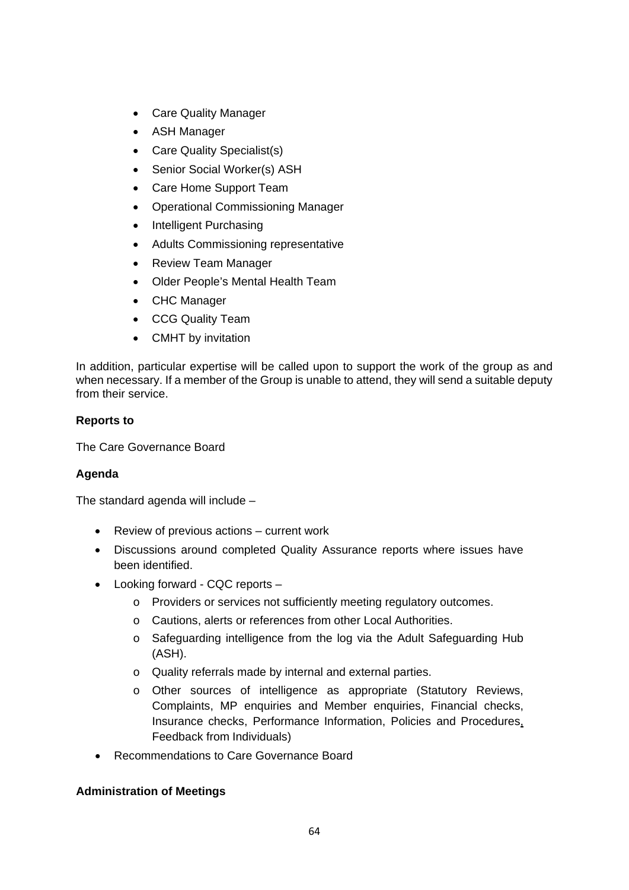- Care Quality Manager
- ASH Manager
- Care Quality Specialist(s)
- Senior Social Worker(s) ASH
- Care Home Support Team
- Operational Commissioning Manager
- Intelligent Purchasing
- Adults Commissioning representative
- Review Team Manager
- Older People's Mental Health Team
- CHC Manager
- CCG Quality Team
- CMHT by invitation

In addition, particular expertise will be called upon to support the work of the group as and when necessary. If a member of the Group is unable to attend, they will send a suitable deputy from their service.

**Reports to**

The Care Governance Board

**Agenda**

The standard agenda will include –

- Review of previous actions – current work
- Discussions around completed Quality Assurance reports where issues have been identified.
- Looking forward - CQC reports –
  - Providers or services not sufficiently meeting regulatory outcomes.
  - Cautions, alerts or references from other Local Authorities.
  - Safeguarding intelligence from the log via the Adult Safeguarding Hub (ASH).
  - Quality referrals made by internal and external parties.
  - Other sources of intelligence as appropriate (Statutory Reviews, Complaints, MP enquiries and Member enquiries, Financial checks, Insurance checks, Performance Information, Policies and Procedures, Feedback from Individuals)
- Recommendations to Care Governance Board

**Administration of Meetings**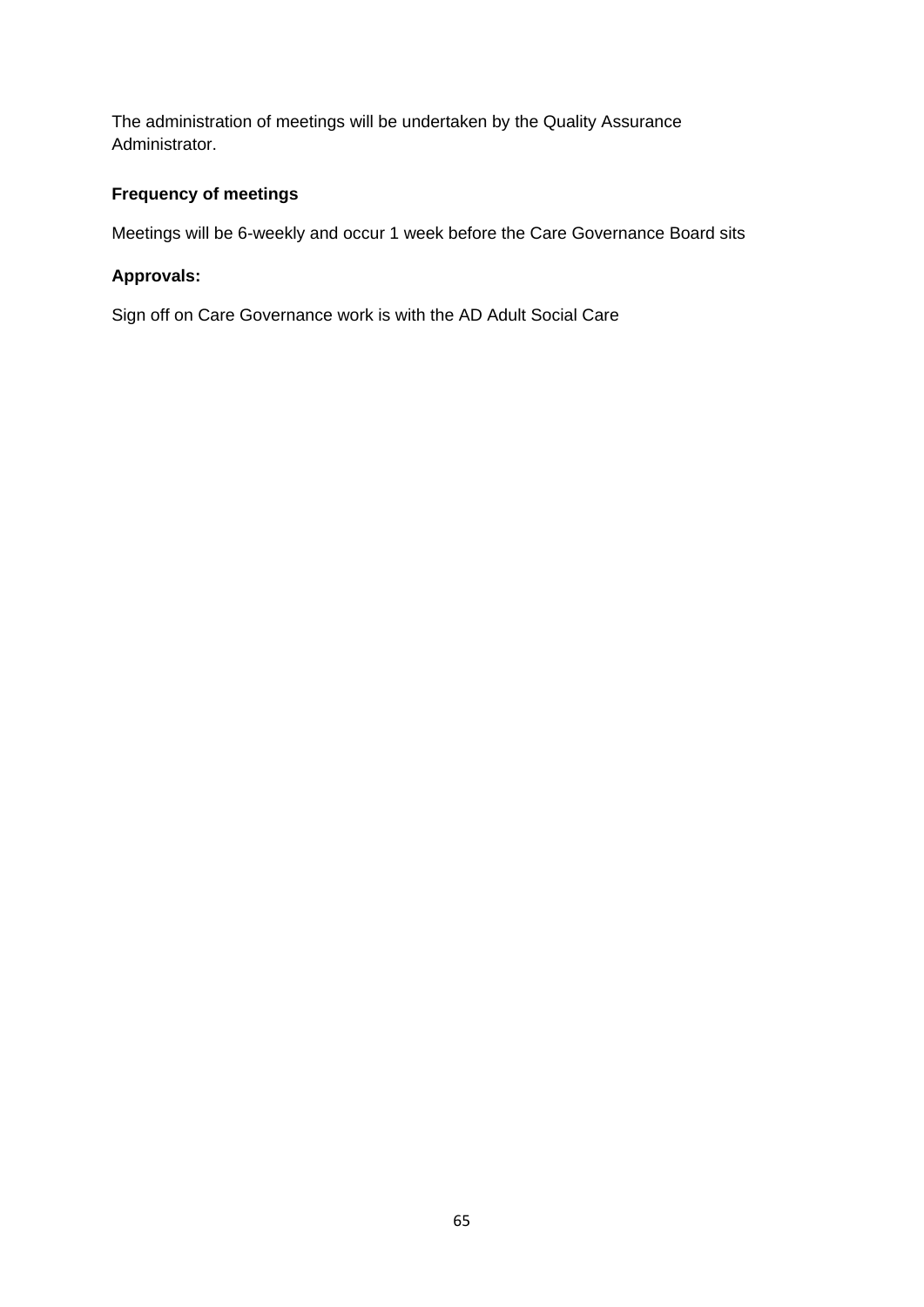The administration of meetings will be undertaken by the Quality Assurance Administrator.

**Frequency of meetings**

Meetings will be 6-weekly and occur 1 week before the Care Governance Board sits

**Approvals:**

Sign off on Care Governance work is with the AD Adult Social Care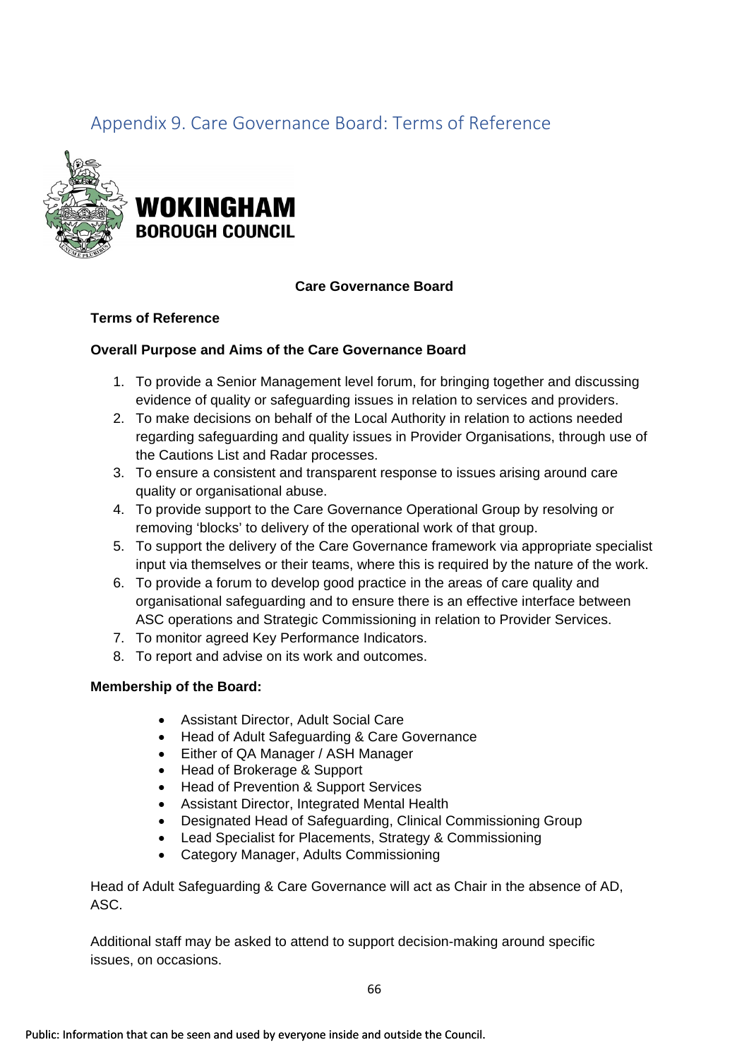## Appendix 9. Care Governance Board: Terms of Reference

**WOKINGHAM BOROUGH COUNCIL**

**Care Governance Board**

**Terms of Reference**

**Overall Purpose and Aims of the Care Governance Board**

1. To provide a Senior Management level forum, for bringing together and discussing evidence of quality or safeguarding issues in relation to services and providers.
2. To make decisions on behalf of the Local Authority in relation to actions needed regarding safeguarding and quality issues in Provider Organisations, through use of the Cautions List and Radar processes.
3. To ensure a consistent and transparent response to issues arising around care quality or organisational abuse.
4. To provide support to the Care Governance Operational Group by resolving or removing 'blocks' to delivery of the operational work of that group.
5. To support the delivery of the Care Governance framework via appropriate specialist input via themselves or their teams, where this is required by the nature of the work.
6. To provide a forum to develop good practice in the areas of care quality and organisational safeguarding and to ensure there is an effective interface between ASC operations and Strategic Commissioning in relation to Provider Services.
7. To monitor agreed Key Performance Indicators.
8. To report and advise on its work and outcomes.

**Membership of the Board:**

- Assistant Director, Adult Social Care
- Head of Adult Safeguarding & Care Governance
- Either of QA Manager / ASH Manager
- Head of Brokerage & Support
- Head of Prevention & Support Services
- Assistant Director, Integrated Mental Health
- Designated Head of Safeguarding, Clinical Commissioning Group
- Lead Specialist for Placements, Strategy & Commissioning
- Category Manager, Adults Commissioning

Head of Adult Safeguarding & Care Governance will act as Chair in the absence of AD, ASC.

Additional staff may be asked to attend to support decision-making around specific issues, on occasions.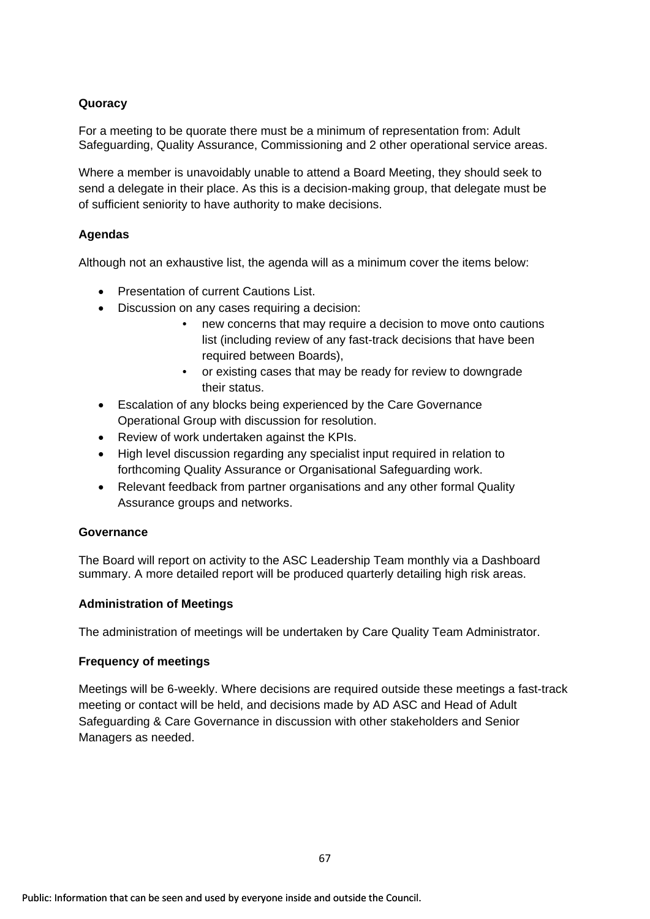**Quoracy**

For a meeting to be quorate there must be a minimum of representation from: Adult Safeguarding, Quality Assurance, Commissioning and 2 other operational service areas.

Where a member is unavoidably unable to attend a Board Meeting, they should seek to send a delegate in their place. As this is a decision-making group, that delegate must be of sufficient seniority to have authority to make decisions.

**Agendas**

Although not an exhaustive list, the agenda will as a minimum cover the items below:

- Presentation of current Cautions List.
- Discussion on any cases requiring a decision:
    - new concerns that may require a decision to move onto cautions list (including review of any fast-track decisions that have been required between Boards),
    - or existing cases that may be ready for review to downgrade their status.
- Escalation of any blocks being experienced by the Care Governance Operational Group with discussion for resolution.
- Review of work undertaken against the KPIs.
- High level discussion regarding any specialist input required in relation to forthcoming Quality Assurance or Organisational Safeguarding work.
- Relevant feedback from partner organisations and any other formal Quality Assurance groups and networks.

**Governance**

The Board will report on activity to the ASC Leadership Team monthly via a Dashboard summary. A more detailed report will be produced quarterly detailing high risk areas.

**Administration of Meetings**

The administration of meetings will be undertaken by Care Quality Team Administrator.

**Frequency of meetings**

Meetings will be 6-weekly. Where decisions are required outside these meetings a fast-track meeting or contact will be held, and decisions made by AD ASC and Head of Adult Safeguarding & Care Governance in discussion with other stakeholders and Senior Managers as needed.

Public: Information that can be seen and used by everyone inside and outside the Council.